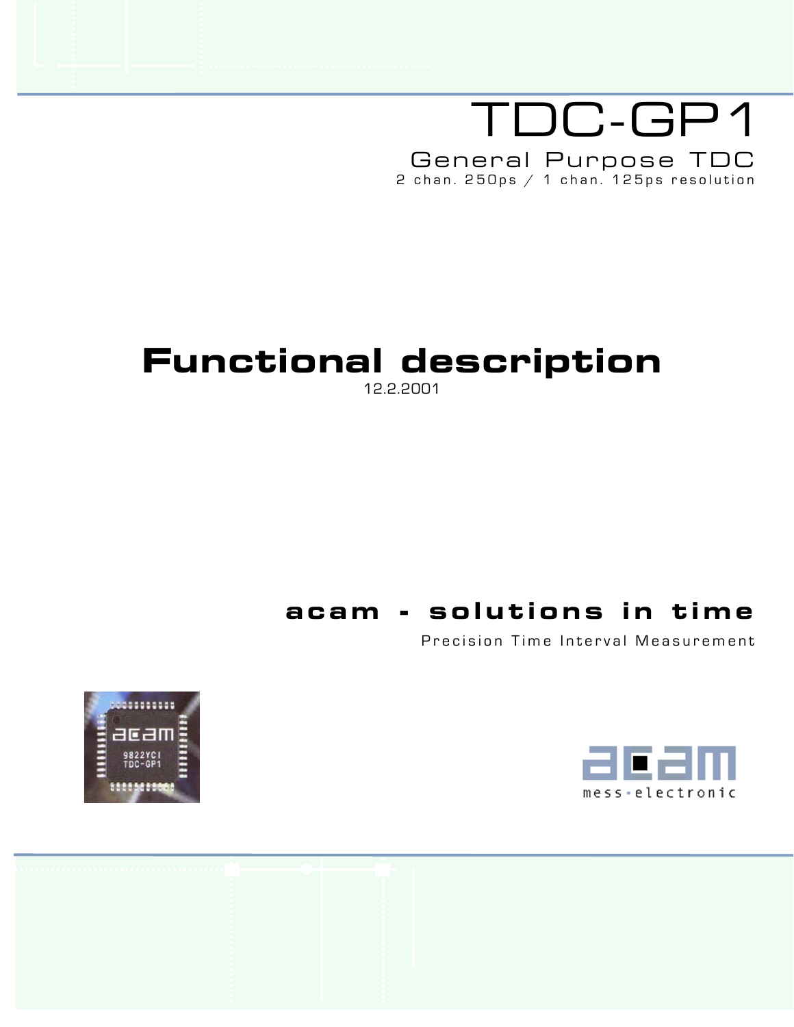# TDC-GP1

General Purpose TDC

2 chan. 250ps / 1 chan. 125ps resolution

# Functional description

12.2.2001

**acam - solutions in time**

Precision Time Interval Measurement

acam mess-electronic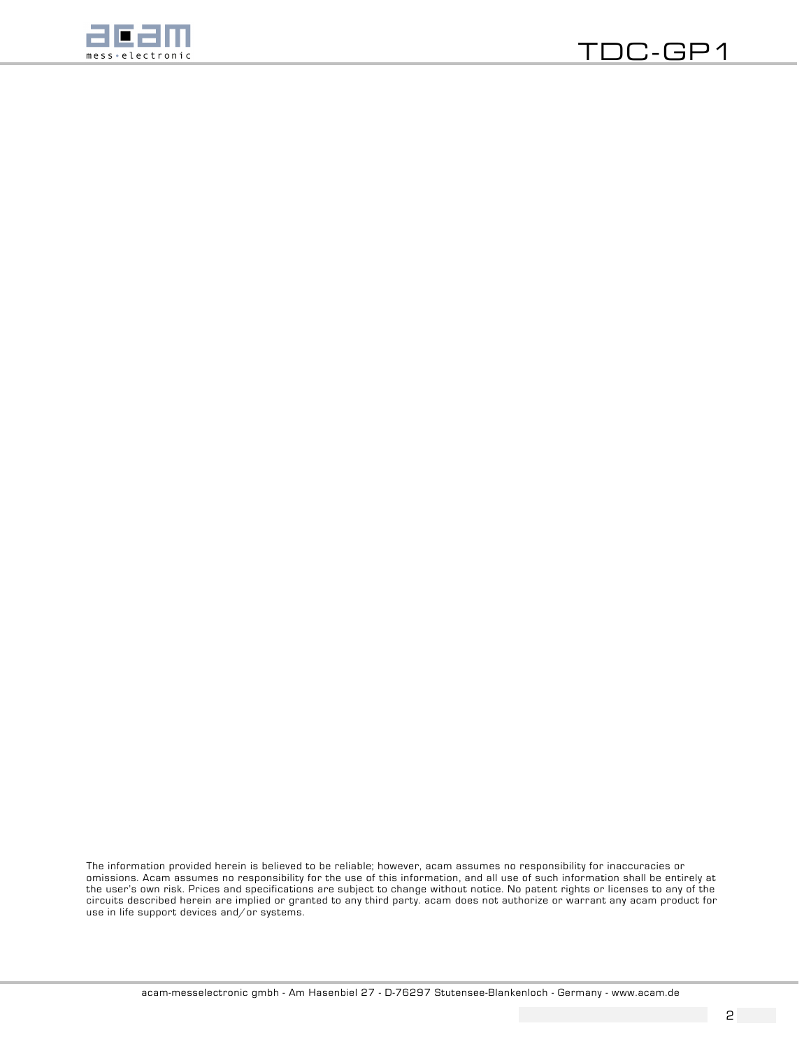The information provided herein is believed to be reliable; however, acam assumes no responsibility for inaccuracies or omissions. Acam assumes no responsibility for the use of this information, and all use of such information shall be entirely at the user's own risk. Prices and specifications are subject to change without notice. No patent rights or licenses to any of the circuits described herein are implied or granted to any third party. acam does not authorize or warrant any acam product for use in life support devices and/or systems.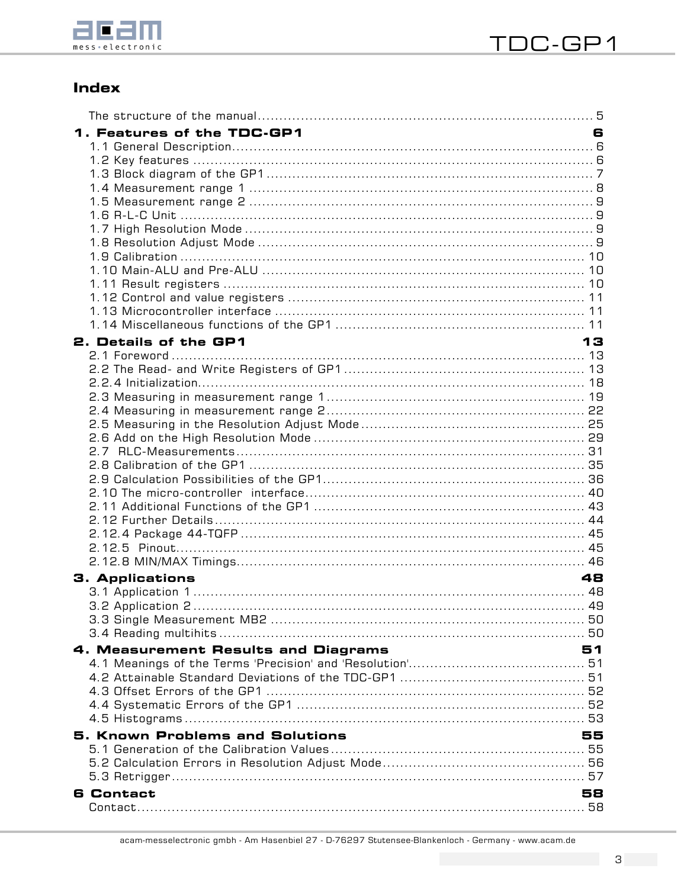# Index

The structure of the manual ........................................................................ 5

**1. Features of the TDC-GP1 ........................................................................ 6**

1.1 General Description ........................................................................ 6
1.2 Key features ........................................................................ 6
1.3 Block diagram of the GP1 ........................................................................ 7
1.4 Measurement range 1 ........................................................................ 8
1.5 Measurement range 2 ........................................................................ 9
1.6 R-L-C Unit ........................................................................ 9
1.7 High Resolution Mode ........................................................................ 9
1.8 Resolution Adjust Mode ........................................................................ 9
1.9 Calibration ........................................................................ 10
1.10 Main-ALU and Pre-ALU ........................................................................ 10
1.11 Result registers ........................................................................ 10
1.12 Control and value registers ........................................................................ 11
1.13 Microcontroller interface ........................................................................ 11
1.14 Miscellaneous functions of the GP1 ........................................................................ 11

**2. Details of the GP1 ........................................................................ 13**

2.1 Foreword ........................................................................ 13
2.2 The Read- and Write Registers of GP1 ........................................................................ 13
2.2.4 Initialization ........................................................................ 18
2.3 Measuring in measurement range 1 ........................................................................ 19
2.4 Measuring in measurement range 2 ........................................................................ 22
2.5 Measuring in the Resolution Adjust Mode ........................................................................ 25
2.6 Add on the High Resolution Mode ........................................................................ 29
2.7 RLC-Measurements ........................................................................ 31
2.8 Calibration of the GP1 ........................................................................ 35
2.9 Calculation Possibilities of the GP1 ........................................................................ 36
2.10 The micro-controller interface ........................................................................ 40
2.11 Additional Functions of the GP1 ........................................................................ 43
2.12 Further Details ........................................................................ 44
2.12.4 Package 44-TQFP ........................................................................ 45
2.12.5 Pinout ........................................................................ 45
2.12.8 MIN/MAX Timings ........................................................................ 46

**3. Applications ........................................................................ 48**

3.1 Application 1 ........................................................................ 48
3.2 Application 2 ........................................................................ 49
3.3 Single Measurement MB2 ........................................................................ 50
3.4 Reading multihits ........................................................................ 50

**4. Measurement Results and Diagrams ........................................................................ 51**

4.1 Meanings of the Terms 'Precision' and 'Resolution' ........................................................................ 51
4.2 Attainable Standard Deviations of the TDC-GP1 ........................................................................ 51
4.3 Offset Errors of the GP1 ........................................................................ 52
4.4 Systematic Errors of the GP1 ........................................................................ 52
4.5 Histograms ........................................................................ 53

**5. Known Problems and Solutions ........................................................................ 55**

5.1 Generation of the Calibration Values ........................................................................ 55
5.2 Calculation Errors in Resolution Adjust Mode ........................................................................ 56
5.3 Retrigger ........................................................................ 57

**6 Contact ........................................................................ 58**

Contact ........................................................................ 58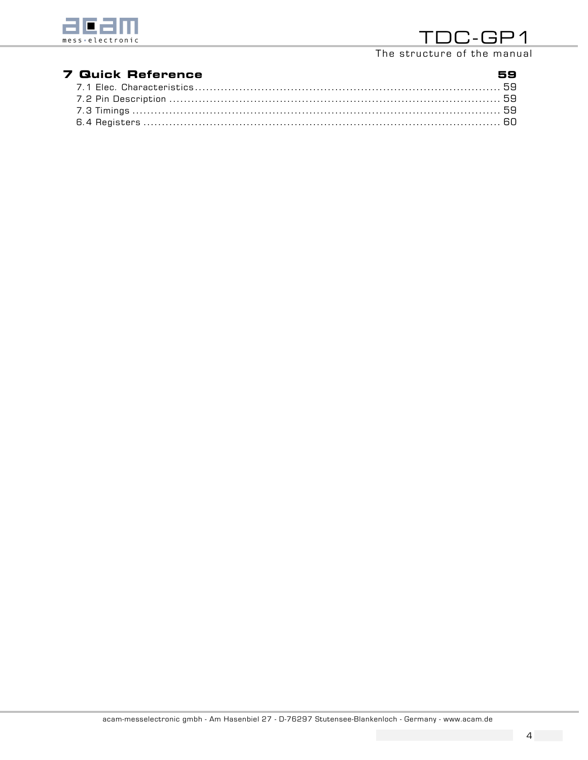**7 Quick Reference** **59**

7.1 Elec. Characteristics ........................................................................................ 59
7.2 Pin Description ................................................................................................ 59
7.3 Timings ............................................................................................................ 59
6.4 Registers ........................................................................................................... 60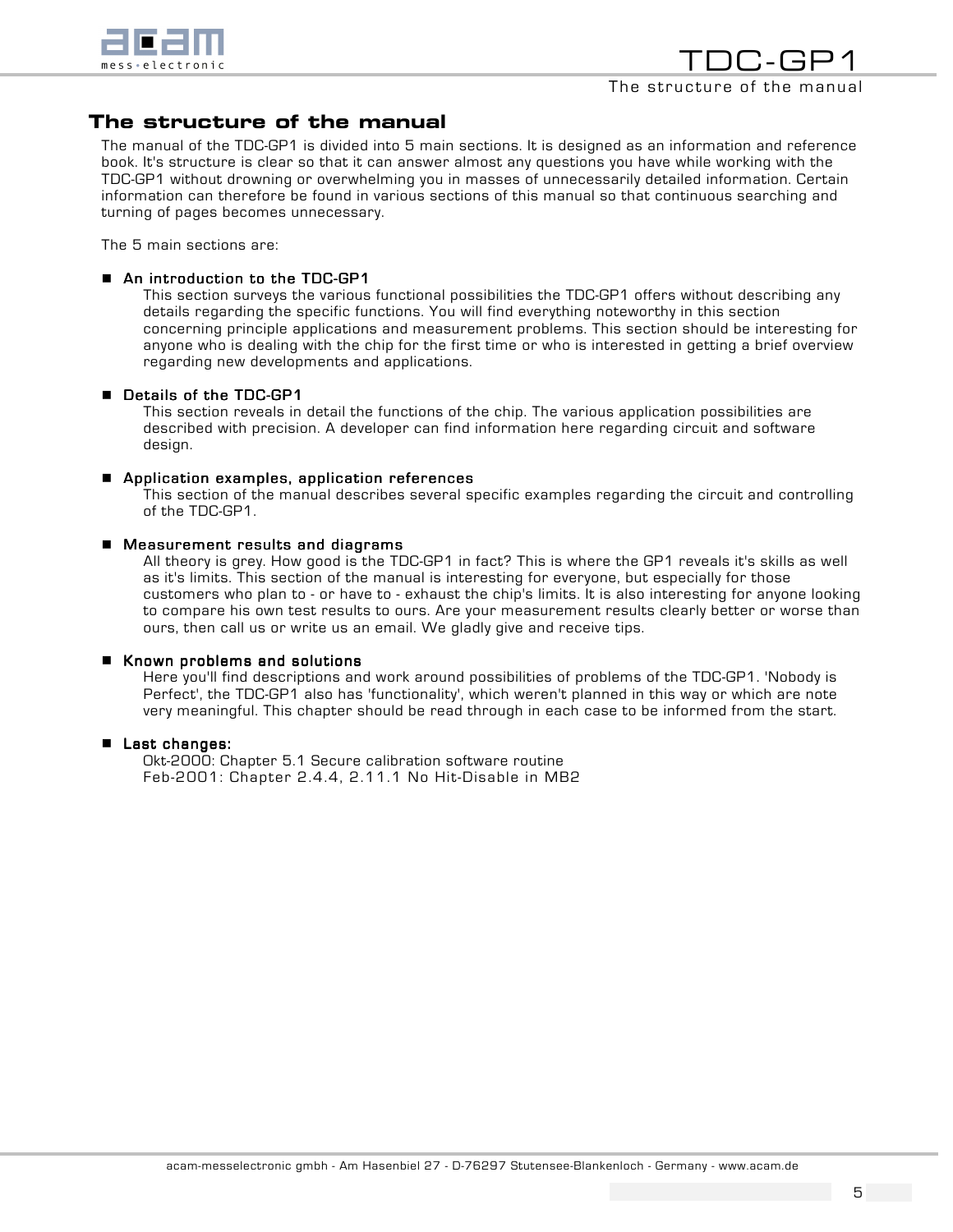## The structure of the manual

The manual of the TDC-GP1 is divided into 5 main sections. It is designed as an information and reference book. It's structure is clear so that it can answer almost any questions you have while working with the TDC-GP1 without drowning or overwhelming you in masses of unnecessarily detailed information. Certain information can therefore be found in various sections of this manual so that continuous searching and turning of pages becomes unnecessary.

The 5 main sections are:

- **An introduction to the TDC-GP1**
  This section surveys the various functional possibilities the TDC-GP1 offers without describing any details regarding the specific functions. You will find everything noteworthy in this section concerning principle applications and measurement problems. This section should be interesting for anyone who is dealing with the chip for the first time or who is interested in getting a brief overview regarding new developments and applications.

- **Details of the TDC-GP1**
  This section reveals in detail the functions of the chip. The various application possibilities are described with precision. A developer can find information here regarding circuit and software design.

- **Application examples, application references**
  This section of the manual describes several specific examples regarding the circuit and controlling of the TDC-GP1.

- **Measurement results and diagrams**
  All theory is grey. How good is the TDC-GP1 in fact? This is where the GP1 reveals it's skills as well as it's limits. This section of the manual is interesting for everyone, but especially for those customers who plan to - or have to - exhaust the chip's limits. It is also interesting for anyone looking to compare his own test results to ours. Are your measurement results clearly better or worse than ours, then call us or write us an email. We gladly give and receive tips.

- **Known problems and solutions**
  Here you'll find descriptions and work around possibilities of problems of the TDC-GP1. 'Nobody is Perfect', the TDC-GP1 also has 'functionality', which weren't planned in this way or which are note very meaningful. This chapter should be read through in each case to be informed from the start.

- **Last changes:**
  Okt-2000: Chapter 5.1 Secure calibration software routine
  Feb-2001: Chapter 2.4.4, 2.11.1 No Hit-Disable in MB2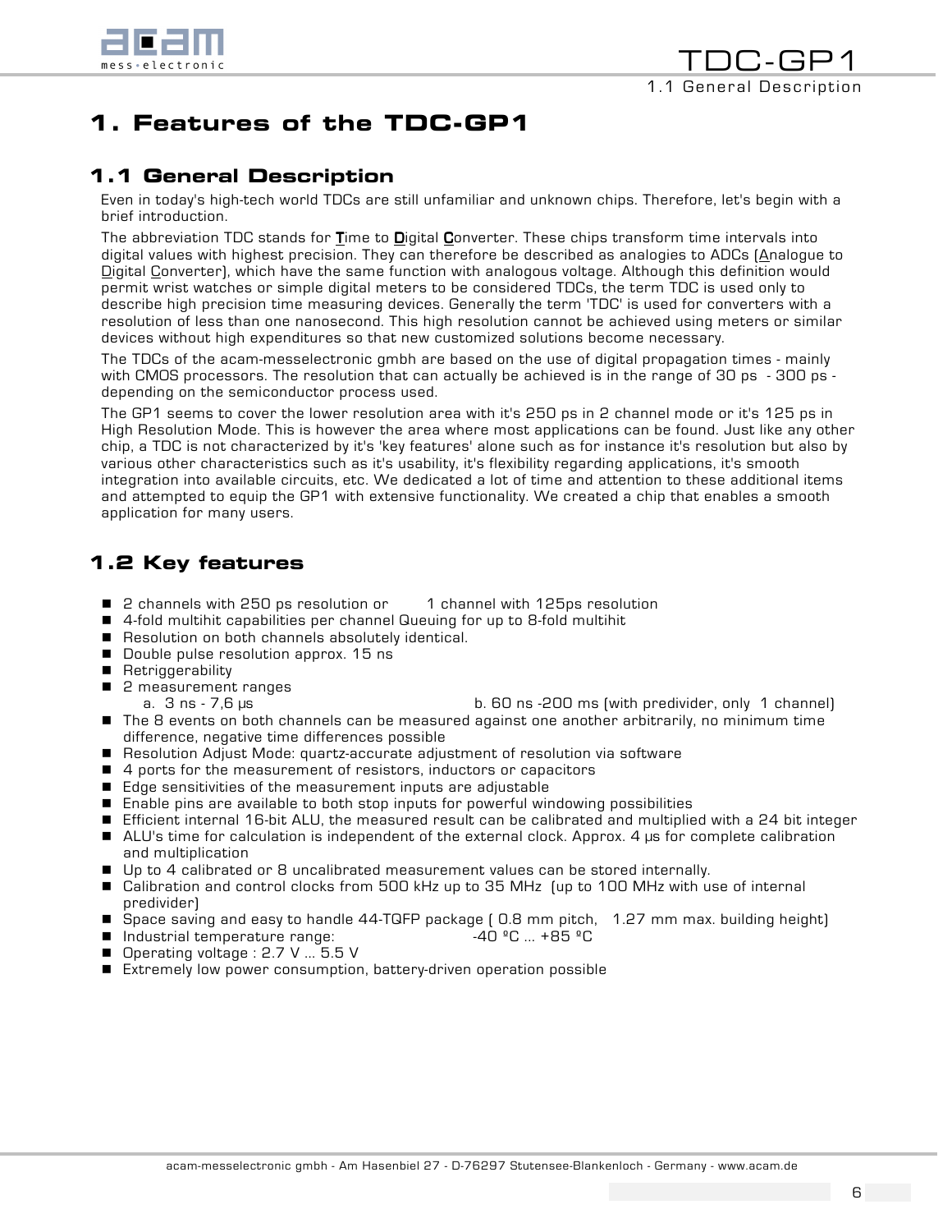# 1. Features of the TDC-GP1

## 1.1 General Description

Even in today's high-tech world TDCs are still unfamiliar and unknown chips. Therefore, let's begin with a brief introduction.

The abbreviation TDC stands for **T**ime to **D**igital **C**onverter. These chips transform time intervals into digital values with highest precision. They can therefore be described as analogies to ADCs (Analogue to Digital Converter), which have the same function with analogous voltage. Although this definition would permit wrist watches or simple digital meters to be considered TDCs, the term TDC is used only to describe high precision time measuring devices. Generally the term 'TDC' is used for converters with a resolution of less than one nanosecond. This high resolution cannot be achieved using meters or similar devices without high expenditures so that new customized solutions become necessary.

The TDCs of the acam-messelectronic gmbh are based on the use of digital propagation times - mainly with CMOS processors. The resolution that can actually be achieved is in the range of 30 ps - 300 ps - depending on the semiconductor process used.

The GP1 seems to cover the lower resolution area with it's 250 ps in 2 channel mode or it's 125 ps in High Resolution Mode. This is however the area where most applications can be found. Just like any other chip, a TDC is not characterized by it's 'key features' alone such as for instance it's resolution but also by various other characteristics such as it's usability, it's flexibility regarding applications, it's smooth integration into available circuits, etc. We dedicated a lot of time and attention to these additional items and attempted to equip the GP1 with extensive functionality. We created a chip that enables a smooth application for many users.

## 1.2 Key features

- 2 channels with 250 ps resolution or 1 channel with 125ps resolution
- 4-fold multihit capabilities per channel Queuing for up to 8-fold multihit
- Resolution on both channels absolutely identical.
- Double pulse resolution approx. 15 ns
- Retriggerability
- 2 measurement ranges
  - a. 3 ns - 7,6 µs
  - b. 60 ns -200 ms (with predivider, only 1 channel)
- The 8 events on both channels can be measured against one another arbitrarily, no minimum time difference, negative time differences possible
- Resolution Adjust Mode: quartz-accurate adjustment of resolution via software
- 4 ports for the measurement of resistors, inductors or capacitors
- Edge sensitivities of the measurement inputs are adjustable
- Enable pins are available to both stop inputs for powerful windowing possibilities
- Efficient internal 16-bit ALU, the measured result can be calibrated and multiplied with a 24 bit integer
- ALU's time for calculation is independent of the external clock. Approx. 4 µs for complete calibration and multiplication
- Up to 4 calibrated or 8 uncalibrated measurement values can be stored internally.
- Calibration and control clocks from 500 kHz up to 35 MHz (up to 100 MHz with use of internal predivider)
- Space saving and easy to handle 44-TQFP package ( 0.8 mm pitch, 1.27 mm max. building height)
- Industrial temperature range: -40 ºC ... +85 ºC
- Operating voltage : 2.7 V ... 5.5 V
- Extremely low power consumption, battery-driven operation possible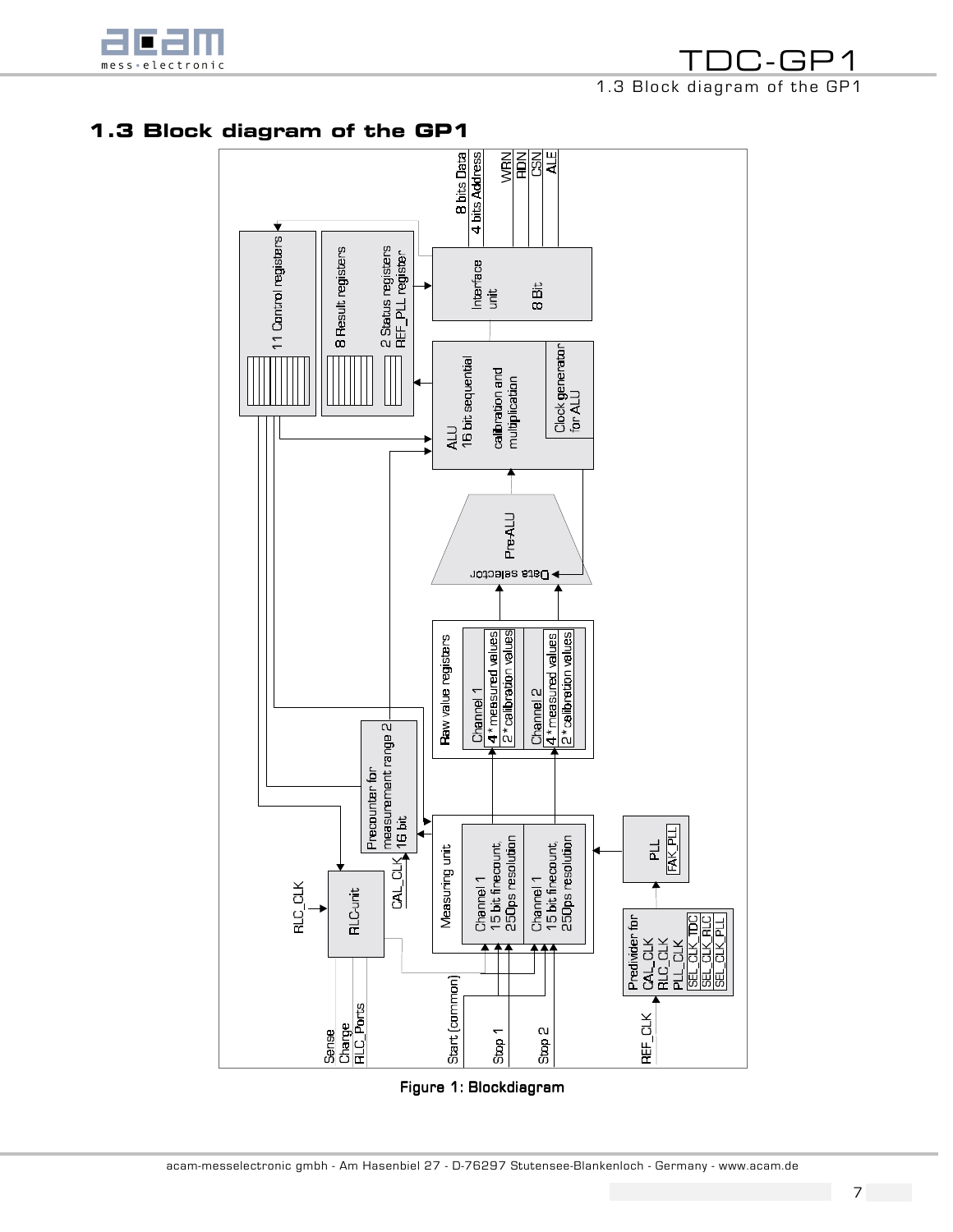## 1.3 Block diagram of the GP1

Figure 1: Blockdiagram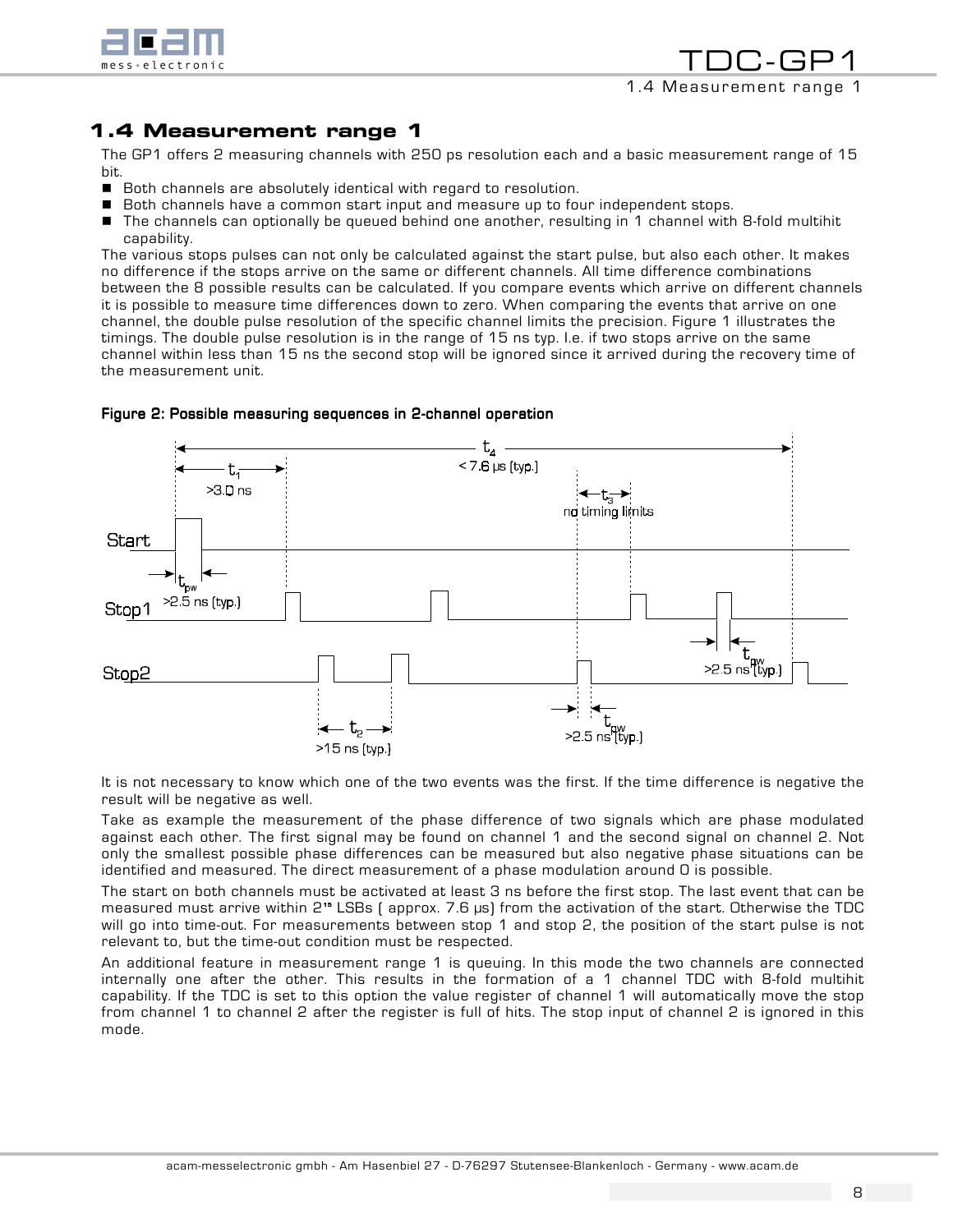## 1.4 Measurement range 1

The GP1 offers 2 measuring channels with 250 ps resolution each and a basic measurement range of 15 bit.

- Both channels are absolutely identical with regard to resolution.
- Both channels have a common start input and measure up to four independent stops.
- The channels can optionally be queued behind one another, resulting in 1 channel with 8-fold multihit capability.

The various stops pulses can not only be calculated against the start pulse, but also each other. It makes no difference if the stops arrive on the same or different channels. All time difference combinations between the 8 possible results can be calculated. If you compare events which arrive on different channels it is possible to measure time differences down to zero. When comparing the events that arrive on one channel, the double pulse resolution of the specific channel limits the precision. Figure 1 illustrates the timings. The double pulse resolution is in the range of 15 ns typ. I.e. if two stops arrive on the same channel within less than 15 ns the second stop will be ignored since it arrived during the recovery time of the measurement unit.

**Figure 2: Possible measuring sequences in 2-channel operation**

It is not necessary to know which one of the two events was the first. If the time difference is negative the result will be negative as well.

Take as example the measurement of the phase difference of two signals which are phase modulated against each other. The first signal may be found on channel 1 and the second signal on channel 2. Not only the smallest possible phase differences can be measured but also negative phase situations can be identified and measured. The direct measurement of a phase modulation around 0 is possible.

The start on both channels must be activated at least 3 ns before the first stop. The last event that can be measured must arrive within $2^{15}$ LSBs ( approx. 7.6 µs) from the activation of the start. Otherwise the TDC will go into time-out. For measurements between stop 1 and stop 2, the position of the start pulse is not relevant to, but the time-out condition must be respected.

An additional feature in measurement range 1 is queuing. In this mode the two channels are connected internally one after the other. This results in the formation of a 1 channel TDC with 8-fold multihit capability. If the TDC is set to this option the value register of channel 1 will automatically move the stop from channel 1 to channel 2 after the register is full of hits. The stop input of channel 2 is ignored in this mode.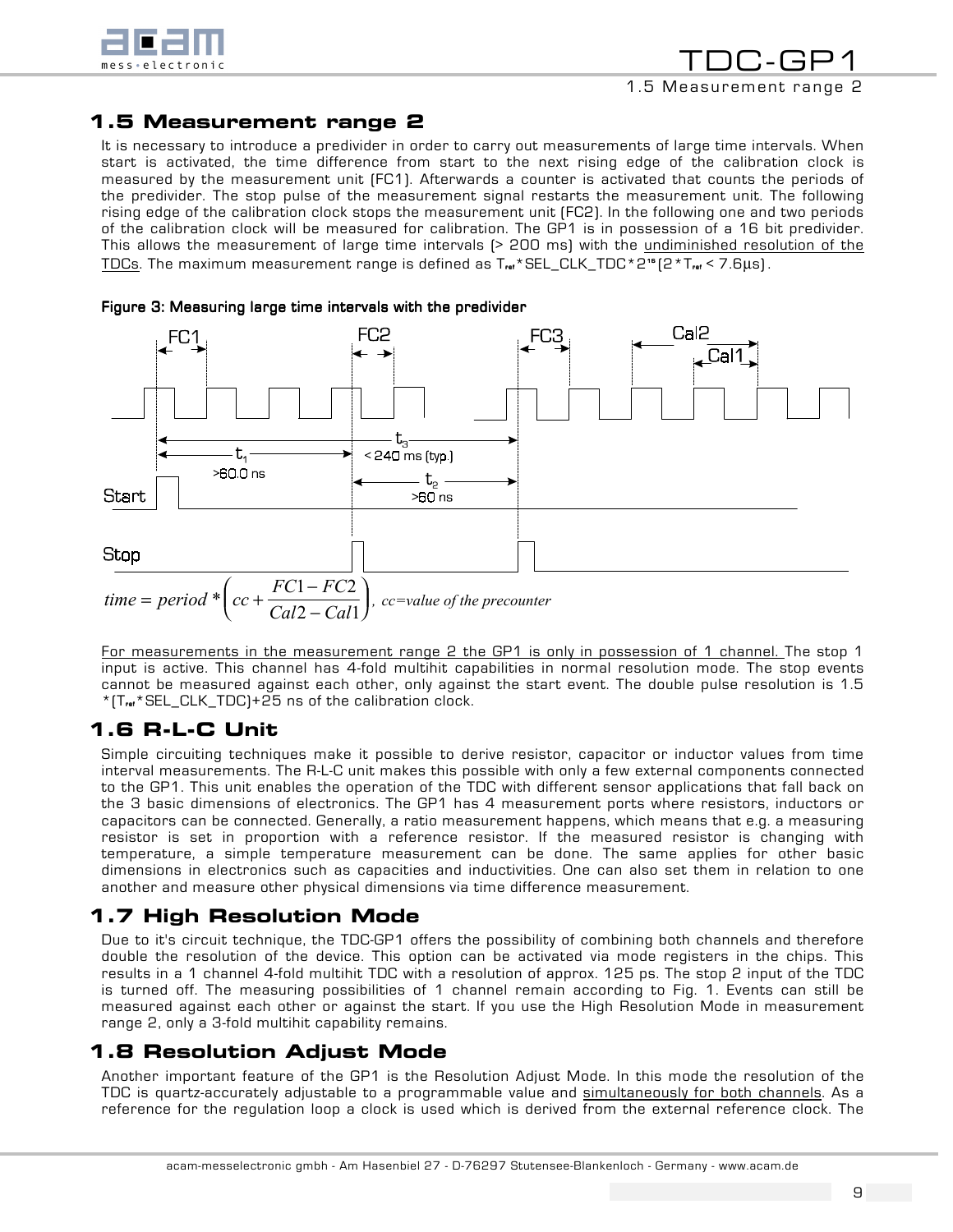## 1.5 Measurement range 2

It is necessary to introduce a predivider in order to carry out measurements of large time intervals. When start is activated, the time difference from start to the next rising edge of the calibration clock is measured by the measurement unit (FC1). Afterwards a counter is activated that counts the periods of the predivider. The stop pulse of the measurement signal restarts the measurement unit. The following rising edge of the calibration clock stops the measurement unit (FC2). In the following one and two periods of the calibration clock will be measured for calibration. The GP1 is in possession of a 16 bit predivider. This allows the measurement of large time intervals (> 200 ms) with the undiminished resolution of the TDCs. The maximum measurement range is defined as $T_{ref}$*SEL_CLK_TDC*$2^{16}$ (2*$T_{ref}$ < 7.6µs).

**Figure 3: Measuring large time intervals with the predivider**

$$time = period * \left( cc + \frac{FC1 - FC2}{Cal2 - Cal1} \right), \; cc = \text{value of the precounter}$$

For measurements in the measurement range 2 the GP1 is only in possession of 1 channel. The stop 1 input is active. This channel has 4-fold multihit capabilities in normal resolution mode. The stop events cannot be measured against each other, only against the start event. The double pulse resolution is 1.5 *($T_{ref}$*SEL_CLK_TDC)+25 ns of the calibration clock.

## 1.6 R-L-C Unit

Simple circuiting techniques make it possible to derive resistor, capacitor or inductor values from time interval measurements. The R-L-C unit makes this possible with only a few external components connected to the GP1. This unit enables the operation of the TDC with different sensor applications that fall back on the 3 basic dimensions of electronics. The GP1 has 4 measurement ports where resistors, inductors or capacitors can be connected. Generally, a ratio measurement happens, which means that e.g. a measuring resistor is set in proportion with a reference resistor. If the measured resistor is changing with temperature, a simple temperature measurement can be done. The same applies for other basic dimensions in electronics such as capacities and inductivities. One can also set them in relation to one another and measure other physical dimensions via time difference measurement.

## 1.7 High Resolution Mode

Due to it's circuit technique, the TDC-GP1 offers the possibility of combining both channels and therefore double the resolution of the device. This option can be activated via mode registers in the chips. This results in a 1 channel 4-fold multihit TDC with a resolution of approx. 125 ps. The stop 2 input of the TDC is turned off. The measuring possibilities of 1 channel remain according to Fig. 1. Events can still be measured against each other or against the start. If you use the High Resolution Mode in measurement range 2, only a 3-fold multihit capability remains.

## 1.8 Resolution Adjust Mode

Another important feature of the GP1 is the Resolution Adjust Mode. In this mode the resolution of the TDC is quartz-accurately adjustable to a programmable value and simultaneously for both channels. As a reference for the regulation loop a clock is used which is derived from the external reference clock. The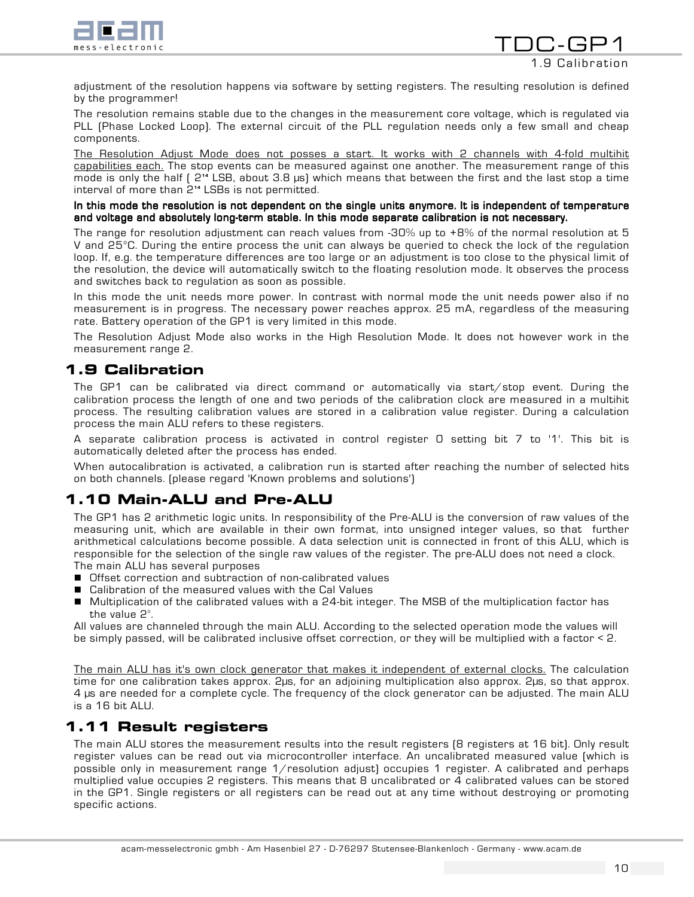adjustment of the resolution happens via software by setting registers. The resulting resolution is defined by the programmer!

The resolution remains stable due to the changes in the measurement core voltage, which is regulated via PLL (Phase Locked Loop). The external circuit of the PLL regulation needs only a few small and cheap components.

The Resolution Adjust Mode does not posses a start. It works with 2 channels with 4-fold multihit capabilities each. The stop events can be measured against one another. The measurement range of this mode is only the half ( $2^{14}$ LSB, about 3.8 µs) which means that between the first and the last stop a time interval of more than $2^{14}$ LSBs is not permitted.

**In this mode the resolution is not dependent on the single units anymore. It is independent of temperature and voltage and absolutely long-term stable. In this mode separate calibration is not necessary.**

The range for resolution adjustment can reach values from -30% up to +8% of the normal resolution at 5 V and 25°C. During the entire process the unit can always be queried to check the lock of the regulation loop. If, e.g. the temperature differences are too large or an adjustment is too close to the physical limit of the resolution, the device will automatically switch to the floating resolution mode. It observes the process and switches back to regulation as soon as possible.

In this mode the unit needs more power. In contrast with normal mode the unit needs power also if no measurement is in progress. The necessary power reaches approx. 25 mA, regardless of the measuring rate. Battery operation of the GP1 is very limited in this mode.

The Resolution Adjust Mode also works in the High Resolution Mode. It does not however work in the measurement range 2.

## 1.9 Calibration

The GP1 can be calibrated via direct command or automatically via start/stop event. During the calibration process the length of one and two periods of the calibration clock are measured in a multihit process. The resulting calibration values are stored in a calibration value register. During a calculation process the main ALU refers to these registers.

A separate calibration process is activated in control register 0 setting bit 7 to '1'. This bit is automatically deleted after the process has ended.

When autocalibration is activated, a calibration run is started after reaching the number of selected hits on both channels. (please regard 'Known problems and solutions')

## 1.10 Main-ALU and Pre-ALU

The GP1 has 2 arithmetic logic units. In responsibility of the Pre-ALU is the conversion of raw values of the measuring unit, which are available in their own format, into unsigned integer values, so that further arithmetical calculations become possible. A data selection unit is connected in front of this ALU, which is responsible for the selection of the single raw values of the register. The pre-ALU does not need a clock.

The main ALU has several purposes

- Offset correction and subtraction of non-calibrated values
- Calibration of the measured values with the Cal Values
- Multiplication of the calibrated values with a 24-bit integer. The MSB of the multiplication factor has the value $2^0$.

All values are channeled through the main ALU. According to the selected operation mode the values will be simply passed, will be calibrated inclusive offset correction, or they will be multiplied with a factor < 2.

The main ALU has it's own clock generator that makes it independent of external clocks. The calculation time for one calibration takes approx. 2µs, for an adjoining multiplication also approx. 2µs, so that approx. 4 µs are needed for a complete cycle. The frequency of the clock generator can be adjusted. The main ALU is a 16 bit ALU.

## 1.11 Result registers

The main ALU stores the measurement results into the result registers (8 registers at 16 bit). Only result register values can be read out via microcontroller interface. An uncalibrated measured value (which is possible only in measurement range 1/resolution adjust) occupies 1 register. A calibrated and perhaps multiplied value occupies 2 registers. This means that 8 uncalibrated or 4 calibrated values can be stored in the GP1. Single registers or all registers can be read out at any time without destroying or promoting specific actions.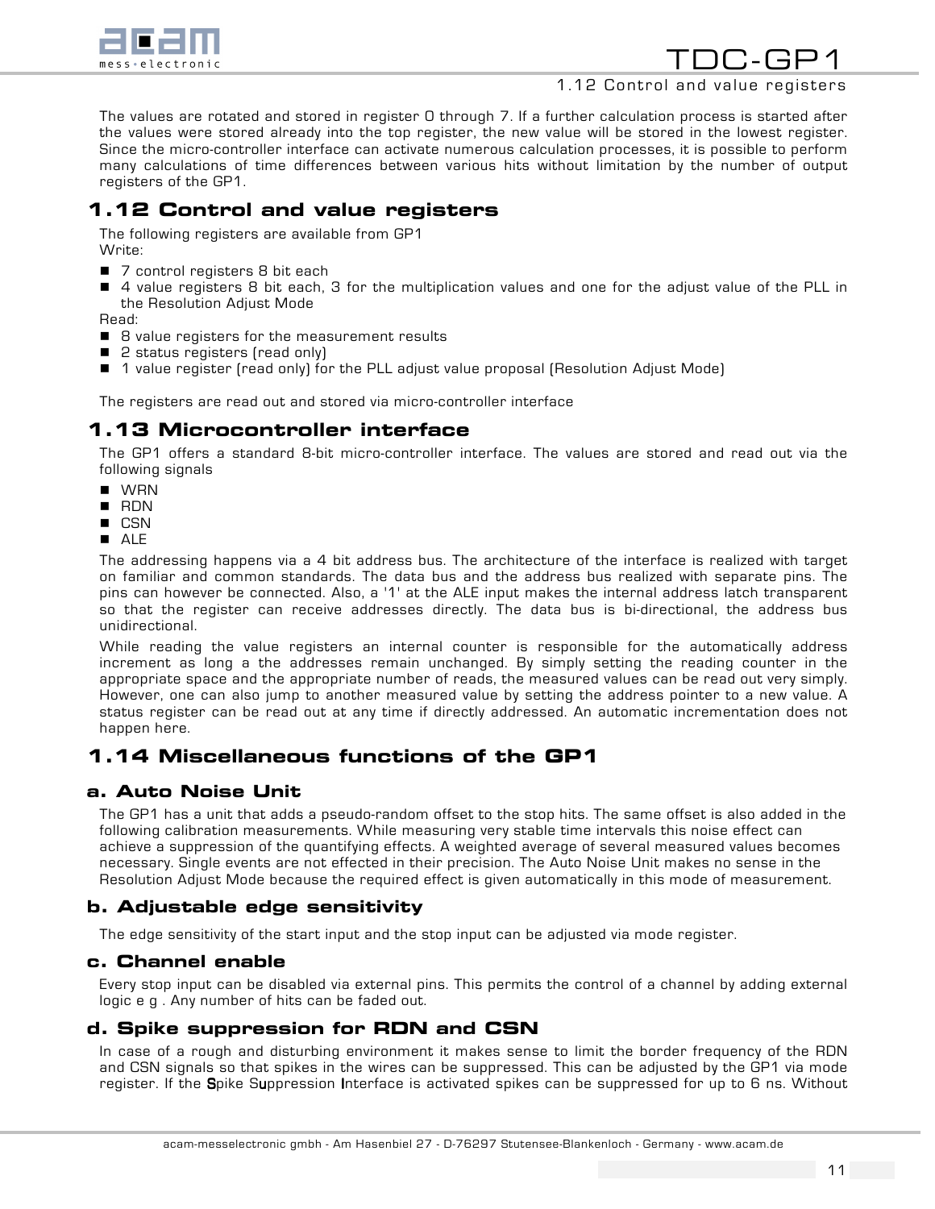The values are rotated and stored in register 0 through 7. If a further calculation process is started after the values were stored already into the top register, the new value will be stored in the lowest register. Since the micro-controller interface can activate numerous calculation processes, it is possible to perform many calculations of time differences between various hits without limitation by the number of output registers of the GP1.

## 1.12 Control and value registers

The following registers are available from GP1
Write:

- 7 control registers 8 bit each
- 4 value registers 8 bit each, 3 for the multiplication values and one for the adjust value of the PLL in the Resolution Adjust Mode

Read:

- 8 value registers for the measurement results
- 2 status registers (read only)
- 1 value register (read only) for the PLL adjust value proposal (Resolution Adjust Mode)

The registers are read out and stored via micro-controller interface

## 1.13 Microcontroller interface

The GP1 offers a standard 8-bit micro-controller interface. The values are stored and read out via the following signals

- WRN
- RDN
- CSN
- ALE

The addressing happens via a 4 bit address bus. The architecture of the interface is realized with target on familiar and common standards. The data bus and the address bus realized with separate pins. The pins can however be connected. Also, a '1' at the ALE input makes the internal address latch transparent so that the register can receive addresses directly. The data bus is bi-directional, the address bus unidirectional.

While reading the value registers an internal counter is responsible for the automatically address increment as long a the addresses remain unchanged. By simply setting the reading counter in the appropriate space and the appropriate number of reads, the measured values can be read out very simply. However, one can also jump to another measured value by setting the address pointer to a new value. A status register can be read out at any time if directly addressed. An automatic incrementation does not happen here.

## 1.14 Miscellaneous functions of the GP1

### a. Auto Noise Unit

The GP1 has a unit that adds a pseudo-random offset to the stop hits. The same offset is also added in the following calibration measurements. While measuring very stable time intervals this noise effect can achieve a suppression of the quantifying effects. A weighted average of several measured values becomes necessary. Single events are not effected in their precision. The Auto Noise Unit makes no sense in the Resolution Adjust Mode because the required effect is given automatically in this mode of measurement.

### b. Adjustable edge sensitivity

The edge sensitivity of the start input and the stop input can be adjusted via mode register.

### c. Channel enable

Every stop input can be disabled via external pins. This permits the control of a channel by adding external logic e g . Any number of hits can be faded out.

### d. Spike suppression for RDN and CSN

In case of a rough and disturbing environment it makes sense to limit the border frequency of the RDN and CSN signals so that spikes in the wires can be suppressed. This can be adjusted by the GP1 via mode register. If the **S**pike S**u**ppression **I**nterface is activated spikes can be suppressed for up to 6 ns. Without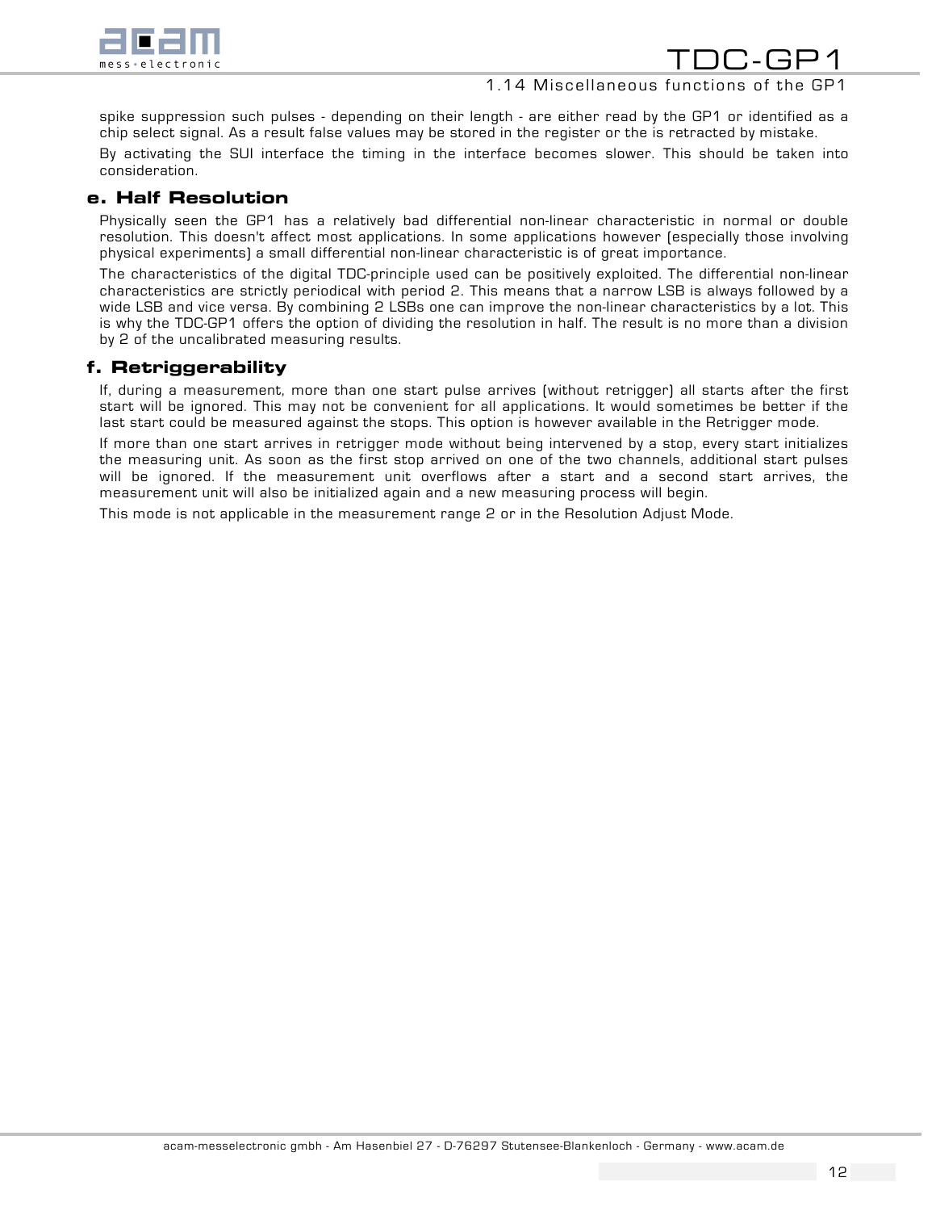spike suppression such pulses - depending on their length - are either read by the GP1 or identified as a chip select signal. As a result false values may be stored in the register or the is retracted by mistake.

By activating the SUI interface the timing in the interface becomes slower. This should be taken into consideration.

### e. Half Resolution

Physically seen the GP1 has a relatively bad differential non-linear characteristic in normal or double resolution. This doesn't affect most applications. In some applications however (especially those involving physical experiments) a small differential non-linear characteristic is of great importance.

The characteristics of the digital TDC-principle used can be positively exploited. The differential non-linear characteristics are strictly periodical with period 2. This means that a narrow LSB is always followed by a wide LSB and vice versa. By combining 2 LSBs one can improve the non-linear characteristics by a lot. This is why the TDC-GP1 offers the option of dividing the resolution in half. The result is no more than a division by 2 of the uncalibrated measuring results.

### f. Retriggerability

If, during a measurement, more than one start pulse arrives (without retrigger) all starts after the first start will be ignored. This may not be convenient for all applications. It would sometimes be better if the last start could be measured against the stops. This option is however available in the Retrigger mode.

If more than one start arrives in retrigger mode without being intervened by a stop, every start initializes the measuring unit. As soon as the first stop arrived on one of the two channels, additional start pulses will be ignored. If the measurement unit overflows after a start and a second start arrives, the measurement unit will also be initialized again and a new measuring process will begin.

This mode is not applicable in the measurement range 2 or in the Resolution Adjust Mode.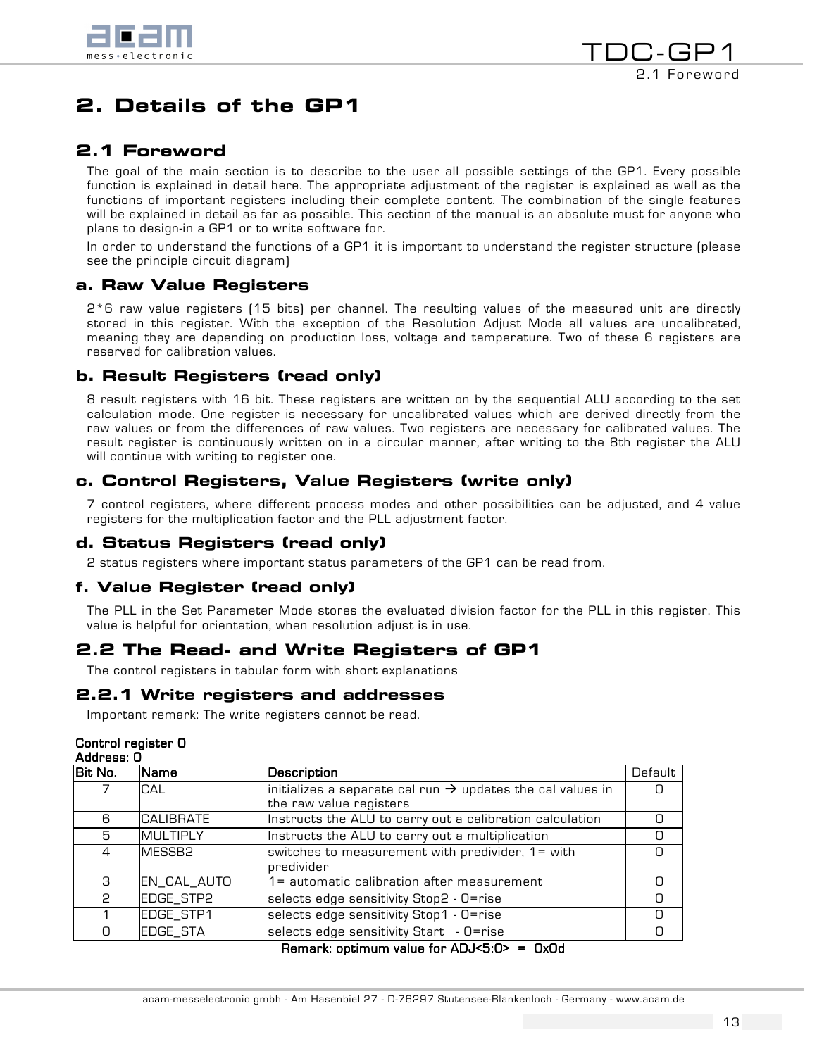# 2. Details of the GP1

## 2.1 Foreword

The goal of the main section is to describe to the user all possible settings of the GP1. Every possible function is explained in detail here. The appropriate adjustment of the register is explained as well as the functions of important registers including their complete content. The combination of the single features will be explained in detail as far as possible. This section of the manual is an absolute must for anyone who plans to design-in a GP1 or to write software for.

In order to understand the functions of a GP1 it is important to understand the register structure (please see the principle circuit diagram)

### a. Raw Value Registers

2*6 raw value registers (15 bits) per channel. The resulting values of the measured unit are directly stored in this register. With the exception of the Resolution Adjust Mode all values are uncalibrated, meaning they are depending on production loss, voltage and temperature. Two of these 6 registers are reserved for calibration values.

### b. Result Registers (read only)

8 result registers with 16 bit. These registers are written on by the sequential ALU according to the set calculation mode. One register is necessary for uncalibrated values which are derived directly from the raw values or from the differences of raw values. Two registers are necessary for calibrated values. The result register is continuously written on in a circular manner, after writing to the 8th register the ALU will continue with writing to register one.

### c. Control Registers, Value Registers (write only)

7 control registers, where different process modes and other possibilities can be adjusted, and 4 value registers for the multiplication factor and the PLL adjustment factor.

### d. Status Registers (read only)

2 status registers where important status parameters of the GP1 can be read from.

### f. Value Register (read only)

The PLL in the Set Parameter Mode stores the evaluated division factor for the PLL in this register. This value is helpful for orientation, when resolution adjust is in use.

## 2.2 The Read- and Write Registers of GP1

The control registers in tabular form with short explanations

### 2.2.1 Write registers and addresses

Important remark: The write registers cannot be read.

**Control register 0**
**Address: 0**

| Bit No. | Name | Description | Default |
|---|---|---|---|
| 7 | CAL | initializes a separate cal run → updates the cal values in the raw value registers | 0 |
| 6 | CALIBRATE | Instructs the ALU to carry out a calibration calculation | 0 |
| 5 | MULTIPLY | Instructs the ALU to carry out a multiplication | 0 |
| 4 | MESSB2 | switches to measurement with predivider, 1= with predivider | 0 |
| 3 | EN_CAL_AUTO | 1= automatic calibration after measurement | 0 |
| 2 | EDGE_STP2 | selects edge sensitivity Stop2 - 0=rise | 0 |
| 1 | EDGE_STP1 | selects edge sensitivity Stop1 - 0=rise | 0 |
| 0 | EDGE_STA | selects edge sensitivity Start - 0=rise | 0 |

**Remark: optimum value for ADJ<5:0> = 0x0d**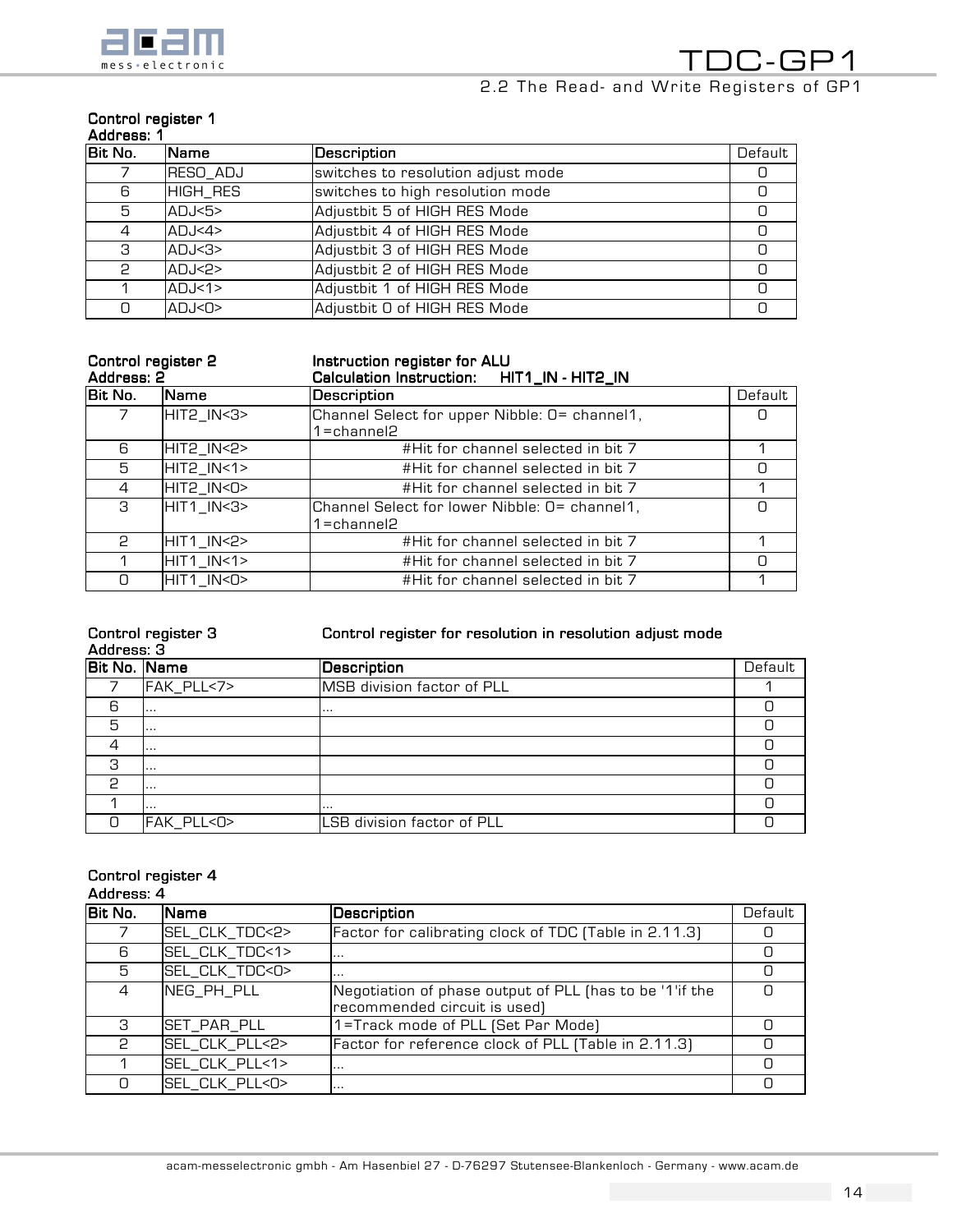**Control register 1**
**Address: 1**

| Bit No. | Name | Description | Default |
|---|---|---|---|
| 7 | RESO_ADJ | switches to resolution adjust mode | 0 |
| 6 | HIGH_RES | switches to high resolution mode | 0 |
| 5 | ADJ<5> | Adjustbit 5 of HIGH RES Mode | 0 |
| 4 | ADJ<4> | Adjustbit 4 of HIGH RES Mode | 0 |
| 3 | ADJ<3> | Adjustbit 3 of HIGH RES Mode | 0 |
| 2 | ADJ<2> | Adjustbit 2 of HIGH RES Mode | 0 |
| 1 | ADJ<1> | Adjustbit 1 of HIGH RES Mode | 0 |
| 0 | ADJ<0> | Adjustbit 0 of HIGH RES Mode | 0 |

**Control register 2** **Instruction register for ALU**
**Address: 2** **Calculation Instruction: HIT1_IN - HIT2_IN**

| Bit No. | Name | Description | Default |
|---|---|---|---|
| 7 | HIT2_IN<3> | Channel Select for upper Nibble: 0= channel1, 1=channel2 | 0 |
| 6 | HIT2_IN<2> | #Hit for channel selected in bit 7 | 1 |
| 5 | HIT2_IN<1> | #Hit for channel selected in bit 7 | 0 |
| 4 | HIT2_IN<0> | #Hit for channel selected in bit 7 | 1 |
| 3 | HIT1_IN<3> | Channel Select for lower Nibble: 0= channel1, 1=channel2 | 0 |
| 2 | HIT1_IN<2> | #Hit for channel selected in bit 7 | 1 |
| 1 | HIT1_IN<1> | #Hit for channel selected in bit 7 | 0 |
| 0 | HIT1_IN<0> | #Hit for channel selected in bit 7 | 1 |

**Control register 3** **Control register for resolution in resolution adjust mode**
**Address: 3**

| Bit No. | Name | Description | Default |
|---|---|---|---|
| 7 | FAK_PLL<7> | MSB division factor of PLL | 1 |
| 6 | ... | ... | 0 |
| 5 | ... | | 0 |
| 4 | ... | | 0 |
| 3 | ... | | 0 |
| 2 | ... | | 0 |
| 1 | ... | ... | 0 |
| 0 | FAK_PLL<0> | LSB division factor of PLL | 0 |

**Control register 4**
**Address: 4**

| Bit No. | Name | Description | Default |
|---|---|---|---|
| 7 | SEL_CLK_TDC<2> | Factor for calibrating clock of TDC (Table in 2.11.3) | 0 |
| 6 | SEL_CLK_TDC<1> | ... | 0 |
| 5 | SEL_CLK_TDC<0> | ... | 0 |
| 4 | NEG_PH_PLL | Negotiation of phase output of PLL (has to be '1'if the recommended circuit is used) | 0 |
| 3 | SET_PAR_PLL | 1=Track mode of PLL (Set Par Mode) | 0 |
| 2 | SEL_CLK_PLL<2> | Factor for reference clock of PLL (Table in 2.11.3) | 0 |
| 1 | SEL_CLK_PLL<1> | ... | 0 |
| 0 | SEL_CLK_PLL<0> | ... | 0 |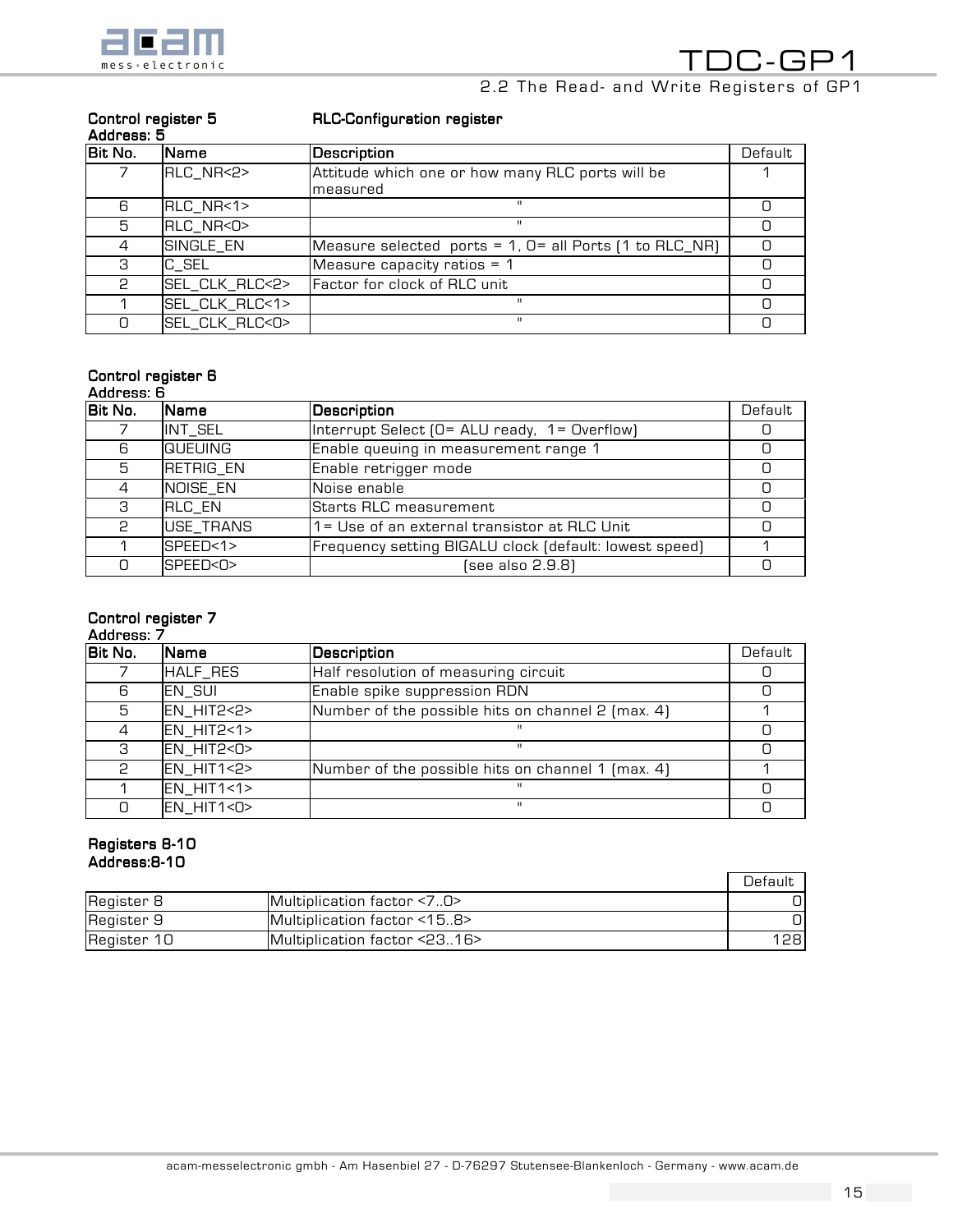**Control register 5** **RLC-Configuration register**
**Address: 5**

| Bit No. | Name | Description | Default |
|---|---|---|---|
| 7 | RLC_NR<2> | Attitude which one or how many RLC ports will be measured | 1 |
| 6 | RLC_NR<1> | " | 0 |
| 5 | RLC_NR<0> | " | 0 |
| 4 | SINGLE_EN | Measure selected ports = 1, 0= all Ports (1 to RLC_NR) | 0 |
| 3 | C_SEL | Measure capacity ratios = 1 | 0 |
| 2 | SEL_CLK_RLC<2> | Factor for clock of RLC unit | 0 |
| 1 | SEL_CLK_RLC<1> | " | 0 |
| 0 | SEL_CLK_RLC<0> | " | 0 |

**Control register 6**
**Address: 6**

| Bit No. | Name | Description | Default |
|---|---|---|---|
| 7 | INT_SEL | Interrupt Select (0= ALU ready, 1= Overflow) | 0 |
| 6 | QUEUING | Enable queuing in measurement range 1 | 0 |
| 5 | RETRIG_EN | Enable retrigger mode | 0 |
| 4 | NOISE_EN | Noise enable | 0 |
| 3 | RLC_EN | Starts RLC measurement | 0 |
| 2 | USE_TRANS | 1= Use of an external transistor at RLC Unit | 0 |
| 1 | SPEED<1> | Frequency setting BIGALU clock (default: lowest speed) | 1 |
| 0 | SPEED<0> | (see also 2.9.8) | 0 |

**Control register 7**
**Address: 7**

| Bit No. | Name | Description | Default |
|---|---|---|---|
| 7 | HALF_RES | Half resolution of measuring circuit | 0 |
| 6 | EN_SUI | Enable spike suppression RDN | 0 |
| 5 | EN_HIT2<2> | Number of the possible hits on channel 2 (max. 4) | 1 |
| 4 | EN_HIT2<1> | " | 0 |
| 3 | EN_HIT2<0> | " | 0 |
| 2 | EN_HIT1<2> | Number of the possible hits on channel 1 (max. 4) | 1 |
| 1 | EN_HIT1<1> | " | 0 |
| 0 | EN_HIT1<0> | " | 0 |

**Registers 8-10**
**Address:8-10**

| | | Default |
|---|---|---|
| Register 8 | Multiplication factor <7..0> | 0 |
| Register 9 | Multiplication factor <15..8> | 0 |
| Register 10 | Multiplication factor <23..16> | 128 |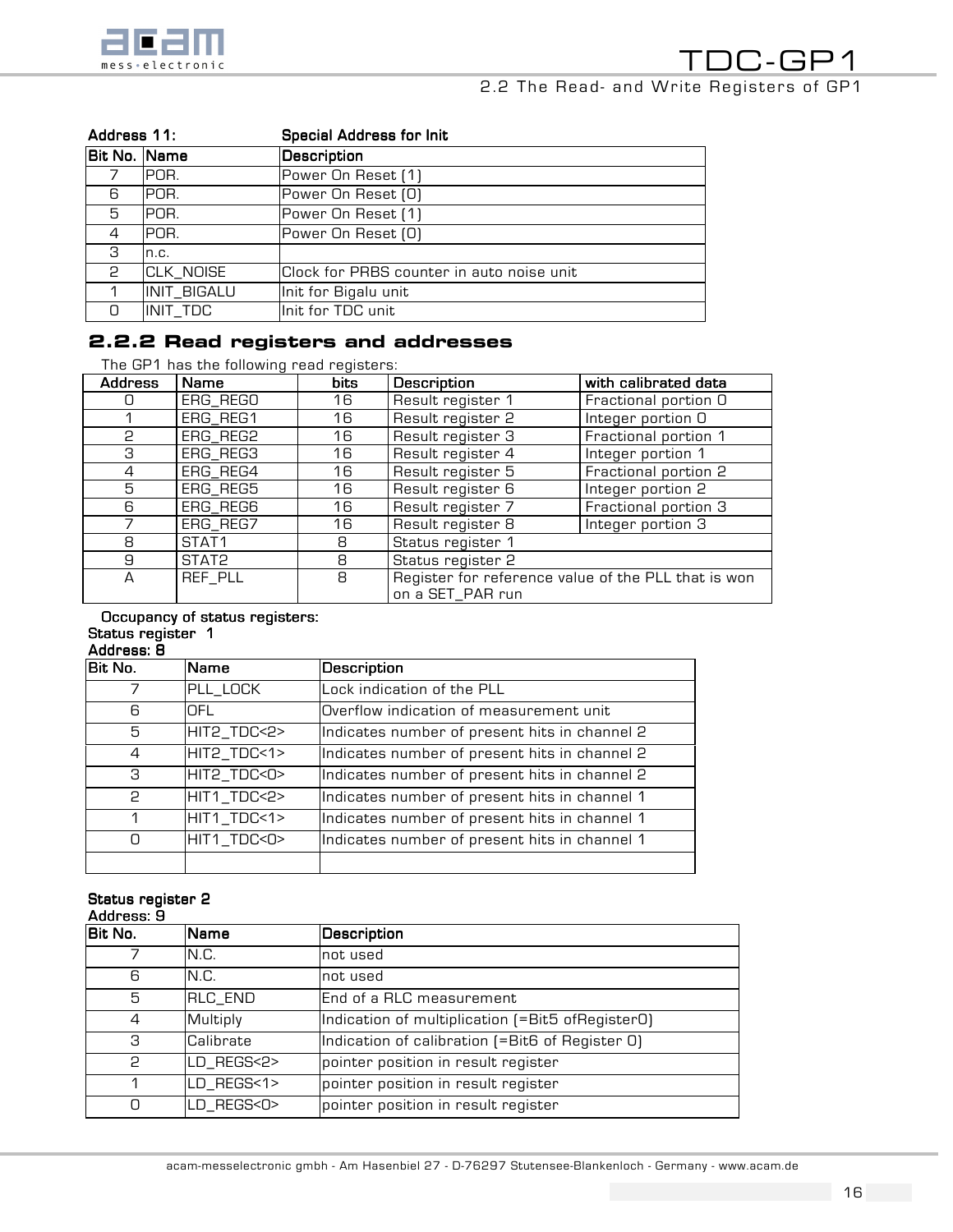**Address 11: Special Address for Init**

| Bit No. | Name | Description |
|---|---|---|
| 7 | POR. | Power On Reset (1) |
| 6 | POR. | Power On Reset (0) |
| 5 | POR. | Power On Reset (1) |
| 4 | POR. | Power On Reset (0) |
| 3 | n.c. | |
| 2 | CLK_NOISE | Clock for PRBS counter in auto noise unit |
| 1 | INIT_BIGALU | Init for Bigalu unit |
| 0 | INIT_TDC | Init for TDC unit |

### 2.2.2 Read registers and addresses

The GP1 has the following read registers:

| Address | Name | bits | Description | with calibrated data |
|---|---|---|---|---|
| 0 | ERG_REG0 | 16 | Result register 1 | Fractional portion 0 |
| 1 | ERG_REG1 | 16 | Result register 2 | Integer portion 0 |
| 2 | ERG_REG2 | 16 | Result register 3 | Fractional portion 1 |
| 3 | ERG_REG3 | 16 | Result register 4 | Integer portion 1 |
| 4 | ERG_REG4 | 16 | Result register 5 | Fractional portion 2 |
| 5 | ERG_REG5 | 16 | Result register 6 | Integer portion 2 |
| 6 | ERG_REG6 | 16 | Result register 7 | Fractional portion 3 |
| 7 | ERG_REG7 | 16 | Result register 8 | Integer portion 3 |
| 8 | STAT1 | 8 | Status register 1 | |
| 9 | STAT2 | 8 | Status register 2 | |
| A | REF_PLL | 8 | Register for reference value of the PLL that is won on a SET_PAR run | |

Occupancy of status registers:

**Status register 1**
**Address: 8**

| Bit No. | Name | Description |
|---|---|---|
| 7 | PLL_LOCK | Lock indication of the PLL |
| 6 | OFL | Overflow indication of measurement unit |
| 5 | HIT2_TDC<2> | Indicates number of present hits in channel 2 |
| 4 | HIT2_TDC<1> | Indicates number of present hits in channel 2 |
| 3 | HIT2_TDC<0> | Indicates number of present hits in channel 2 |
| 2 | HIT1_TDC<2> | Indicates number of present hits in channel 1 |
| 1 | HIT1_TDC<1> | Indicates number of present hits in channel 1 |
| 0 | HIT1_TDC<0> | Indicates number of present hits in channel 1 |
| | | |

**Status register 2**
**Address: 9**

| Bit No. | Name | Description |
|---|---|---|
| 7 | N.C. | not used |
| 6 | N.C. | not used |
| 5 | RLC_END | End of a RLC measurement |
| 4 | Multiply | Indication of multiplication (=Bit5 ofRegister0) |
| 3 | Calibrate | Indication of calibration (=Bit6 of Register 0) |
| 2 | LD_REGS<2> | pointer position in result register |
| 1 | LD_REGS<1> | pointer position in result register |
| 0 | LD_REGS<0> | pointer position in result register |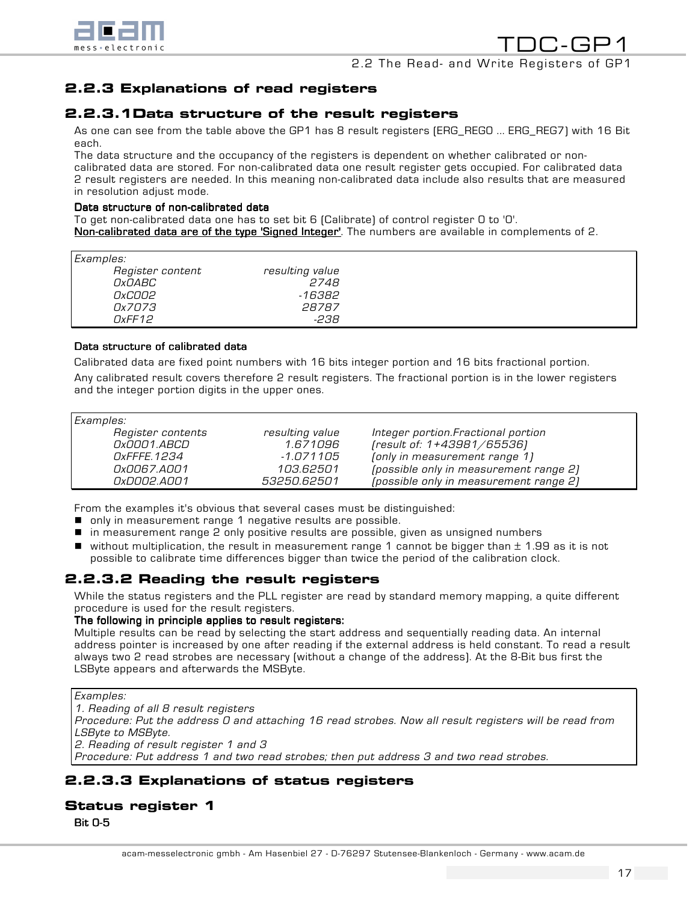## 2.2.3 Explanations of read registers

### 2.2.3.1 Data structure of the result registers

As one can see from the table above the GP1 has 8 result registers (ERG_REG0 ... ERG_REG7) with 16 Bit each.

The data structure and the occupancy of the registers is dependent on whether calibrated or non-calibrated data are stored. For non-calibrated data one result register gets occupied. For calibrated data 2 result registers are needed. In this meaning non-calibrated data include also results that are measured in resolution adjust mode.

**Data structure of non-calibrated data**

To get non-calibrated data one has to set bit 6 (Calibrate) of control register 0 to '0'.

**Non-calibrated data are of the type 'Signed Integer'**. The numbers are available in complements of 2.

*Examples:*

| *Register content* | *resulting value* |
|---|---:|
| *0x0ABC* | *2748* |
| *0xC002* | *-16382* |
| *0x7073* | *28787* |
| *0xFF12* | *-238* |

**Data structure of calibrated data**

Calibrated data are fixed point numbers with 16 bits integer portion and 16 bits fractional portion.

Any calibrated result covers therefore 2 result registers. The fractional portion is in the lower registers and the integer portion digits in the upper ones.

*Examples:*

| *Register contents* | *resulting value* | *Integer portion.Fractional portion* |
|---|---:|---|
| *0x0001.ABCD* | *1.671096* | *(result of: 1+43981/65536)* |
| *0xFFFE.1234* | *-1.071105* | *(only in measurement range 1)* |
| *0x0067.A001* | *103.62501* | *(possible only in measurement range 2)* |
| *0xD002.A001* | *53250.62501* | *(possible only in measurement range 2)* |

From the examples it's obvious that several cases must be distinguished:

- only in measurement range 1 negative results are possible.
- in measurement range 2 only positive results are possible, given as unsigned numbers
- without multiplication, the result in measurement range 1 cannot be bigger than ± 1.99 as it is not possible to calibrate time differences bigger than twice the period of the calibration clock.

### 2.2.3.2 Reading the result registers

While the status registers and the PLL register are read by standard memory mapping, a quite different procedure is used for the result registers.

**The following in principle applies to result registers:**

Multiple results can be read by selecting the start address and sequentially reading data. An internal address pointer is increased by one after reading if the external address is held constant. To read a result always two 2 read strobes are necessary (without a change of the address). At the 8-Bit bus first the LSByte appears and afterwards the MSByte.

*Examples:*
*1. Reading of all 8 result registers*
*Procedure: Put the address 0 and attaching 16 read strobes. Now all result registers will be read from LSByte to MSByte.*
*2. Reading of result register 1 and 3*
*Procedure: Put address 1 and two read strobes; then put address 3 and two read strobes.*

### 2.2.3.3 Explanations of status registers

#### Status register 1

**Bit 0-5**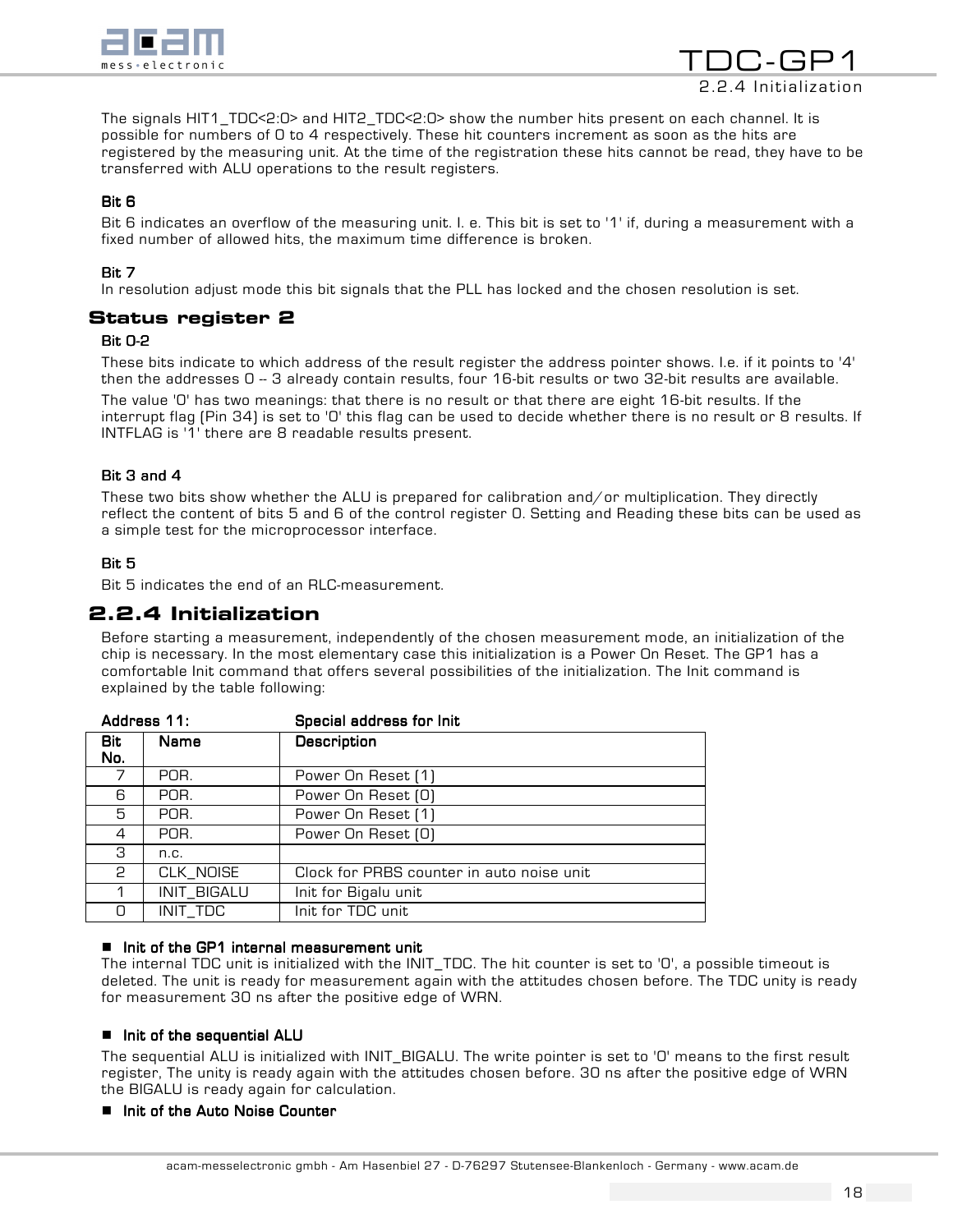The signals HIT1_TDC<2:0> and HIT2_TDC<2:0> show the number hits present on each channel. It is possible for numbers of 0 to 4 respectively. These hit counters increment as soon as the hits are registered by the measuring unit. At the time of the registration these hits cannot be read, they have to be transferred with ALU operations to the result registers.

**Bit 6**

Bit 6 indicates an overflow of the measuring unit. I. e. This bit is set to '1' if, during a measurement with a fixed number of allowed hits, the maximum time difference is broken.

**Bit 7**

In resolution adjust mode this bit signals that the PLL has locked and the chosen resolution is set.

### Status register 2

**Bit 0-2**

These bits indicate to which address of the result register the address pointer shows. I.e. if it points to '4' then the addresses 0 – 3 already contain results, four 16-bit results or two 32-bit results are available.

The value '0' has two meanings: that there is no result or that there are eight 16-bit results. If the interrupt flag (Pin 34) is set to '0' this flag can be used to decide whether there is no result or 8 results. If INTFLAG is '1' there are 8 readable results present.

**Bit 3 and 4**

These two bits show whether the ALU is prepared for calibration and/or multiplication. They directly reflect the content of bits 5 and 6 of the control register 0. Setting and Reading these bits can be used as a simple test for the microprocessor interface.

**Bit 5**

Bit 5 indicates the end of an RLC-measurement.

## 2.2.4 Initialization

Before starting a measurement, independently of the chosen measurement mode, an initialization of the chip is necessary. In the most elementary case this initialization is a Power On Reset. The GP1 has a comfortable Init command that offers several possibilities of the initialization. The Init command is explained by the table following:

**Address 11:** **Special address for Init**

| Bit No. | Name | Description |
|---|---|---|
| 7 | POR. | Power On Reset (1) |
| 6 | POR. | Power On Reset (0) |
| 5 | POR. | Power On Reset (1) |
| 4 | POR. | Power On Reset (0) |
| 3 | n.c. | |
| 2 | CLK_NOISE | Clock for PRBS counter in auto noise unit |
| 1 | INIT_BIGALU | Init for Bigalu unit |
| 0 | INIT_TDC | Init for TDC unit |

- **Init of the GP1 internal measurement unit**

The internal TDC unit is initialized with the INIT_TDC. The hit counter is set to '0', a possible timeout is deleted. The unit is ready for measurement again with the attitudes chosen before. The TDC unity is ready for measurement 30 ns after the positive edge of WRN.

- **Init of the sequential ALU**

The sequential ALU is initialized with INIT_BIGALU. The write pointer is set to '0' means to the first result register, The unity is ready again with the attitudes chosen before. 30 ns after the positive edge of WRN the BIGALU is ready again for calculation.

- **Init of the Auto Noise Counter**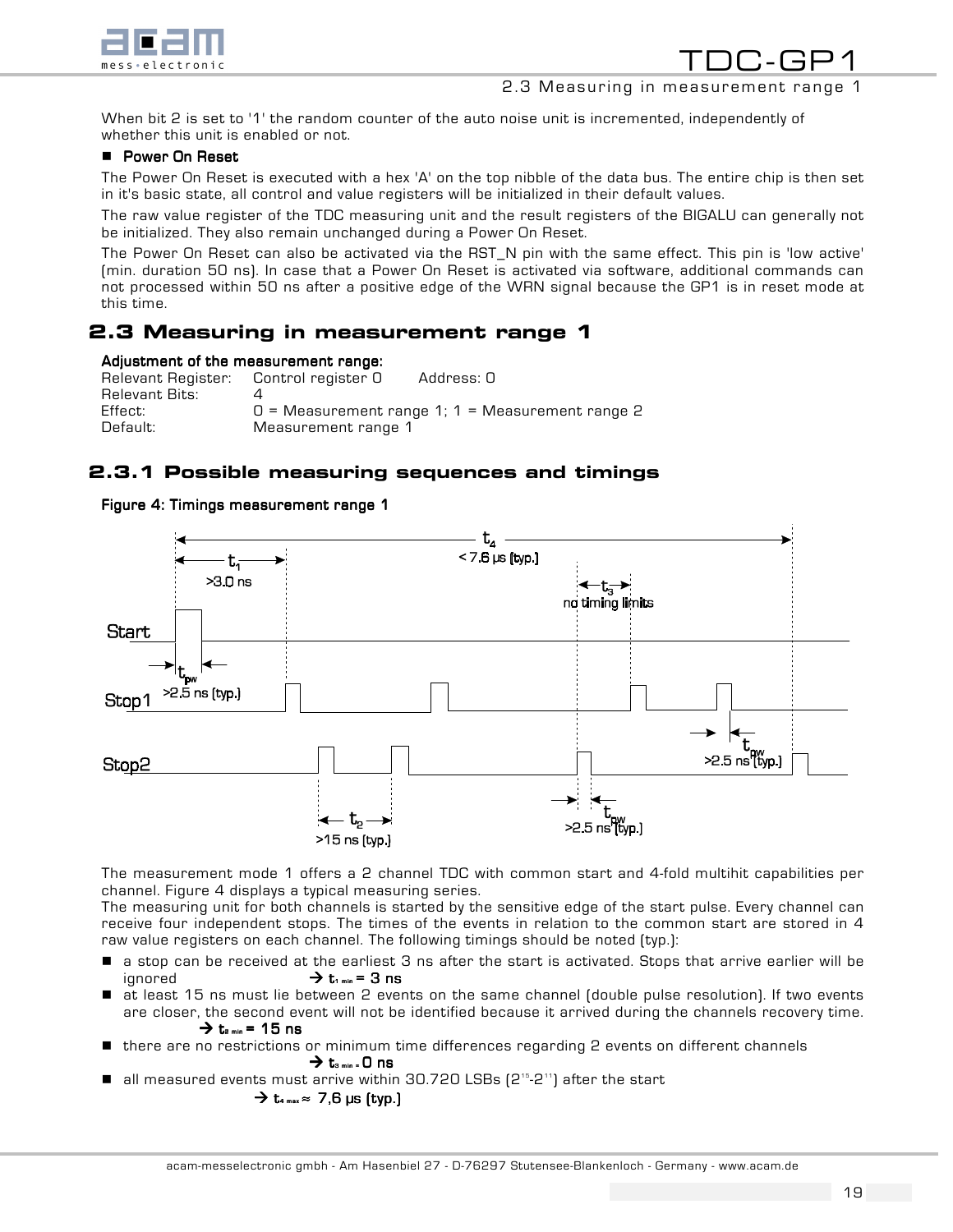When bit 2 is set to '1' the random counter of the auto noise unit is incremented, independently of whether this unit is enabled or not.

- **Power On Reset**

The Power On Reset is executed with a hex 'A' on the top nibble of the data bus. The entire chip is then set in it's basic state, all control and value registers will be initialized in their default values.

The raw value register of the TDC measuring unit and the result registers of the BIGALU can generally not be initialized. They also remain unchanged during a Power On Reset.

The Power On Reset can also be activated via the RST_N pin with the same effect. This pin is 'low active' (min. duration 50 ns). In case that a Power On Reset is activated via software, additional commands can not processed within 50 ns after a positive edge of the WRN signal because the GP1 is in reset mode at this time.

## 2.3 Measuring in measurement range 1

**Adjustment of the measurement range:**

| | | |
|---|---|---|
| Relevant Register: | Control register 0 | Address: 0 |
| Relevant Bits: | 4 | |
| Effect: | 0 = Measurement range 1; 1 = Measurement range 2 | |
| Default: | Measurement range 1 | |

### 2.3.1 Possible measuring sequences and timings

**Figure 4: Timings measurement range 1**

$t_4$ < 7.6 µs (typ.)

$t_1$ >3.0 ns

$t_3$ no timing limits

Start

$t_{pw}$ >2.5 ns (typ.)

Stop1

$t_{pw}$ >2.5 ns (typ.)

Stop2

$t_2$ >15 ns (typ.)

$t_{pw}$ >2.5 ns (typ.)

The measurement mode 1 offers a 2 channel TDC with common start and 4-fold multihit capabilities per channel. Figure 4 displays a typical measuring series.

The measuring unit for both channels is started by the sensitive edge of the start pulse. Every channel can receive four independent stops. The times of the events in relation to the common start are stored in 4 raw value registers on each channel. The following timings should be noted (typ.):

- a stop can be received at the earliest 3 ns after the start is activated. Stops that arrive earlier will be ignored → $t_{1\ min}$ = 3 ns
- at least 15 ns must lie between 2 events on the same channel (double pulse resolution). If two events are closer, the second event will not be identified because it arrived during the channels recovery time. → $t_{2\ min}$ = 15 ns
- there are no restrictions or minimum time differences regarding 2 events on different channels → $t_{3\ min}$ = 0 ns
- all measured events must arrive within 30.720 LSBs ($2^{15}$-$2^{11}$) after the start → $t_{4\ max}$ ≈ 7,6 µs (typ.)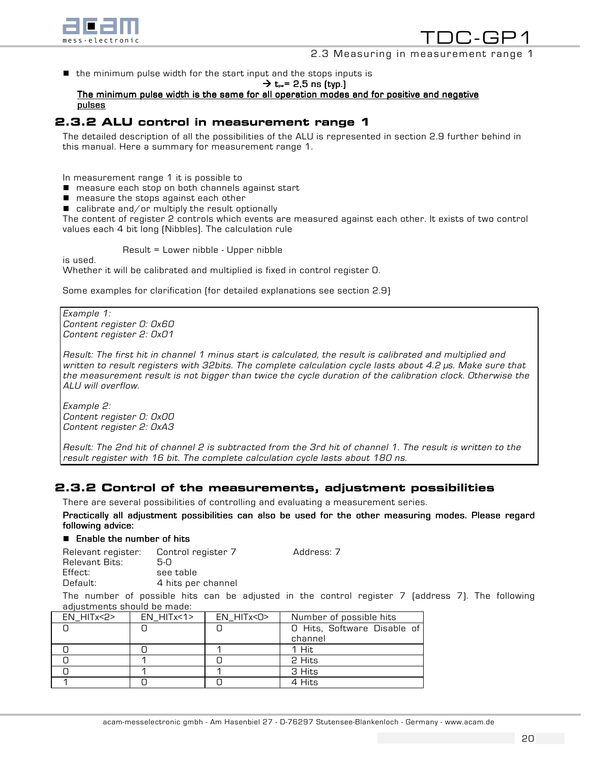- the minimum pulse width for the start input and the stops inputs is

→ $t_{pw}$= 2,5 ns (typ.)

**The minimum pulse width is the same for all operation modes and for positive and negative pulses**

## 2.3.2 ALU control in measurement range 1

The detailed description of all the possibilities of the ALU is represented in section 2.9 further behind in this manual. Here a summary for measurement range 1.

In measurement range 1 it is possible to

- measure each stop on both channels against start
- measure the stops against each other
- calibrate and/or multiply the result optionally

The content of register 2 controls which events are measured against each other. It exists of two control values each 4 bit long (Nibbles). The calculation rule

Result = Lower nibble - Upper nibble

is used.

Whether it will be calibrated and multiplied is fixed in control register 0.

Some examples for clarification (for detailed explanations see section 2.9)

*Example 1:*
*Content register 0: 0x60*
*Content register 2: 0x01*

*Result: The first hit in channel 1 minus start is calculated, the result is calibrated and multiplied and written to result registers with 32bits. The complete calculation cycle lasts about 4.2 µs. Make sure that the measurement result is not bigger than twice the cycle duration of the calibration clock. Otherwise the ALU will overflow.*

*Example 2:*
*Content register 0: 0x00*
*Content register 2: 0xA3*

*Result: The 2nd hit of channel 2 is subtracted from the 3rd hit of channel 1. The result is written to the result register with 16 bit. The complete calculation cycle lasts about 180 ns.*

## 2.3.2 Control of the measurements, adjustment possibilities

There are several possibilities of controlling and evaluating a measurement series.

**Practically all adjustment possibilities can also be used for the other measuring modes. Please regard following advice:**

- **Enable the number of hits**

Relevant register: Control register 7 Address: 7
Relevant Bits: 5-0
Effect: see table
Default: 4 hits per channel

The number of possible hits can be adjusted in the control register 7 (address 7). The following adjustments should be made:

| EN_HITx<2> | EN_HITx<1> | EN_HITx<0> | Number of possible hits |
|---|---|---|---|
| 0 | 0 | 0 | 0 Hits, Software Disable of channel |
| 0 | 0 | 1 | 1 Hit |
| 0 | 1 | 0 | 2 Hits |
| 0 | 1 | 1 | 3 Hits |
| 1 | 0 | 0 | 4 Hits |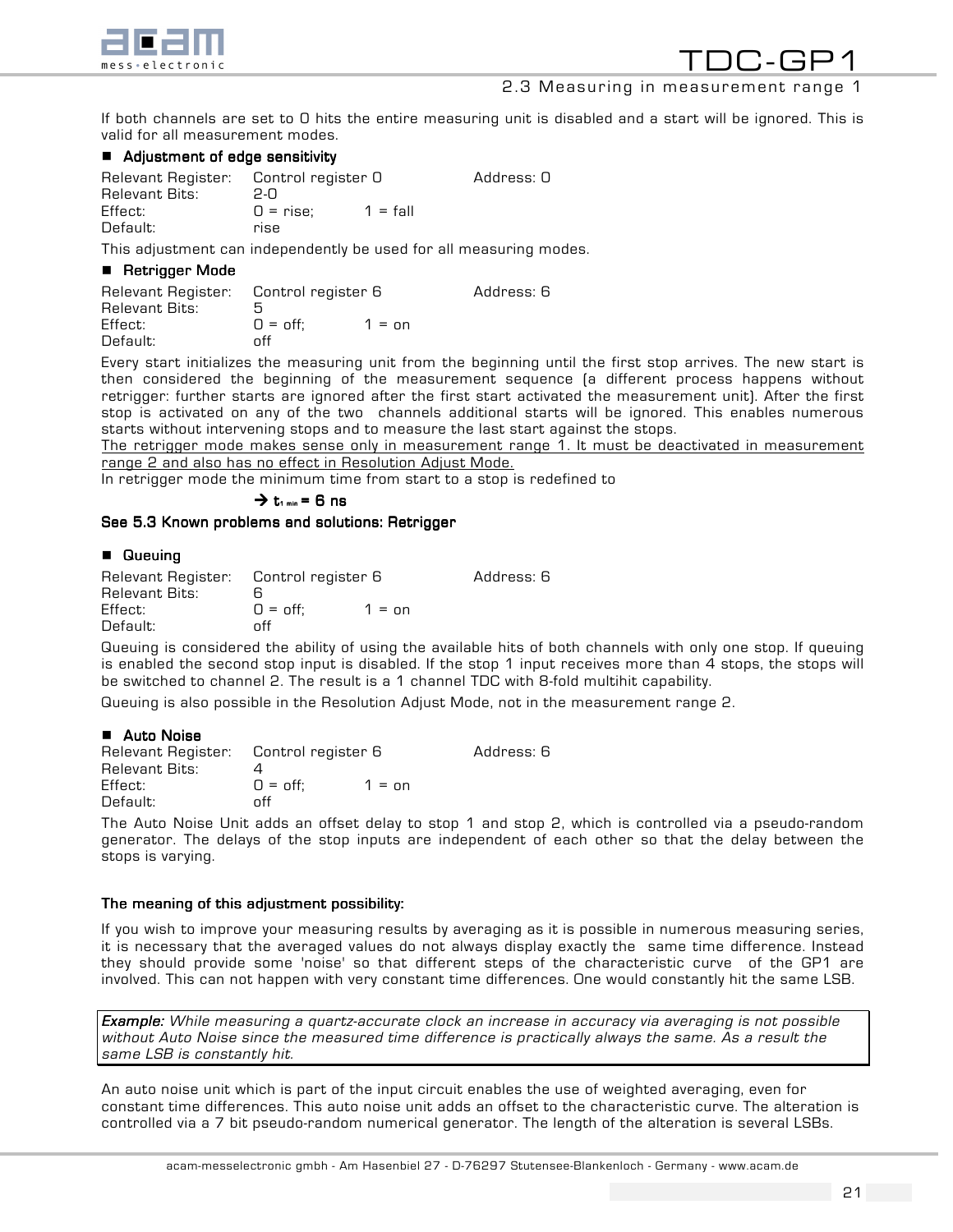If both channels are set to 0 hits the entire measuring unit is disabled and a start will be ignored. This is valid for all measurement modes.

■ **Adjustment of edge sensitivity**

| | | | |
|---|---|---|---|
| Relevant Register: | Control register 0 | | Address: 0 |
| Relevant Bits: | 2-0 | | |
| Effect: | 0 = rise; | 1 = fall | |
| Default: | rise | | |

This adjustment can independently be used for all measuring modes.

■ **Retrigger Mode**

| | | | |
|---|---|---|---|
| Relevant Register: | Control register 6 | | Address: 6 |
| Relevant Bits: | 5 | | |
| Effect: | 0 = off; | 1 = on | |
| Default: | off | | |

Every start initializes the measuring unit from the beginning until the first stop arrives. The new start is then considered the beginning of the measurement sequence (a different process happens without retrigger: further starts are ignored after the first start activated the measurement unit). After the first stop is activated on any of the two channels additional starts will be ignored. This enables numerous starts without intervening stops and to measure the last start against the stops.

<u>The retrigger mode makes sense only in measurement range 1. It must be deactivated in measurement range 2 and also has no effect in Resolution Adjust Mode.</u>

In retrigger mode the minimum time from start to a stop is redefined to

→ $t_{1\,min}$ = 6 ns

**See 5.3 Known problems and solutions: Retrigger**

■ **Queuing**

| | | | |
|---|---|---|---|
| Relevant Register: | Control register 6 | | Address: 6 |
| Relevant Bits: | 6 | | |
| Effect: | 0 = off; | 1 = on | |
| Default: | off | | |

Queuing is considered the ability of using the available hits of both channels with only one stop. If queuing is enabled the second stop input is disabled. If the stop 1 input receives more than 4 stops, the stops will be switched to channel 2. The result is a 1 channel TDC with 8-fold multihit capability.

Queuing is also possible in the Resolution Adjust Mode, not in the measurement range 2.

■ **Auto Noise**

| | | | |
|---|---|---|---|
| Relevant Register: | Control register 6 | | Address: 6 |
| Relevant Bits: | 4 | | |
| Effect: | 0 = off; | 1 = on | |
| Default: | off | | |

The Auto Noise Unit adds an offset delay to stop 1 and stop 2, which is controlled via a pseudo-random generator. The delays of the stop inputs are independent of each other so that the delay between the stops is varying.

**The meaning of this adjustment possibility:**

If you wish to improve your measuring results by averaging as it is possible in numerous measuring series, it is necessary that the averaged values do not always display exactly the same time difference. Instead they should provide some 'noise' so that different steps of the characteristic curve of the GP1 are involved. This can not happen with very constant time differences. One would constantly hit the same LSB.

> ***Example:*** *While measuring a quartz-accurate clock an increase in accuracy via averaging is not possible without Auto Noise since the measured time difference is practically always the same. As a result the same LSB is constantly hit.*

An auto noise unit which is part of the input circuit enables the use of weighted averaging, even for constant time differences. This auto noise unit adds an offset to the characteristic curve. The alteration is controlled via a 7 bit pseudo-random numerical generator. The length of the alteration is several LSBs.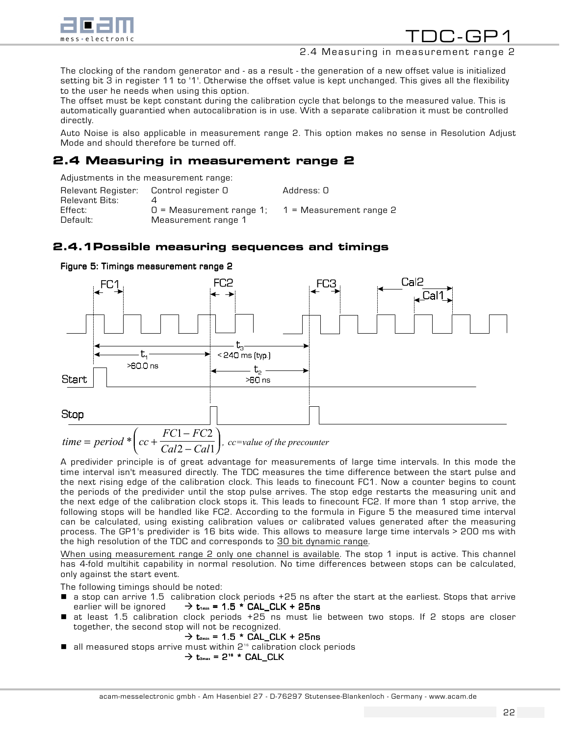The clocking of the random generator and - as a result - the generation of a new offset value is initialized setting bit 3 in register 11 to '1'. Otherwise the offset value is kept unchanged. This gives all the flexibility to the user he needs when using this option.
The offset must be kept constant during the calibration cycle that belongs to the measured value. This is automatically guarantied when autocalibration is in use. With a separate calibration it must be controlled directly.

Auto Noise is also applicable in measurement range 2. This option makes no sense in Resolution Adjust Mode and should therefore be turned off.

## 2.4 Measuring in measurement range 2

Adjustments in the measurement range:

| | | |
|---|---|---|
| Relevant Register: | Control register 0 | Address: 0 |
| Relevant Bits: | 4 | |
| Effect: | 0 = Measurement range 1; | 1 = Measurement range 2 |
| Default: | Measurement range 1 | |

### 2.4.1 Possible measuring sequences and timings

**Figure 5: Timings measurement range 2**

$$time = period * \left( cc + \frac{FC1 - FC2}{Cal2 - Cal1} \right), \; cc = \text{value of the precounter}$$

A predivider principle is of great advantage for measurements of large time intervals. In this mode the time interval isn't measured directly. The TDC measures the time difference between the start pulse and the next rising edge of the calibration clock. This leads to finecount FC1. Now a counter begins to count the periods of the predivider until the stop pulse arrives. The stop edge restarts the measuring unit and the next edge of the calibration clock stops it. This leads to finecount FC2. If more than 1 stop arrive, the following stops will be handled like FC2. According to the formula in Figure 5 the measured time interval can be calculated, using existing calibration values or calibrated values generated after the measuring process. The GP1's predivider is 16 bits wide. This allows to measure large time intervals > 200 ms with the high resolution of the TDC and corresponds to 30 bit dynamic range.

When using measurement range 2 only one channel is available. The stop 1 input is active. This channel has 4-fold multihit capability in normal resolution. No time differences between stops can be calculated, only against the start event.

The following timings should be noted:

- a stop can arrive 1.5 calibration clock periods +25 ns after the start at the earliest. Stops that arrive earlier will be ignored → **$t_{1min}$ = 1.5 * CAL_CLK + 25ns**
- at least 1.5 calibration clock periods +25 ns must lie between two stops. If 2 stops are closer together, the second stop will not be recognized.
  → **$t_{2min}$ = 1.5 * CAL_CLK + 25ns**
- all measured stops arrive must within $2^{16}$ calibration clock periods
  → **$t_{3max}$ = $2^{16}$ * CAL_CLK**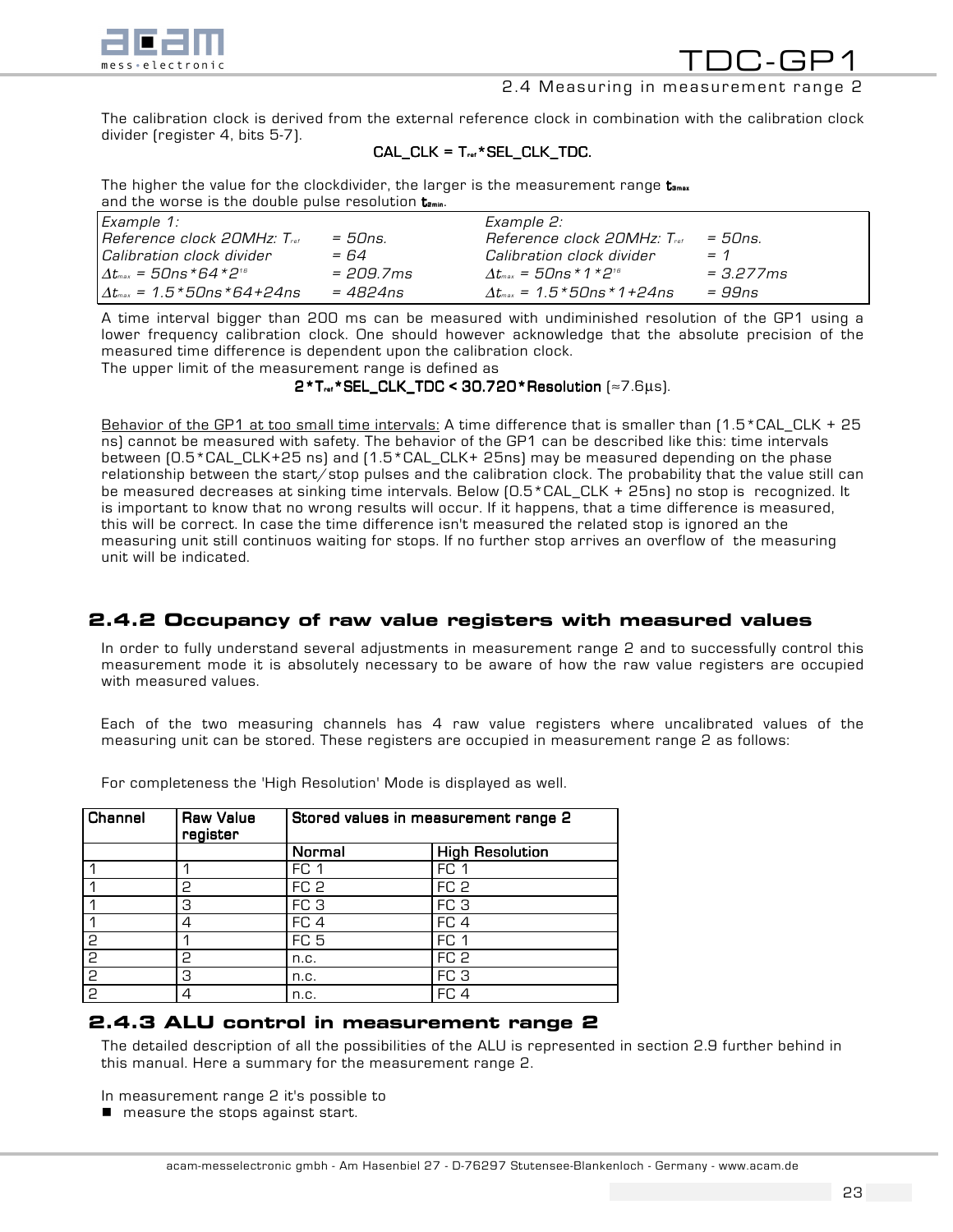The calibration clock is derived from the external reference clock in combination with the calibration clock divider (register 4, bits 5-7).

$$CAL\_CLK = T_{ref} * SEL\_CLK\_TDC.$$

The higher the value for the clockdivider, the larger is the measurement range $t_{2max}$ and the worse is the double pulse resolution $t_{2min}$.

| *Example 1:* | | *Example 2:* | |
|---|---|---|---|
| *Reference clock 20MHz: $T_{ref}$* | *= 50ns.* | *Reference clock 20MHz: $T_{ref}$* | *= 50ns.* |
| *Calibration clock divider* | *= 64* | *Calibration clock divider* | *= 1* |
| *$\Delta t_{max}$ = 50ns\*64\*$2^{16}$* | *= 209.7ms* | *$\Delta t_{max}$ = 50ns\*1\*$2^{16}$* | *= 3.277ms* |
| *$\Delta t_{min}$ = 1.5\*50ns\*64+24ns* | *= 4824ns* | *$\Delta t_{min}$ = 1.5\*50ns\*1+24ns* | *= 99ns* |

A time interval bigger than 200 ms can be measured with undiminished resolution of the GP1 using a lower frequency calibration clock. One should however acknowledge that the absolute precision of the measured time difference is dependent upon the calibration clock.
The upper limit of the measurement range is defined as

$$2 * T_{ref} * SEL\_CLK\_TDC < 30.720 * Resolution \; (\approx 7.6 \mu s).$$

Behavior of the GP1 at too small time intervals: A time difference that is smaller than (1.5\*CAL_CLK + 25 ns) cannot be measured with safety. The behavior of the GP1 can be described like this: time intervals between (0.5\*CAL_CLK+25 ns) and (1.5\*CAL_CLK+ 25ns) may be measured depending on the phase relationship between the start/stop pulses and the calibration clock. The probability that the value still can be measured decreases at sinking time intervals. Below (0.5\*CAL_CLK + 25ns) no stop is recognized. It is important to know that no wrong results will occur. If it happens, that a time difference is measured, this will be correct. In case the time difference isn't measured the related stop is ignored an the measuring unit still continuos waiting for stops. If no further stop arrives an overflow of the measuring unit will be indicated.

### 2.4.2 Occupancy of raw value registers with measured values

In order to fully understand several adjustments in measurement range 2 and to successfully control this measurement mode it is absolutely necessary to be aware of how the raw value registers are occupied with measured values.

Each of the two measuring channels has 4 raw value registers where uncalibrated values of the measuring unit can be stored. These registers are occupied in measurement range 2 as follows:

For completeness the 'High Resolution' Mode is displayed as well.

| **Channel** | **Raw Value register** | **Stored values in measurement range 2** | |
|---|---|---|---|
| | | **Normal** | **High Resolution** |
| 1 | 1 | FC 1 | FC 1 |
| 1 | 2 | FC 2 | FC 2 |
| 1 | 3 | FC 3 | FC 3 |
| 1 | 4 | FC 4 | FC 4 |
| 2 | 1 | FC 5 | FC 1 |
| 2 | 2 | n.c. | FC 2 |
| 2 | 3 | n.c. | FC 3 |
| 2 | 4 | n.c. | FC 4 |

### 2.4.3 ALU control in measurement range 2

The detailed description of all the possibilities of the ALU is represented in section 2.9 further behind in this manual. Here a summary for the measurement range 2.

In measurement range 2 it's possible to

- measure the stops against start.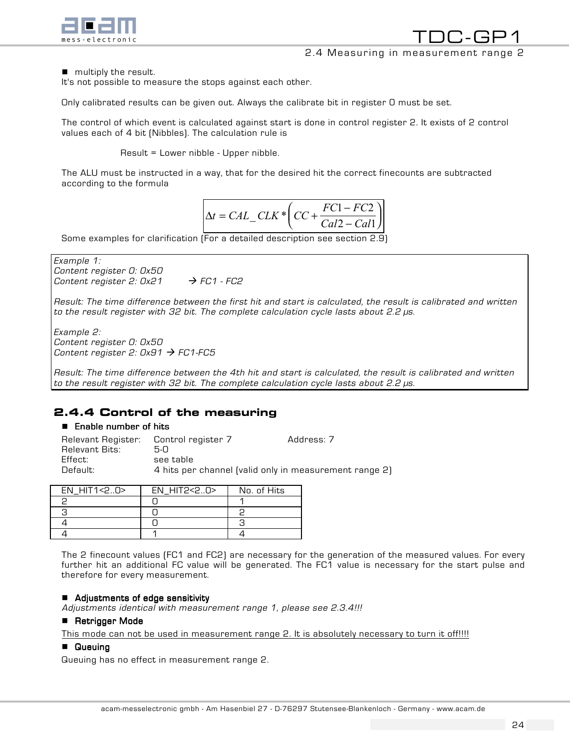- multiply the result.

It's not possible to measure the stops against each other.

Only calibrated results can be given out. Always the calibrate bit in register 0 must be set.

The control of which event is calculated against start is done in control register 2. It exists of 2 control values each of 4 bit (Nibbles). The calculation rule is

Result = Lower nibble - Upper nibble.

The ALU must be instructed in a way, that for the desired hit the correct finecounts are subtracted according to the formula

$$\Delta t = CAL\_CLK * \left( CC + \frac{FC1 - FC2}{Cal2 - Cal1} \right)$$

Some examples for clarification (For a detailed description see section 2.9)

*Example 1:*
*Content register 0: 0x50*
*Content register 2: 0x21 → FC1 - FC2*

*Result: The time difference between the first hit and start is calculated, the result is calibrated and written to the result register with 32 bit. The complete calculation cycle lasts about 2.2 µs.*

*Example 2:*
*Content register 0: 0x50*
*Content register 2: 0x91 → FC1-FC5*

*Result: The time difference between the 4th hit and start is calculated, the result is calibrated and written to the result register with 32 bit. The complete calculation cycle lasts about 2.2 µs.*

### 2.4.4 Control of the measuring

- **Enable number of hits**

Relevant Register: Control register 7 Address: 7
Relevant Bits: 5-0
Effect: see table
Default: 4 hits per channel (valid only in measurement range 2)

| EN_HIT1<2..0> | EN_HIT2<2..0> | No. of Hits |
|---|---|---|
| 2 | 0 | 1 |
| 3 | 0 | 2 |
| 4 | 0 | 3 |
| 4 | 1 | 4 |

The 2 finecount values (FC1 and FC2) are necessary for the generation of the measured values. For every further hit an additional FC value will be generated. The FC1 value is necessary for the start pulse and therefore for every measurement.

- **Adjustments of edge sensitivity**

*Adjustments identical with measurement range 1, please see 2.3.4!!!*

- **Retrigger Mode**

<u>This mode can not be used in measurement range 2. It is absolutely necessary to turn it off!!!!</u>

- **Queuing**

Queuing has no effect in measurement range 2.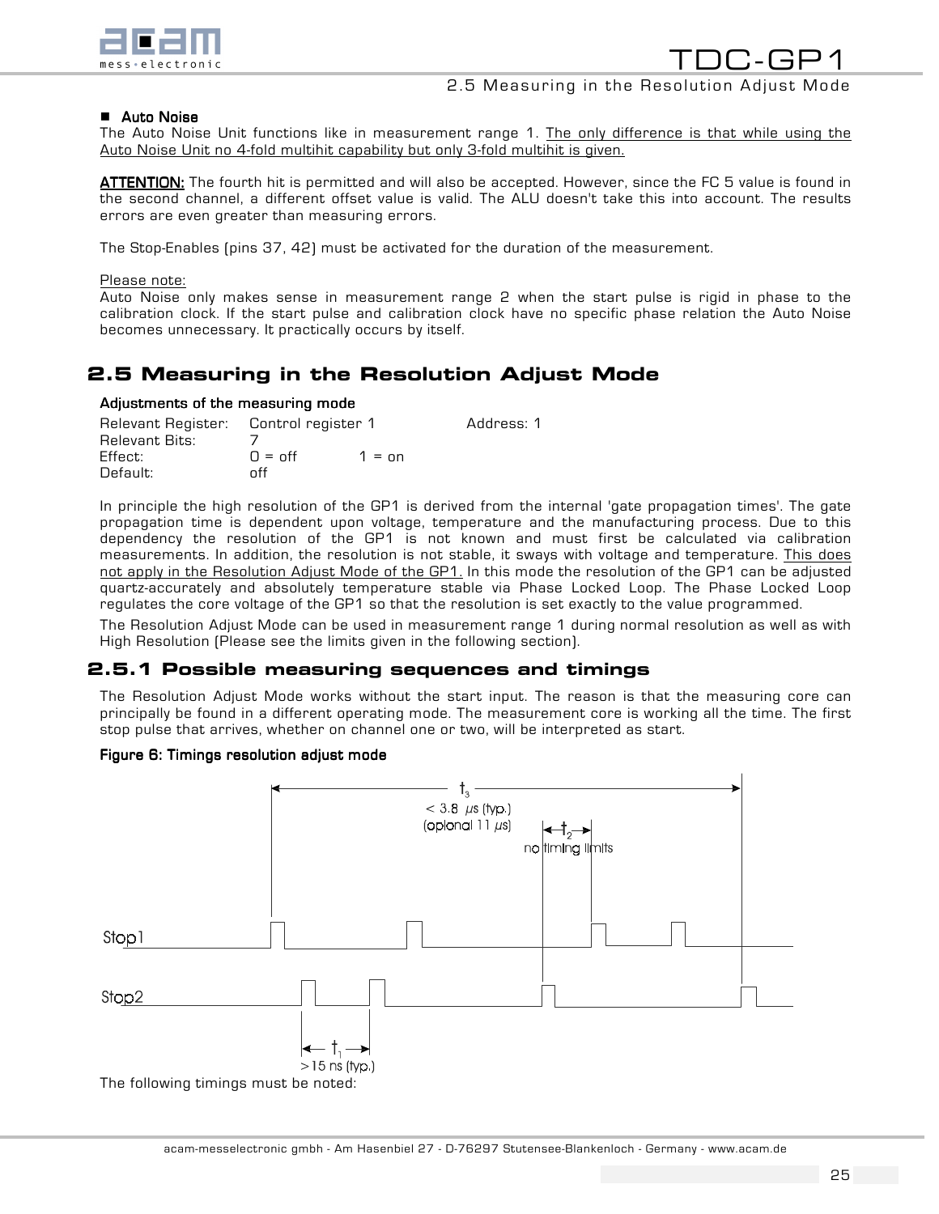■ **Auto Noise**

The Auto Noise Unit functions like in measurement range 1. The only difference is that while using the Auto Noise Unit no 4-fold multihit capability but only 3-fold multihit is given.

**ATTENTION:** The fourth hit is permitted and will also be accepted. However, since the FC 5 value is found in the second channel, a different offset value is valid. The ALU doesn't take this into account. The results errors are even greater than measuring errors.

The Stop-Enables (pins 37, 42) must be activated for the duration of the measurement.

Please note:
Auto Noise only makes sense in measurement range 2 when the start pulse is rigid in phase to the calibration clock. If the start pulse and calibration clock have no specific phase relation the Auto Noise becomes unnecessary. It practically occurs by itself.

## 2.5 Measuring in the Resolution Adjust Mode

**Adjustments of the measuring mode**

| | | | |
|---|---|---|---|
| Relevant Register: | Control register 1 | | Address: 1 |
| Relevant Bits: | 7 | | |
| Effect: | 0 = off | 1 = on | |
| Default: | off | | |

In principle the high resolution of the GP1 is derived from the internal 'gate propagation times'. The gate propagation time is dependent upon voltage, temperature and the manufacturing process. Due to this dependency the resolution of the GP1 is not known and must first be calculated via calibration measurements. In addition, the resolution is not stable, it sways with voltage and temperature. This does not apply in the Resolution Adjust Mode of the GP1. In this mode the resolution of the GP1 can be adjusted quartz-accurately and absolutely temperature stable via Phase Locked Loop. The Phase Locked Loop regulates the core voltage of the GP1 so that the resolution is set exactly to the value programmed.

The Resolution Adjust Mode can be used in measurement range 1 during normal resolution as well as with High Resolution (Please see the limits given in the following section).

### 2.5.1 Possible measuring sequences and timings

The Resolution Adjust Mode works without the start input. The reason is that the measuring core can principally be found in a different operating mode. The measurement core is working all the time. The first stop pulse that arrives, whether on channel one or two, will be interpreted as start.

**Figure 6: Timings resolution adjust mode**

$t_3$: < 3.8 µs (typ.) (optional 11 µs)

$t_2$: no timing limits

$t_1$: >15 ns (typ.)

Stop1

Stop2

The following timings must be noted: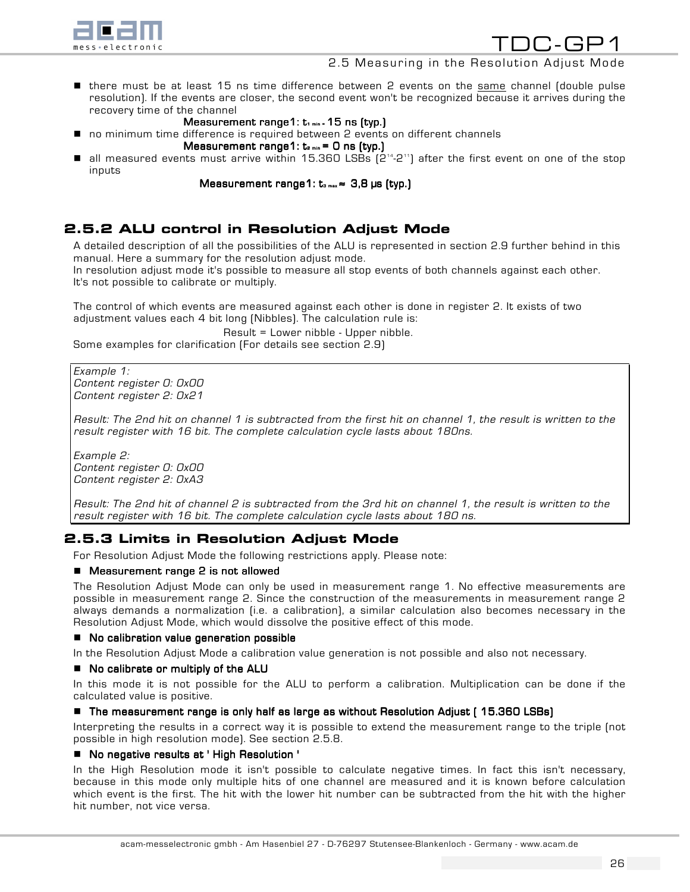- there must be at least 15 ns time difference between 2 events on the same channel (double pulse resolution). If the events are closer, the second event won't be recognized because it arrives during the recovery time of the channel

  **Measurement range1: $t_{1\ min}$ = 15 ns (typ.)**

- no minimum time difference is required between 2 events on different channels

  **Measurement range1: $t_{2\ min}$ = 0 ns (typ.)**

- all measured events must arrive within 15.360 LSBs ($2^{14}$-$2^{11}$) after the first event on one of the stop inputs

  **Measurement range1: $t_{3\ max}$ ≈ 3,8 µs (typ.)**

### 2.5.2 ALU control in Resolution Adjust Mode

A detailed description of all the possibilities of the ALU is represented in section 2.9 further behind in this manual. Here a summary for the resolution adjust mode.
In resolution adjust mode it's possible to measure all stop events of both channels against each other. It's not possible to calibrate or multiply.

The control of which events are measured against each other is done in register 2. It exists of two adjustment values each 4 bit long (Nibbles). The calculation rule is:

Result = Lower nibble - Upper nibble.

Some examples for clarification (For details see section 2.9)

*Example 1:*
*Content register 0: 0x00*
*Content register 2: 0x21*

*Result: The 2nd hit on channel 1 is subtracted from the first hit on channel 1, the result is written to the result register with 16 bit. The complete calculation cycle lasts about 180ns.*

*Example 2:*
*Content register 0: 0x00*
*Content register 2: 0xA3*

*Result: The 2nd hit of channel 2 is subtracted from the 3rd hit on channel 1, the result is written to the result register with 16 bit. The complete calculation cycle lasts about 180 ns.*

### 2.5.3 Limits in Resolution Adjust Mode

For Resolution Adjust Mode the following restrictions apply. Please note:

- **Measurement range 2 is not allowed**

The Resolution Adjust Mode can only be used in measurement range 1. No effective measurements are possible in measurement range 2. Since the construction of the measurements in measurement range 2 always demands a normalization (i.e. a calibration), a similar calculation also becomes necessary in the Resolution Adjust Mode, which would dissolve the positive effect of this mode.

- **No calibration value generation possible**

In the Resolution Adjust Mode a calibration value generation is not possible and also not necessary.

- **No calibrate or multiply of the ALU**

In this mode it is not possible for the ALU to perform a calibration. Multiplication can be done if the calculated value is positive.

- **The measurement range is only half as large as without Resolution Adjust ( 15.360 LSBs)**

Interpreting the results in a correct way it is possible to extend the measurement range to the triple (not possible in high resolution mode). See section 2.5.8.

- **No negative results at ' High Resolution '**

In the High Resolution mode it isn't possible to calculate negative times. In fact this isn't necessary, because in this mode only multiple hits of one channel are measured and it is known before calculation which event is the first. The hit with the lower hit number can be subtracted from the hit with the higher hit number, not vice versa.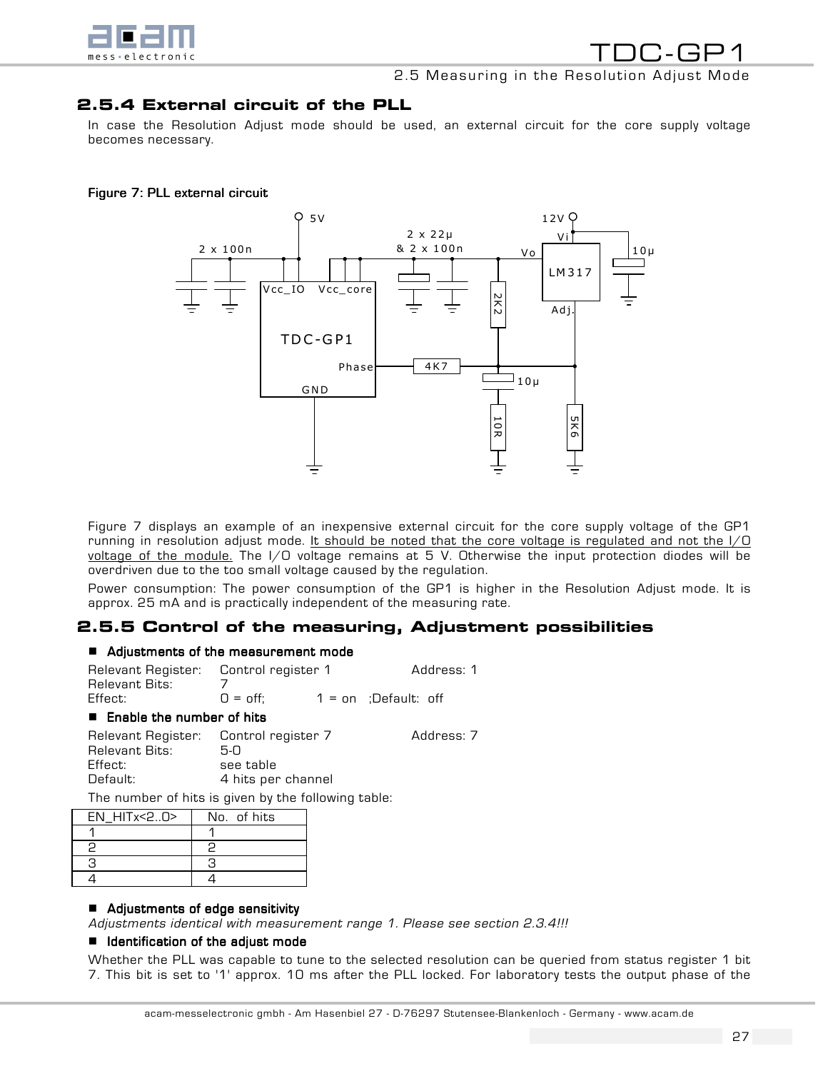### 2.5.4 External circuit of the PLL

In case the Resolution Adjust mode should be used, an external circuit for the core supply voltage becomes necessary.

**Figure 7: PLL external circuit**

Figure 7 displays an example of an inexpensive external circuit for the core supply voltage of the GP1 running in resolution adjust mode. It should be noted that the core voltage is regulated and not the I/O voltage of the module. The I/O voltage remains at 5 V. Otherwise the input protection diodes will be overdriven due to the too small voltage caused by the regulation.

Power consumption: The power consumption of the GP1 is higher in the Resolution Adjust mode. It is approx. 25 mA and is practically independent of the measuring rate.

### 2.5.5 Control of the measuring, Adjustment possibilities

- **Adjustments of the measurement mode**

Relevant Register: Control register 1 Address: 1
Relevant Bits: 7
Effect: 0 = off; 1 = on ;Default: off

- **Enable the number of hits**

Relevant Register: Control register 7 Address: 7
Relevant Bits: 5-0
Effect: see table
Default: 4 hits per channel

The number of hits is given by the following table:

| EN_HITx<2..0> | No. of hits |
|---|---|
| 1 | 1 |
| 2 | 2 |
| 3 | 3 |
| 4 | 4 |

- **Adjustments of edge sensitivity**

*Adjustments identical with measurement range 1. Please see section 2.3.4!!!*

- **Identification of the adjust mode**

Whether the PLL was capable to tune to the selected resolution can be queried from status register 1 bit 7. This bit is set to '1' approx. 10 ms after the PLL locked. For laboratory tests the output phase of the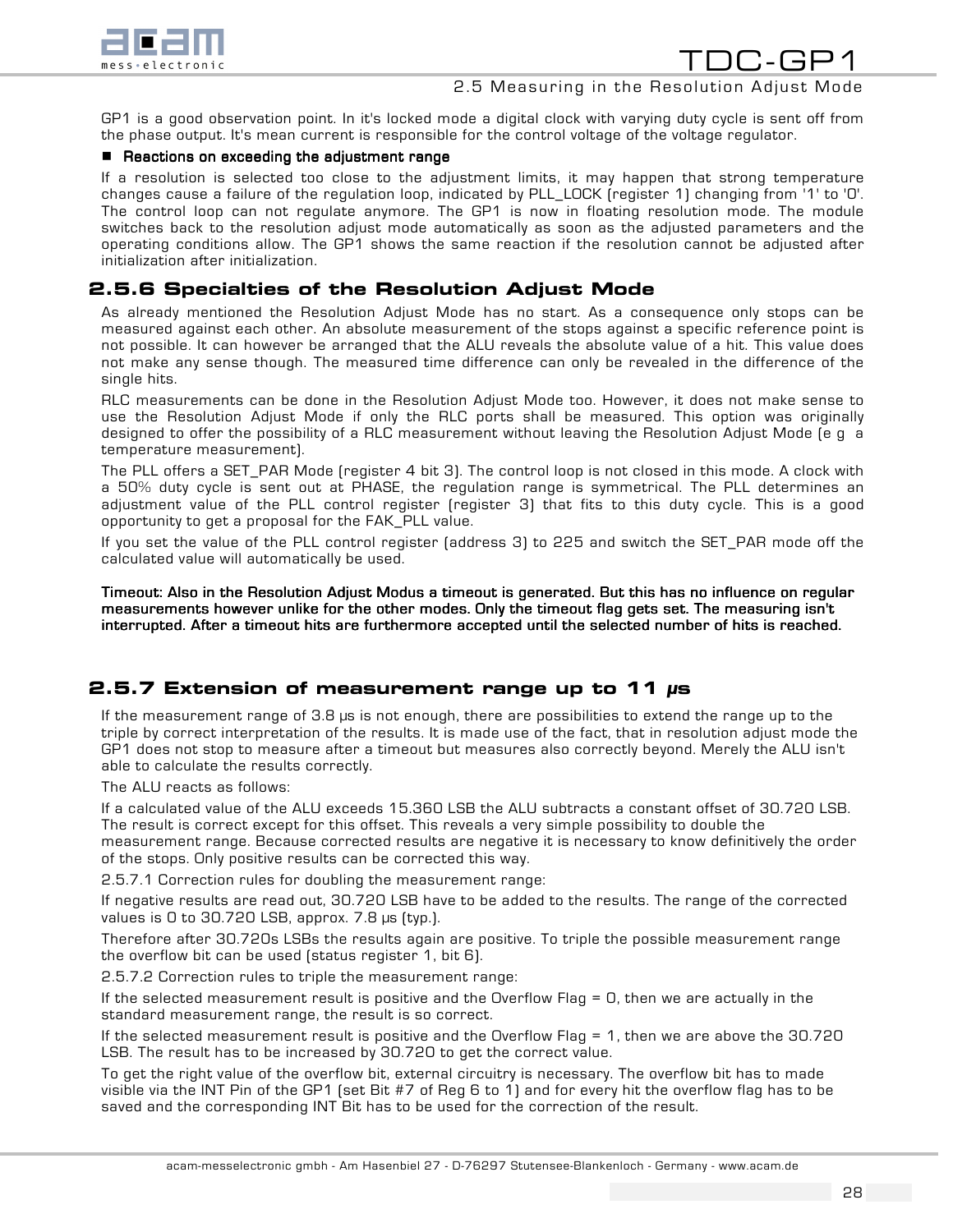GP1 is a good observation point. In it's locked mode a digital clock with varying duty cycle is sent off from the phase output. It's mean current is responsible for the control voltage of the voltage regulator.

- **Reactions on exceeding the adjustment range**

If a resolution is selected too close to the adjustment limits, it may happen that strong temperature changes cause a failure of the regulation loop, indicated by PLL_LOCK (register 1) changing from '1' to '0'. The control loop can not regulate anymore. The GP1 is now in floating resolution mode. The module switches back to the resolution adjust mode automatically as soon as the adjusted parameters and the operating conditions allow. The GP1 shows the same reaction if the resolution cannot be adjusted after initialization after initialization.

### 2.5.6 Specialties of the Resolution Adjust Mode

As already mentioned the Resolution Adjust Mode has no start. As a consequence only stops can be measured against each other. An absolute measurement of the stops against a specific reference point is not possible. It can however be arranged that the ALU reveals the absolute value of a hit. This value does not make any sense though. The measured time difference can only be revealed in the difference of the single hits.

RLC measurements can be done in the Resolution Adjust Mode too. However, it does not make sense to use the Resolution Adjust Mode if only the RLC ports shall be measured. This option was originally designed to offer the possibility of a RLC measurement without leaving the Resolution Adjust Mode (e g a temperature measurement).

The PLL offers a SET_PAR Mode (register 4 bit 3). The control loop is not closed in this mode. A clock with a 50% duty cycle is sent out at PHASE, the regulation range is symmetrical. The PLL determines an adjustment value of the PLL control register (register 3) that fits to this duty cycle. This is a good opportunity to get a proposal for the FAK_PLL value.

If you set the value of the PLL control register (address 3) to 225 and switch the SET_PAR mode off the calculated value will automatically be used.

**Timeout: Also in the Resolution Adjust Modus a timeout is generated. But this has no influence on regular measurements however unlike for the other modes. Only the timeout flag gets set. The measuring isn't interrupted. After a timeout hits are furthermore accepted until the selected number of hits is reached.**

### 2.5.7 Extension of measurement range up to 11 µs

If the measurement range of 3.8 µs is not enough, there are possibilities to extend the range up to the triple by correct interpretation of the results. It is made use of the fact, that in resolution adjust mode the GP1 does not stop to measure after a timeout but measures also correctly beyond. Merely the ALU isn't able to calculate the results correctly.

The ALU reacts as follows:

If a calculated value of the ALU exceeds 15.360 LSB the ALU subtracts a constant offset of 30.720 LSB. The result is correct except for this offset. This reveals a very simple possibility to double the measurement range. Because corrected results are negative it is necessary to know definitively the order of the stops. Only positive results can be corrected this way.

2.5.7.1 Correction rules for doubling the measurement range:

If negative results are read out, 30.720 LSB have to be added to the results. The range of the corrected values is 0 to 30.720 LSB, approx. 7.8 µs (typ.).

Therefore after 30.720s LSBs the results again are positive. To triple the possible measurement range the overflow bit can be used (status register 1, bit 6).

2.5.7.2 Correction rules to triple the measurement range:

If the selected measurement result is positive and the Overflow Flag = 0, then we are actually in the standard measurement range, the result is so correct.

If the selected measurement result is positive and the Overflow Flag = 1, then we are above the 30.720 LSB. The result has to be increased by 30.720 to get the correct value.

To get the right value of the overflow bit, external circuitry is necessary. The overflow bit has to made visible via the INT Pin of the GP1 (set Bit #7 of Reg 6 to 1) and for every hit the overflow flag has to be saved and the corresponding INT Bit has to be used for the correction of the result.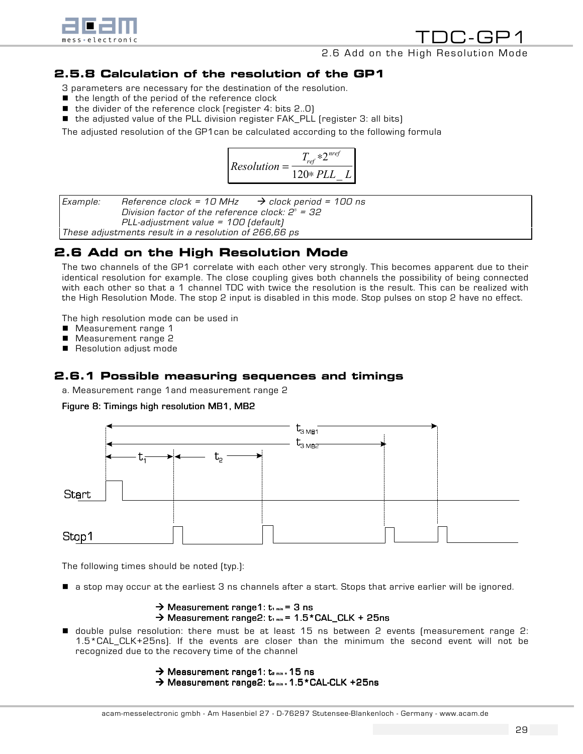### 2.5.8 Calculation of the resolution of the GP1

3 parameters are necessary for the destination of the resolution.

- the length of the period of the reference clock
- the divider of the reference clock (register 4: bits 2..0)
- the adjusted value of the PLL division register FAK_PLL (register 3: all bits)

The adjusted resolution of the GP1can be calculated according to the following formula

$$Resolution = \frac{T_{ref} * 2^{nref}}{120 * PLL\_L}$$

| | |
|---|---|
| *Example:* | *Reference clock = 10 MHz → clock period = 100 ns* |
| | *Division factor of the reference clock: $2^5$ = 32* |
| | *PLL-adjustment value = 100 (default)* |
| *These adjustments result in a resolution of 266,66 ps* | |

## 2.6 Add on the High Resolution Mode

The two channels of the GP1 correlate with each other very strongly. This becomes apparent due to their identical resolution for example. The close coupling gives both channels the possibility of being connected with each other so that a 1 channel TDC with twice the resolution is the result. This can be realized with the High Resolution Mode. The stop 2 input is disabled in this mode. Stop pulses on stop 2 have no effect.

The high resolution mode can be used in

- Measurement range 1
- Measurement range 2
- Resolution adjust mode

### 2.6.1 Possible measuring sequences and timings

a. Measurement range 1and measurement range 2

**Figure 8: Timings high resolution MB1, MB2**

The following times should be noted (typ.):

- a stop may occur at the earliest 3 ns channels after a start. Stops that arrive earlier will be ignored.

  **→ Measurement range1: $t_{1\ min}$ = 3 ns**
  **→ Measurement range2: $t_{1\ min}$ = 1.5*CAL_CLK + 25ns**

- double pulse resolution: there must be at least 15 ns between 2 events (measurement range 2: 1.5*CAL_CLK+25ns). If the events are closer than the minimum the second event will not be recognized due to the recovery time of the channel

  **→ Measurement range1: $t_{2\ min}$ = 15 ns**
  **→ Measurement range2: $t_{2\ min}$ = 1.5*CAL-CLK +25ns**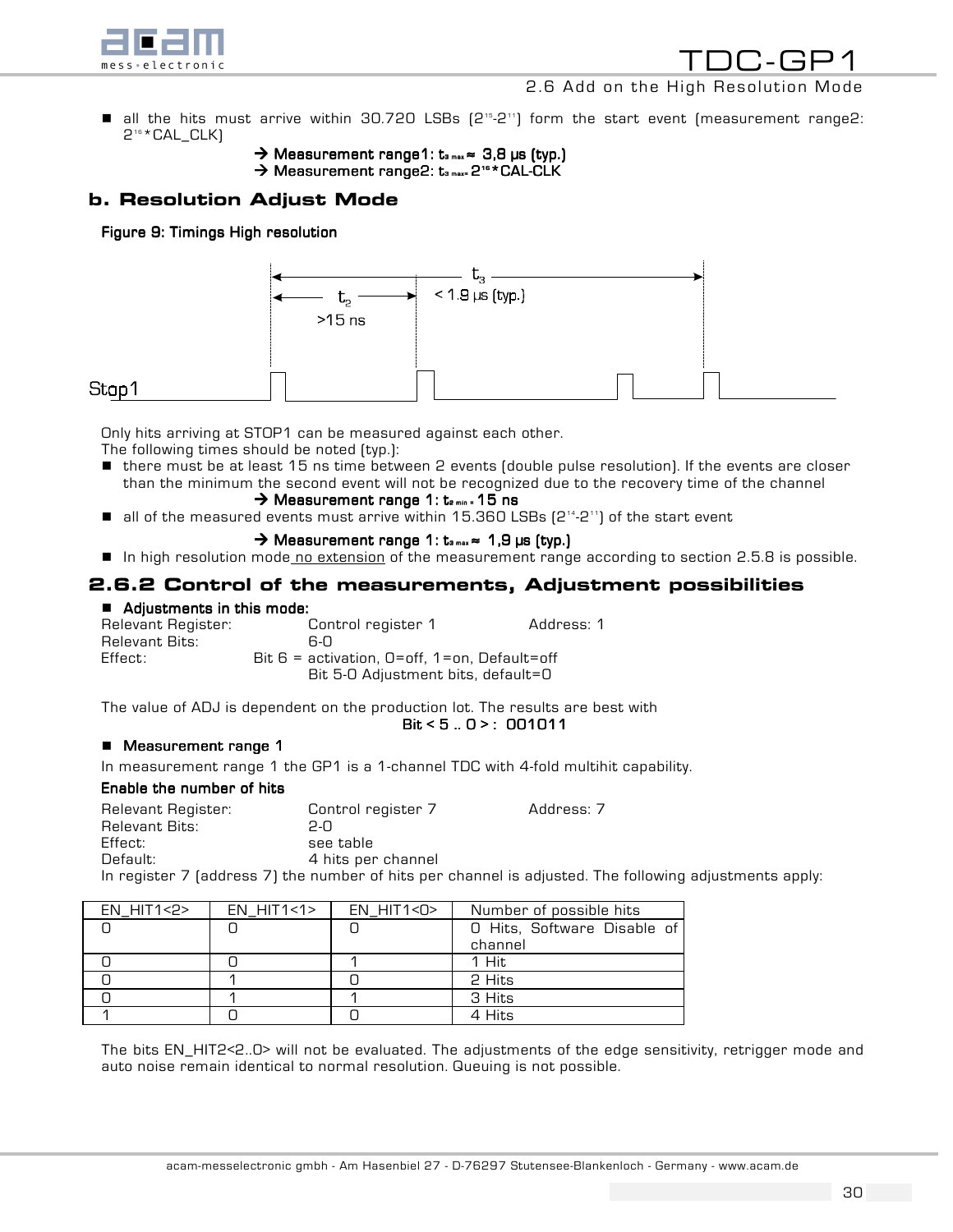- all the hits must arrive within 30.720 LSBs ($2^{15}$-$2^{11}$) form the start event (measurement range2: $2^{16}$*CAL_CLK)

  → **Measurement range1: $t_{3\,max} \approx$ 3,8 µs (typ.)**
  → Measurement range2: $t_{3\,max}$= $2^{16}$*CAL-CLK

### b. Resolution Adjust Mode

**Figure 9: Timings High resolution**

Stop1 — $t_2$ >15 ns — $t_3$ < 1.9 µs (typ.)

Only hits arriving at STOP1 can be measured against each other.
The following times should be noted (typ.):

- there must be at least 15 ns time between 2 events (double pulse resolution). If the events are closer than the minimum the second event will not be recognized due to the recovery time of the channel

  → **Measurement range 1: $t_{2\,min}$ = 15 ns**

- all of the measured events must arrive within 15.360 LSBs ($2^{14}$-$2^{11}$) of the start event

  → **Measurement range 1: $t_{3\,max} \approx$ 1,9 µs (typ.)**

- In high resolution mode no extension of the measurement range according to section 2.5.8 is possible.

## 2.6.2 Control of the measurements, Adjustment possibilities

- **Adjustments in this mode:**

Relevant Register: Control register 1 Address: 1
Relevant Bits: 6-0
Effect: Bit 6 = activation, 0=off, 1=on, Default=off
Bit 5-0 Adjustment bits, default=0

The value of ADJ is dependent on the production lot. The results are best with
**Bit < 5 .. 0 > : 001011**

- **Measurement range 1**

In measurement range 1 the GP1 is a 1-channel TDC with 4-fold multihit capability.

**Enable the number of hits**

Relevant Register: Control register 7 Address: 7
Relevant Bits: 2-0
Effect: see table
Default: 4 hits per channel
In register 7 (address 7) the number of hits per channel is adjusted. The following adjustments apply:

| EN_HIT1<2> | EN_HIT1<1> | EN_HIT1<0> | Number of possible hits |
|---|---|---|---|
| 0 | 0 | 0 | 0 Hits, Software Disable of channel |
| 0 | 0 | 1 | 1 Hit |
| 0 | 1 | 0 | 2 Hits |
| 0 | 1 | 1 | 3 Hits |
| 1 | 0 | 0 | 4 Hits |

The bits EN_HIT2<2..0> will not be evaluated. The adjustments of the edge sensitivity, retrigger mode and auto noise remain identical to normal resolution. Queuing is not possible.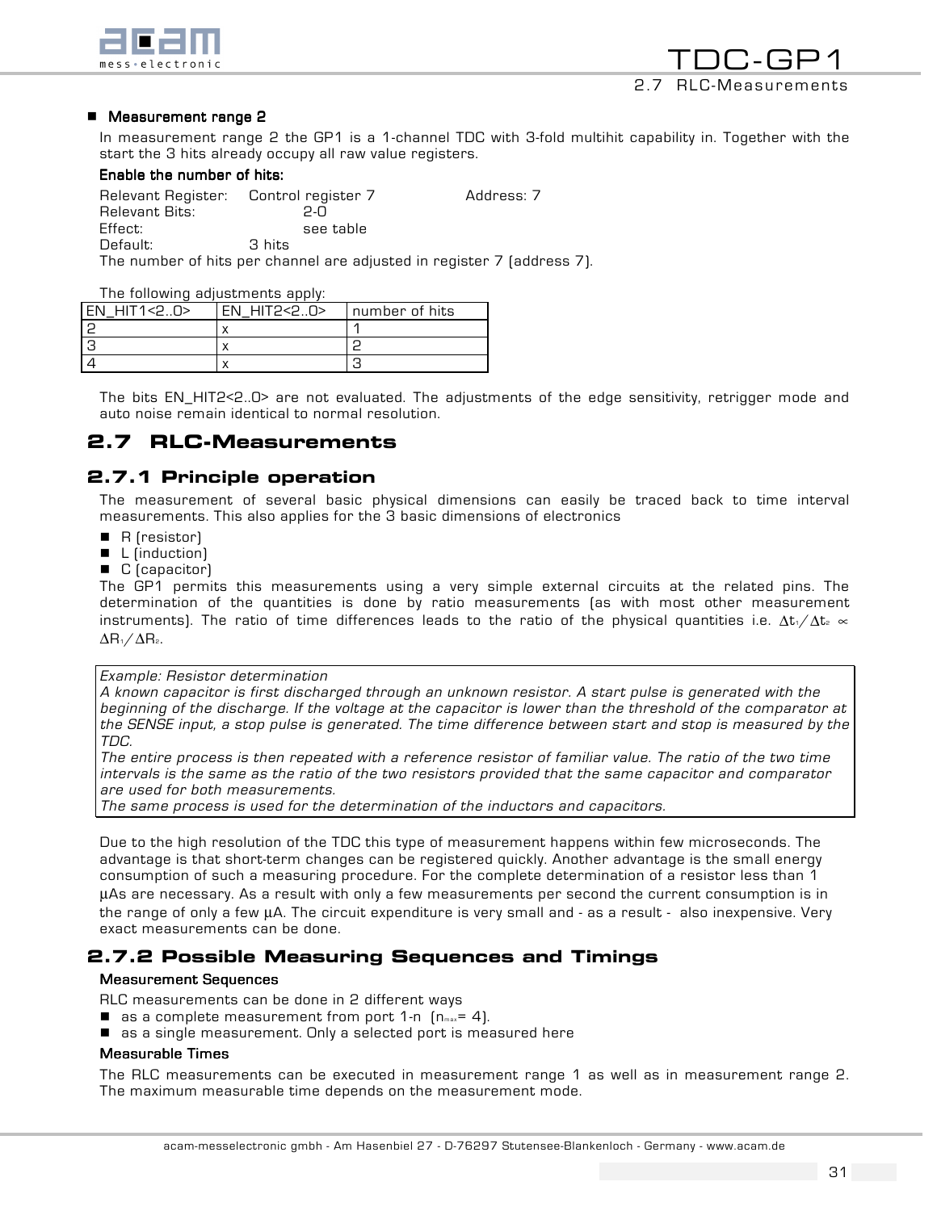- **Measurement range 2**

In measurement range 2 the GP1 is a 1-channel TDC with 3-fold multihit capability in. Together with the start the 3 hits already occupy all raw value registers.

**Enable the number of hits:**

Relevant Register: Control register 7 Address: 7
Relevant Bits: 2-0
Effect: see table
Default: 3 hits
The number of hits per channel are adjusted in register 7 (address 7).

The following adjustments apply:

| EN_HIT1<2..0> | EN_HIT2<2..0> | number of hits |
|---|---|---|
| 2 | x | 1 |
| 3 | x | 2 |
| 4 | x | 3 |

The bits EN_HIT2<2..0> are not evaluated. The adjustments of the edge sensitivity, retrigger mode and auto noise remain identical to normal resolution.

## 2.7 RLC-Measurements

### 2.7.1 Principle operation

The measurement of several basic physical dimensions can easily be traced back to time interval measurements. This also applies for the 3 basic dimensions of electronics

- R (resistor)
- L (induction)
- C (capacitor)

The GP1 permits this measurements using a very simple external circuits at the related pins. The determination of the quantities is done by ratio measurements (as with most other measurement instruments). The ratio of time differences leads to the ratio of the physical quantities i.e. $\Delta t_1 / \Delta t_2 \propto \Delta R_1 / \Delta R_2$.

*Example: Resistor determination*
*A known capacitor is first discharged through an unknown resistor. A start pulse is generated with the beginning of the discharge. If the voltage at the capacitor is lower than the threshold of the comparator at the SENSE input, a stop pulse is generated. The time difference between start and stop is measured by the TDC.*
*The entire process is then repeated with a reference resistor of familiar value. The ratio of the two time intervals is the same as the ratio of the two resistors provided that the same capacitor and comparator are used for both measurements.*
*The same process is used for the determination of the inductors and capacitors.*

Due to the high resolution of the TDC this type of measurement happens within few microseconds. The advantage is that short-term changes can be registered quickly. Another advantage is the small energy consumption of such a measuring procedure. For the complete determination of a resistor less than 1 µAs are necessary. As a result with only a few measurements per second the current consumption is in the range of only a few µA. The circuit expenditure is very small and - as a result - also inexpensive. Very exact measurements can be done.

### 2.7.2 Possible Measuring Sequences and Timings

**Measurement Sequences**

RLC measurements can be done in 2 different ways

- as a complete measurement from port 1-n ($n_{max}$= 4).
- as a single measurement. Only a selected port is measured here

**Measurable Times**

The RLC measurements can be executed in measurement range 1 as well as in measurement range 2. The maximum measurable time depends on the measurement mode.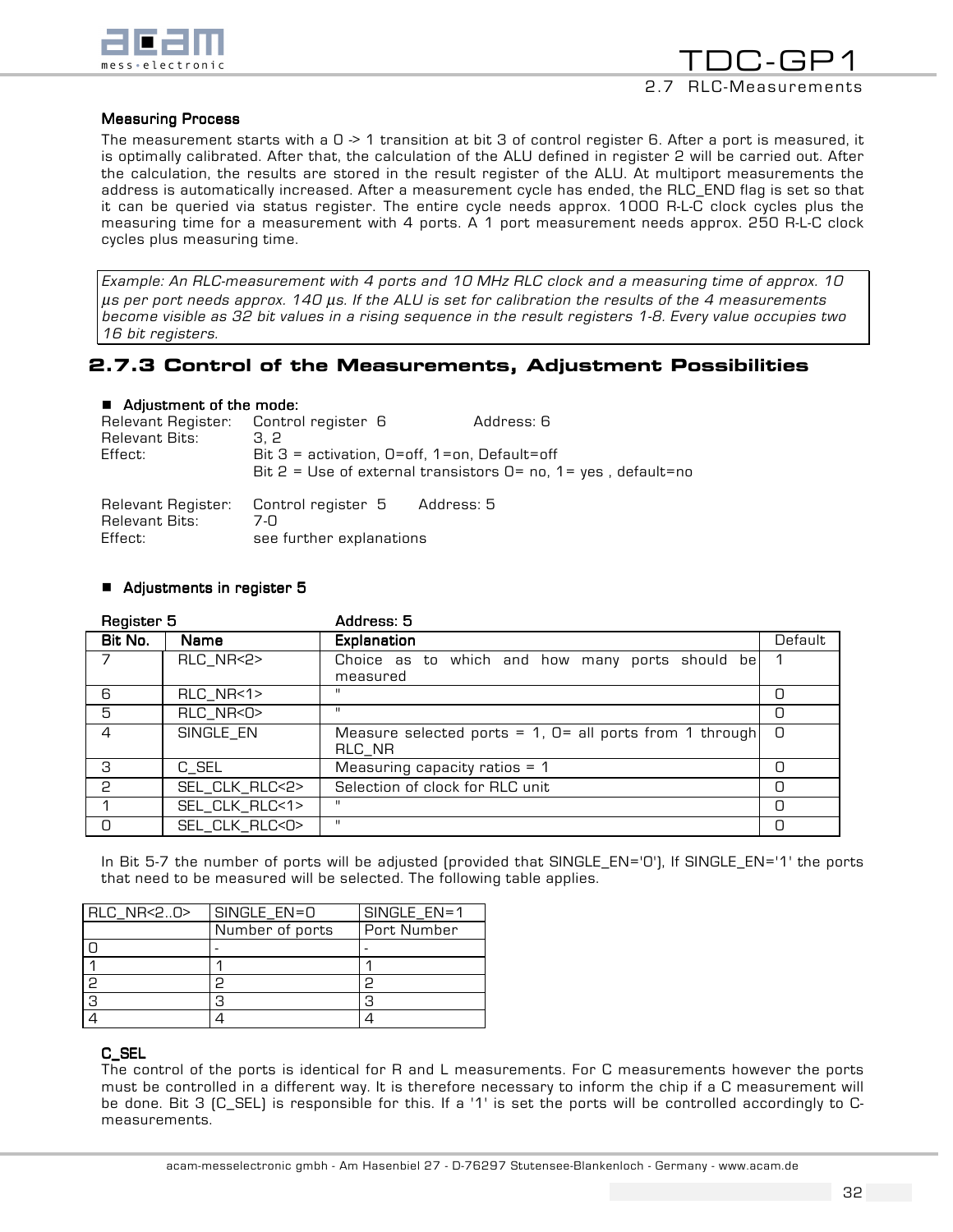**Measuring Process**

The measurement starts with a 0 -> 1 transition at bit 3 of control register 6. After a port is measured, it is optimally calibrated. After that, the calculation of the ALU defined in register 2 will be carried out. After the calculation, the results are stored in the result register of the ALU. At multiport measurements the address is automatically increased. After a measurement cycle has ended, the RLC_END flag is set so that it can be queried via status register. The entire cycle needs approx. 1000 R-L-C clock cycles plus the measuring time for a measurement with 4 ports. A 1 port measurement needs approx. 250 R-L-C clock cycles plus measuring time.

*Example: An RLC-measurement with 4 ports and 10 MHz RLC clock and a measuring time of approx. 10 µs per port needs approx. 140 µs. If the ALU is set for calibration the results of the 4 measurements become visible as 32 bit values in a rising sequence in the result registers 1-8. Every value occupies two 16 bit registers.*

## 2.7.3 Control of the Measurements, Adjustment Possibilities

- **Adjustment of the mode:**

Relevant Register: Control register 6 — Address: 6
Relevant Bits: 3, 2
Effect: Bit 3 = activation, 0=off, 1=on, Default=off
Bit 2 = Use of external transistors 0= no, 1= yes , default=no

Relevant Register: Control register 5 — Address: 5
Relevant Bits: 7-0
Effect: see further explanations

- **Adjustments in register 5**

**Register 5** — **Address: 5**

| Bit No. | Name | Explanation | Default |
|---|---|---|---|
| 7 | RLC_NR<2> | Choice as to which and how many ports should be measured | 1 |
| 6 | RLC_NR<1> | " | 0 |
| 5 | RLC_NR<0> | " | 0 |
| 4 | SINGLE_EN | Measure selected ports = 1, 0= all ports from 1 through RLC_NR | 0 |
| 3 | C_SEL | Measuring capacity ratios = 1 | 0 |
| 2 | SEL_CLK_RLC<2> | Selection of clock for RLC unit | 0 |
| 1 | SEL_CLK_RLC<1> | " | 0 |
| 0 | SEL_CLK_RLC<0> | " | 0 |

In Bit 5-7 the number of ports will be adjusted (provided that SINGLE_EN='0'), If SINGLE_EN='1' the ports that need to be measured will be selected. The following table applies.

| RLC_NR<2..0> | SINGLE_EN=0 | SINGLE_EN=1 |
|---|---|---|
| | Number of ports | Port Number |
| 0 | - | - |
| 1 | 1 | 1 |
| 2 | 2 | 2 |
| 3 | 3 | 3 |
| 4 | 4 | 4 |

**C_SEL**

The control of the ports is identical for R and L measurements. For C measurements however the ports must be controlled in a different way. It is therefore necessary to inform the chip if a C measurement will be done. Bit 3 (C_SEL) is responsible for this. If a '1' is set the ports will be controlled accordingly to C-measurements.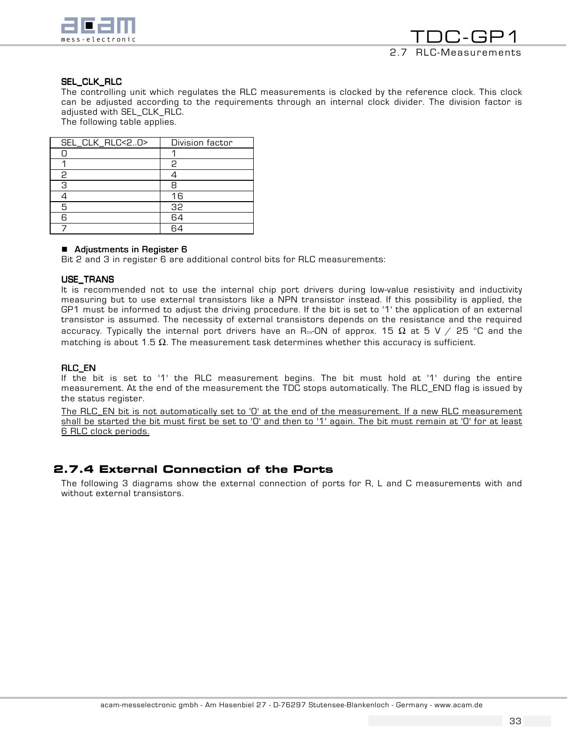#### SEL_CLK_RLC

The controlling unit which regulates the RLC measurements is clocked by the reference clock. This clock can be adjusted according to the requirements through an internal clock divider. The division factor is adjusted with SEL_CLK_RLC.

The following table applies.

| SEL_CLK_RLC<2..0> | Division factor |
|---|---|
| 0 | 1 |
| 1 | 2 |
| 2 | 4 |
| 3 | 8 |
| 4 | 16 |
| 5 | 32 |
| 6 | 64 |
| 7 | 64 |

- **Adjustments in Register 6**

Bit 2 and 3 in register 6 are additional control bits for RLC measurements:

#### USE_TRANS

It is recommended not to use the internal chip port drivers during low-value resistivity and inductivity measuring but to use external transistors like a NPN transistor instead. If this possibility is applied, the GP1 must be informed to adjust the driving procedure. If the bit is set to '1' the application of an external transistor is assumed. The necessity of external transistors depends on the resistance and the required accuracy. Typically the internal port drivers have an $R_{DS}$-ON of approx. 15 Ω at 5 V / 25 °C and the matching is about 1.5 Ω. The measurement task determines whether this accuracy is sufficient.

#### RLC_EN

If the bit is set to '1' the RLC measurement begins. The bit must hold at '1' during the entire measurement. At the end of the measurement the TDC stops automatically. The RLC_END flag is issued by the status register.

<u>The RLC_EN bit is not automatically set to '0' at the end of the measurement. If a new RLC measurement shall be started the bit must first be set to '0' and then to '1' again. The bit must remain at '0' for at least 6 RLC clock periods.</u>

### 2.7.4 External Connection of the Ports

The following 3 diagrams show the external connection of ports for R, L and C measurements with and without external transistors.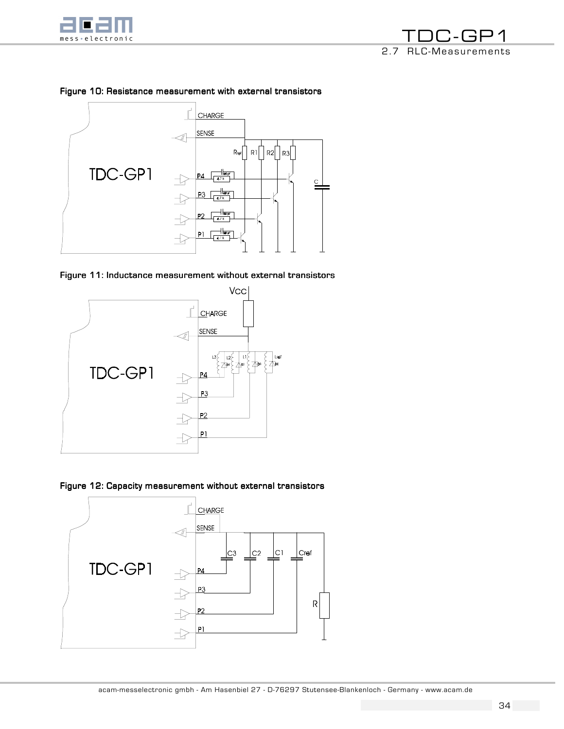**Figure 10: Resistance measurement with external transistors**

**Figure 11: Inductance measurement without external transistors**

**Figure 12: Capacity measurement without external transistors**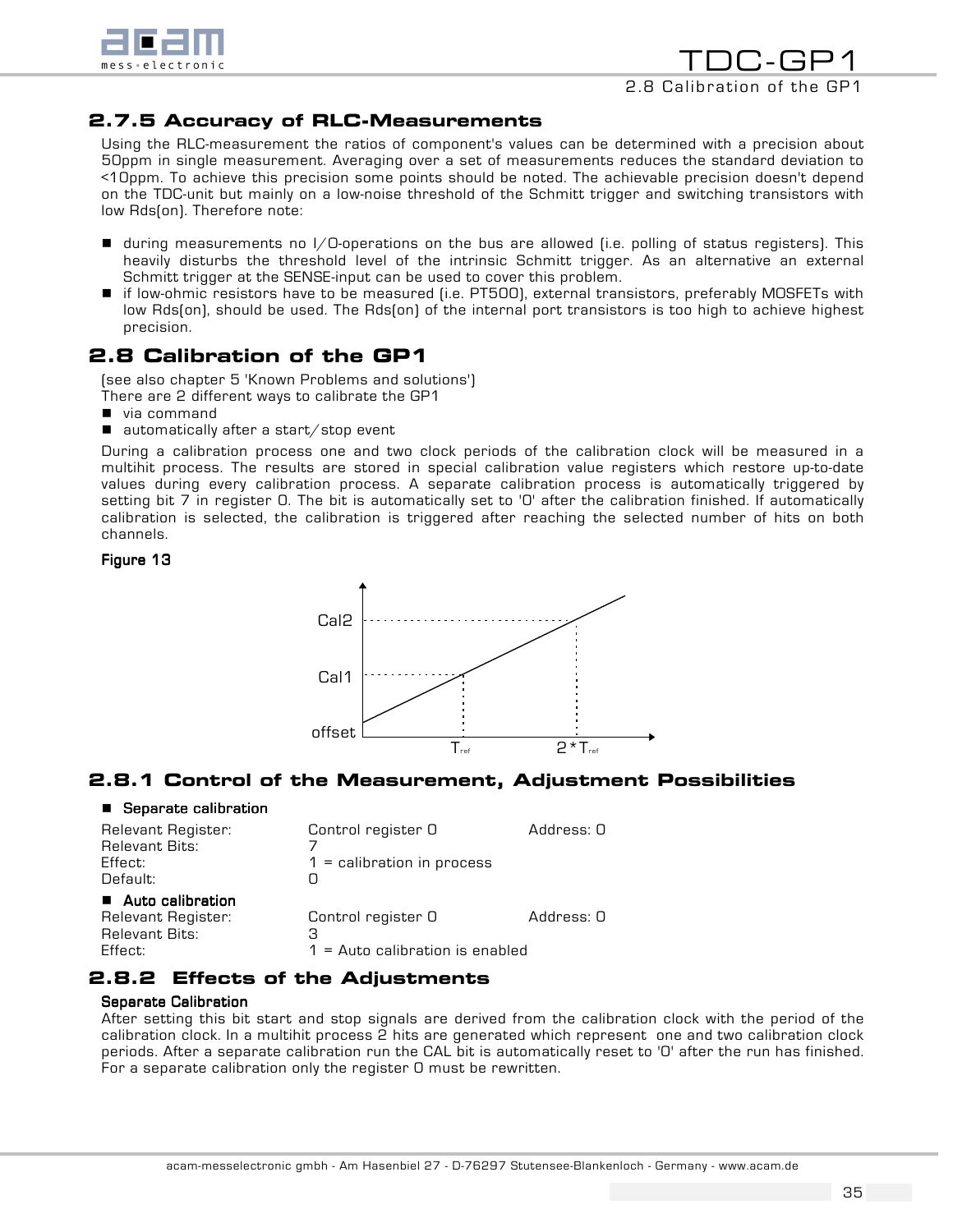### 2.7.5 Accuracy of RLC-Measurements

Using the RLC-measurement the ratios of component's values can be determined with a precision about 50ppm in single measurement. Averaging over a set of measurements reduces the standard deviation to <10ppm. To achieve this precision some points should be noted. The achievable precision doesn't depend on the TDC-unit but mainly on a low-noise threshold of the Schmitt trigger and switching transistors with low Rds(on). Therefore note:

- during measurements no I/O-operations on the bus are allowed (i.e. polling of status registers). This heavily disturbs the threshold level of the intrinsic Schmitt trigger. As an alternative an external Schmitt trigger at the SENSE-input can be used to cover this problem.
- if low-ohmic resistors have to be measured (i.e. PT500), external transistors, preferably MOSFETs with low Rds(on), should be used. The Rds(on) of the internal port transistors is too high to achieve highest precision.

## 2.8 Calibration of the GP1

(see also chapter 5 'Known Problems and solutions')

There are 2 different ways to calibrate the GP1

- via command
- automatically after a start/stop event

During a calibration process one and two clock periods of the calibration clock will be measured in a multihit process. The results are stored in special calibration value registers which restore up-to-date values during every calibration process. A separate calibration process is automatically triggered by setting bit 7 in register 0. The bit is automatically set to '0' after the calibration finished. If automatically calibration is selected, the calibration is triggered after reaching the selected number of hits on both channels.

**Figure 13**

### 2.8.1 Control of the Measurement, Adjustment Possibilities

- **Separate calibration**

| | | |
|---|---|---|
| Relevant Register: | Control register 0 | Address: 0 |
| Relevant Bits: | 7 | |
| Effect: | 1 = calibration in process | |
| Default: | 0 | |

- **Auto calibration**

| | | |
|---|---|---|
| Relevant Register: | Control register 0 | Address: 0 |
| Relevant Bits: | 3 | |
| Effect: | 1 = Auto calibration is enabled | |

### 2.8.2 Effects of the Adjustments

**Separate Calibration**

After setting this bit start and stop signals are derived from the calibration clock with the period of the calibration clock. In a multihit process 2 hits are generated which represent one and two calibration clock periods. After a separate calibration run the CAL bit is automatically reset to '0' after the run has finished. For a separate calibration only the register 0 must be rewritten.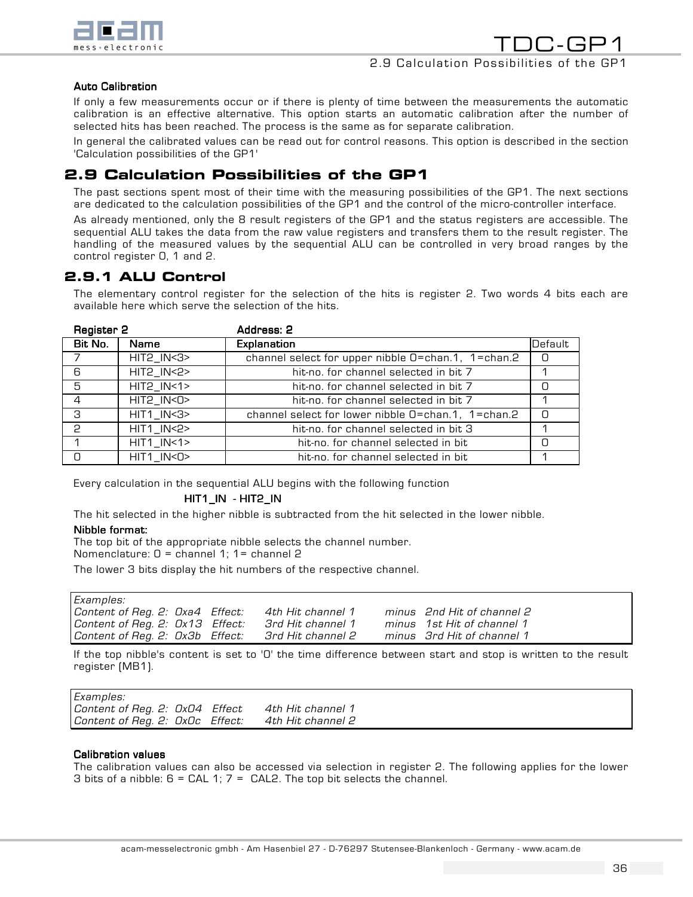**Auto Calibration**

If only a few measurements occur or if there is plenty of time between the measurements the automatic calibration is an effective alternative. This option starts an automatic calibration after the number of selected hits has been reached. The process is the same as for separate calibration.

In general the calibrated values can be read out for control reasons. This option is described in the section 'Calculation possibilities of the GP1'

## 2.9 Calculation Possibilities of the GP1

The past sections spent most of their time with the measuring possibilities of the GP1. The next sections are dedicated to the calculation possibilities of the GP1 and the control of the micro-controller interface.

As already mentioned, only the 8 result registers of the GP1 and the status registers are accessible. The sequential ALU takes the data from the raw value registers and transfers them to the result register. The handling of the measured values by the sequential ALU can be controlled in very broad ranges by the control register 0, 1 and 2.

### 2.9.1 ALU Control

The elementary control register for the selection of the hits is register 2. Two words 4 bits each are available here which serve the selection of the hits.

**Register 2** **Address: 2**

| Bit No. | Name | Explanation | Default |
|---|---|---|---|
| 7 | HIT2_IN<3> | channel select for upper nibble 0=chan.1, 1=chan.2 | 0 |
| 6 | HIT2_IN<2> | hit-no. for channel selected in bit 7 | 1 |
| 5 | HIT2_IN<1> | hit-no. for channel selected in bit 7 | 0 |
| 4 | HIT2_IN<0> | hit-no. for channel selected in bit 7 | 1 |
| 3 | HIT1_IN<3> | channel select for lower nibble 0=chan.1, 1=chan.2 | 0 |
| 2 | HIT1_IN<2> | hit-no. for channel selected in bit 3 | 1 |
| 1 | HIT1_IN<1> | hit-no. for channel selected in bit | 0 |
| 0 | HIT1_IN<0> | hit-no. for channel selected in bit | 1 |

Every calculation in the sequential ALU begins with the following function

**HIT1_IN - HIT2_IN**

The hit selected in the higher nibble is subtracted from the hit selected in the lower nibble.

**Nibble format:**

The top bit of the appropriate nibble selects the channel number.
Nomenclature: 0 = channel 1; 1= channel 2

The lower 3 bits display the hit numbers of the respective channel.

*Examples:*
*Content of Reg. 2: 0xa4 Effect: 4th Hit channel 1 minus 2nd Hit of channel 2*
*Content of Reg. 2: 0x13 Effect: 3rd Hit channel 1 minus 1st Hit of channel 1*
*Content of Reg. 2: 0x3b Effect: 3rd Hit channel 2 minus 3rd Hit of channel 1*

If the top nibble's content is set to '0' the time difference between start and stop is written to the result register (MB1).

*Examples:*
*Content of Reg. 2: 0x04 Effect 4th Hit channel 1*
*Content of Reg. 2: 0x0c Effect: 4th Hit channel 2*

**Calibration values**

The calibration values can also be accessed via selection in register 2. The following applies for the lower 3 bits of a nibble: 6 = CAL 1; 7 = CAL2. The top bit selects the channel.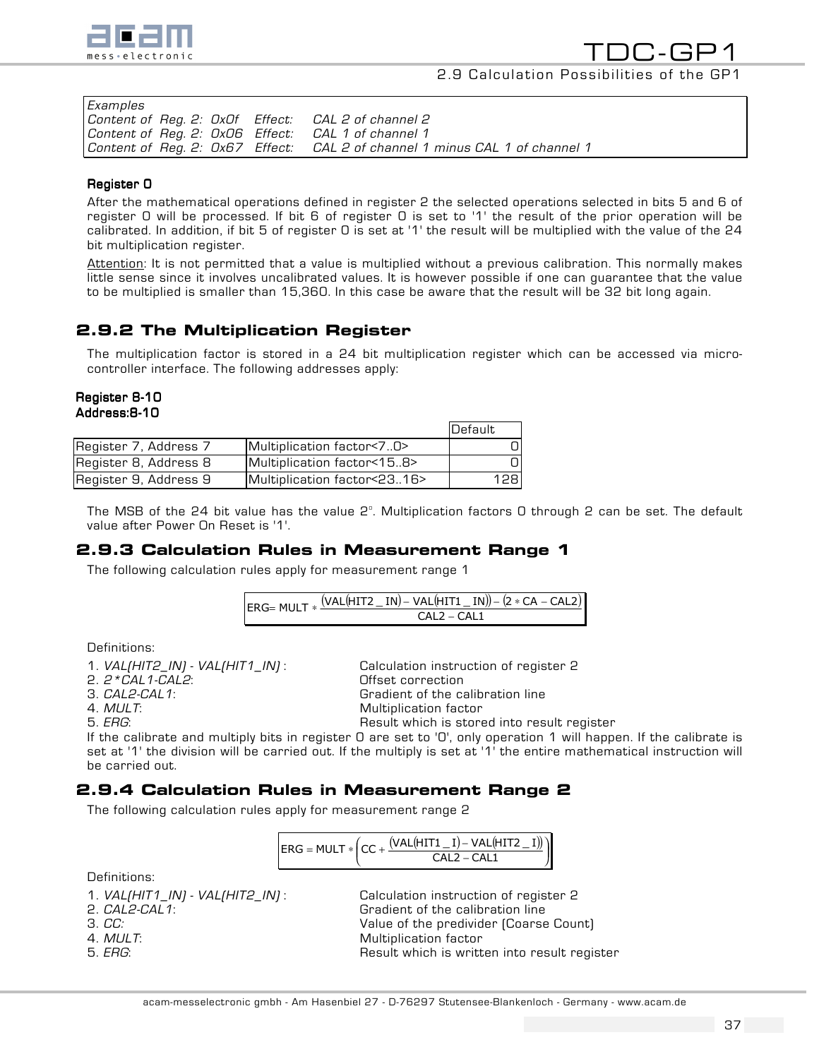*Examples*
*Content of Reg. 2: 0x0f Effect: CAL 2 of channel 2*
*Content of Reg. 2: 0x06 Effect: CAL 1 of channel 1*
*Content of Reg. 2: 0x67 Effect: CAL 2 of channel 1 minus CAL 1 of channel 1*

**Register 0**

After the mathematical operations defined in register 2 the selected operations selected in bits 5 and 6 of register 0 will be processed. If bit 6 of register 0 is set to '1' the result of the prior operation will be calibrated. In addition, if bit 5 of register 0 is set at '1' the result will be multiplied with the value of the 24 bit multiplication register.

Attention: It is not permitted that a value is multiplied without a previous calibration. This normally makes little sense since it involves uncalibrated values. It is however possible if one can guarantee that the value to be multiplied is smaller than 15,360. In this case be aware that the result will be 32 bit long again.

## 2.9.2 The Multiplication Register

The multiplication factor is stored in a 24 bit multiplication register which can be accessed via micro-controller interface. The following addresses apply:

**Register 8-10**
**Address:8-10**

| | | Default |
|---|---|---|
| Register 7, Address 7 | Multiplication factor<7..0> | 0 |
| Register 8, Address 8 | Multiplication factor<15..8> | 0 |
| Register 9, Address 9 | Multiplication factor<23..16> | 128 |

The MSB of the 24 bit value has the value $2^0$. Multiplication factors 0 through 2 can be set. The default value after Power On Reset is '1'.

## 2.9.3 Calculation Rules in Measurement Range 1

The following calculation rules apply for measurement range 1

$$ERG = MULT * \frac{(VAL(HIT2\_IN) - VAL(HIT1\_IN)) - (2 * CA - CAL2)}{CAL2 - CAL1}$$

Definitions:

1. *VAL(HIT2_IN) - VAL(HIT1_IN)* : Calculation instruction of register 2
2. *2*CAL1-CAL2*: Offset correction
3. *CAL2-CAL1*: Gradient of the calibration line
4. *MULT*: Multiplication factor
5. *ERG*: Result which is stored into result register

If the calibrate and multiply bits in register 0 are set to '0', only operation 1 will happen. If the calibrate is set at '1' the division will be carried out. If the multiply is set at '1' the entire mathematical instruction will be carried out.

## 2.9.4 Calculation Rules in Measurement Range 2

The following calculation rules apply for measurement range 2

$$ERG = MULT * \left( CC + \frac{(VAL(HIT1\_I) - VAL(HIT2\_I))}{CAL2 - CAL1} \right)$$

Definitions:

1. *VAL(HIT1_IN) - VAL(HIT2_IN)* : Calculation instruction of register 2
2. *CAL2-CAL1*: Gradient of the calibration line
3. *CC:* Value of the predivider (Coarse Count)
4. *MULT*: Multiplication factor
5. *ERG*: Result which is written into result register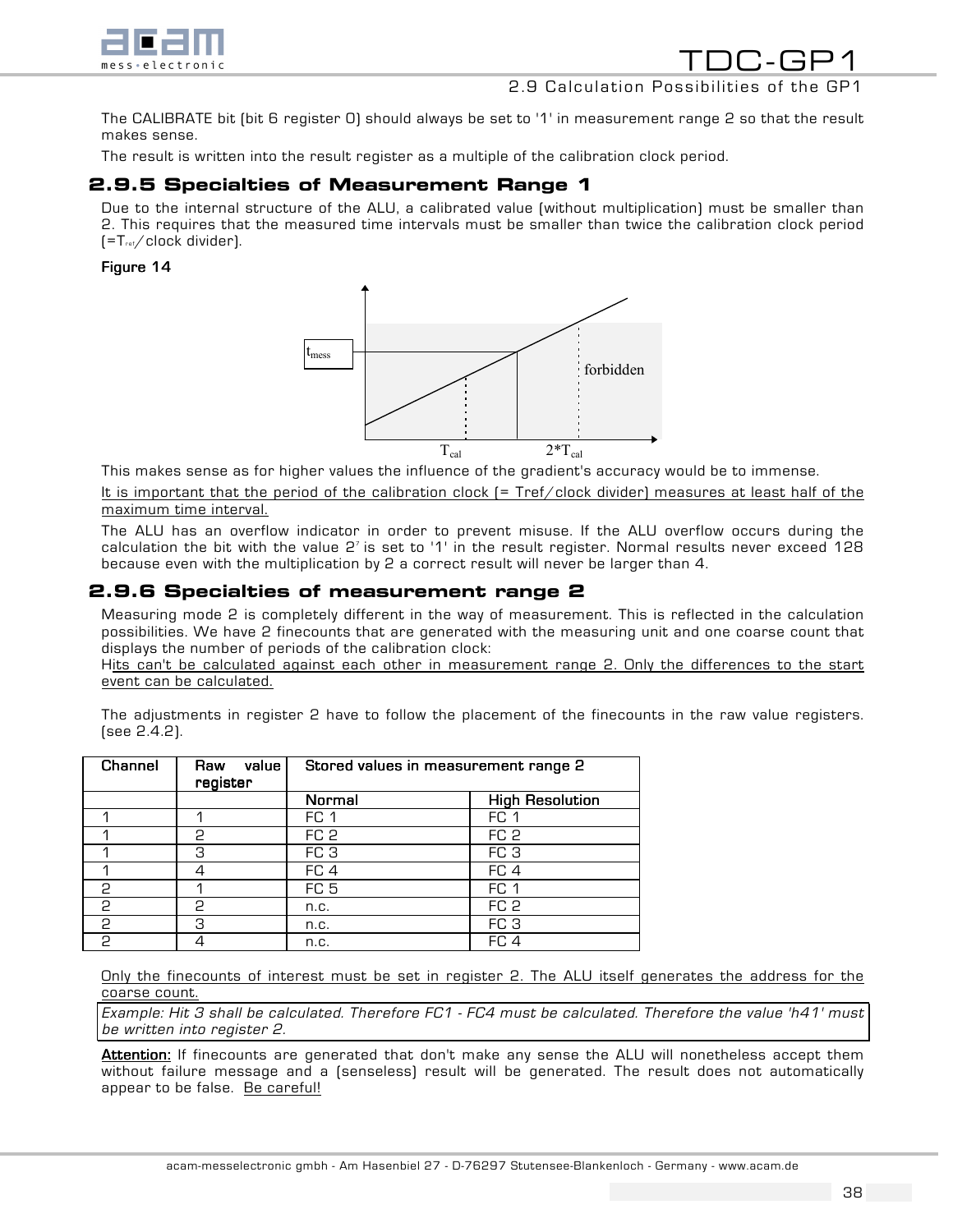The CALIBRATE bit (bit 6 register 0) should always be set to '1' in measurement range 2 so that the result makes sense.

The result is written into the result register as a multiple of the calibration clock period.

### 2.9.5 Specialties of Measurement Range 1

Due to the internal structure of the ALU, a calibrated value (without multiplication) must be smaller than 2. This requires that the measured time intervals must be smaller than twice the calibration clock period (=$T_{ref}$/clock divider).

**Figure 14**

This makes sense as for higher values the influence of the gradient's accuracy would be to immense.

It is important that the period of the calibration clock (= Tref/clock divider) measures at least half of the maximum time interval.

The ALU has an overflow indicator in order to prevent misuse. If the ALU overflow occurs during the calculation the bit with the value $2^7$ is set to '1' in the result register. Normal results never exceed 128 because even with the multiplication by 2 a correct result will never be larger than 4.

### 2.9.6 Specialties of measurement range 2

Measuring mode 2 is completely different in the way of measurement. This is reflected in the calculation possibilities. We have 2 finecounts that are generated with the measuring unit and one coarse count that displays the number of periods of the calibration clock:

Hits can't be calculated against each other in measurement range 2. Only the differences to the start event can be calculated.

The adjustments in register 2 have to follow the placement of the finecounts in the raw value registers. (see 2.4.2).

| Channel | Raw value register | Stored values in measurement range 2 | |
|---|---|---|---|
| | | Normal | High Resolution |
| 1 | 1 | FC 1 | FC 1 |
| 1 | 2 | FC 2 | FC 2 |
| 1 | 3 | FC 3 | FC 3 |
| 1 | 4 | FC 4 | FC 4 |
| 2 | 1 | FC 5 | FC 1 |
| 2 | 2 | n.c. | FC 2 |
| 2 | 3 | n.c. | FC 3 |
| 2 | 4 | n.c. | FC 4 |

Only the finecounts of interest must be set in register 2. The ALU itself generates the address for the coarse count.

*Example: Hit 3 shall be calculated. Therefore FC1 - FC4 must be calculated. Therefore the value 'h41' must be written into register 2.*

**Attention:** If finecounts are generated that don't make any sense the ALU will nonetheless accept them without failure message and a (senseless) result will be generated. The result does not automatically appear to be false. Be careful!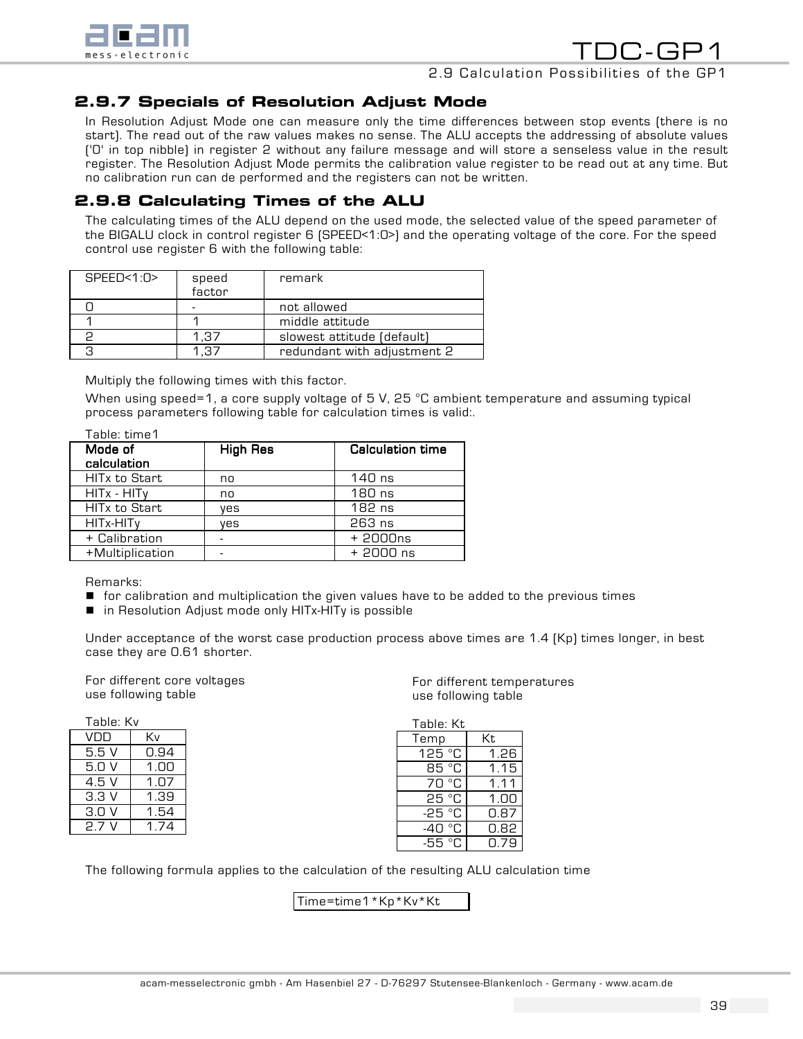### 2.9.7 Specials of Resolution Adjust Mode

In Resolution Adjust Mode one can measure only the time differences between stop events (there is no start). The read out of the raw values makes no sense. The ALU accepts the addressing of absolute values ('0' in top nibble) in register 2 without any failure message and will store a senseless value in the result register. The Resolution Adjust Mode permits the calibration value register to be read out at any time. But no calibration run can de performed and the registers can not be written.

### 2.9.8 Calculating Times of the ALU

The calculating times of the ALU depend on the used mode, the selected value of the speed parameter of the BIGALU clock in control register 6 (SPEED<1:0>) and the operating voltage of the core. For the speed control use register 6 with the following table:

| SPEED<1:0> | speed factor | remark |
|---|---|---|
| 0 | - | not allowed |
| 1 | 1 | middle attitude |
| 2 | 1,37 | slowest attitude (default) |
| 3 | 1,37 | redundant with adjustment 2 |

Multiply the following times with this factor.

When using speed=1, a core supply voltage of 5 V, 25 °C ambient temperature and assuming typical process parameters following table for calculation times is valid:.

Table: time1

| **Mode of calculation** | **High Res** | **Calculation time** |
|---|---|---|
| HITx to Start | no | 140 ns |
| HITx - HITy | no | 180 ns |
| HITx to Start | yes | 182 ns |
| HITx-HITy | yes | 263 ns |
| + Calibration | - | + 2000ns |
| +Multiplication | - | + 2000 ns |

Remarks:

- for calibration and multiplication the given values have to be added to the previous times
- in Resolution Adjust mode only HITx-HITy is possible

Under acceptance of the worst case production process above times are 1.4 (Kp) times longer, in best case they are 0.61 shorter.

For different core voltages use following table

Table: Kv

| VDD | Kv |
|---|---|
| 5.5 V | 0.94 |
| 5.0 V | 1.00 |
| 4.5 V | 1.07 |
| 3.3 V | 1.39 |
| 3.0 V | 1.54 |
| 2.7 V | 1.74 |

For different temperatures use following table

Table: Kt

| Temp | Kt |
|---|---|
| 125 °C | 1.26 |
| 85 °C | 1.15 |
| 70 °C | 1.11 |
| 25 °C | 1.00 |
| -25 °C | 0.87 |
| -40 °C | 0.82 |
| -55 °C | 0.79 |

The following formula applies to the calculation of the resulting ALU calculation time

$$Time = time1 * Kp * Kv * Kt$$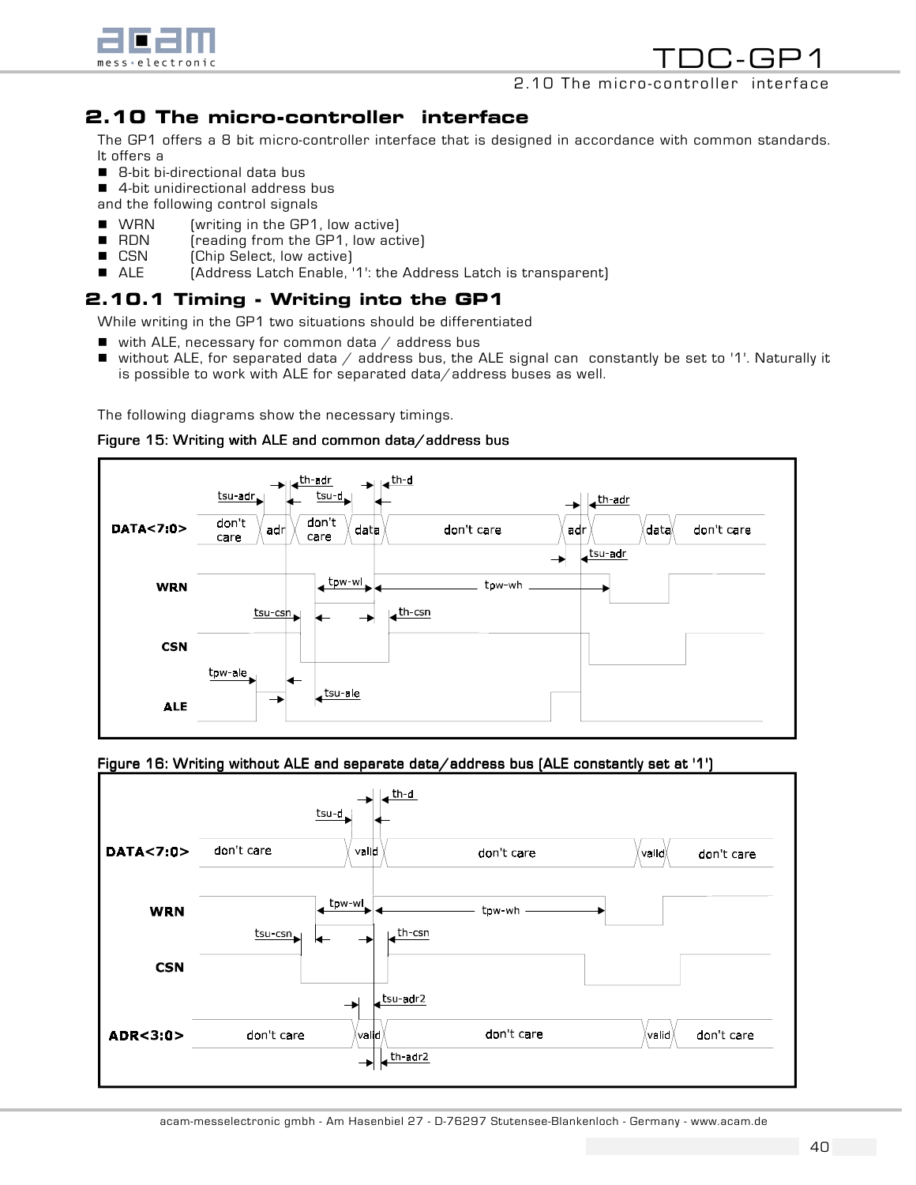## 2.10 The micro-controller interface

The GP1 offers a 8 bit micro-controller interface that is designed in accordance with common standards. It offers a

- 8-bit bi-directional data bus
- 4-bit unidirectional address bus

and the following control signals

- WRN (writing in the GP1, low active)
- RDN (reading from the GP1, low active)
- CSN (Chip Select, low active)
- ALE (Address Latch Enable, '1': the Address Latch is transparent)

### 2.10.1 Timing - Writing into the GP1

While writing in the GP1 two situations should be differentiated

- with ALE, necessary for common data / address bus
- without ALE, for separated data / address bus, the ALE signal can constantly be set to '1'. Naturally it is possible to work with ALE for separated data/address buses as well.

The following diagrams show the necessary timings.

Figure 15: Writing with ALE and common data/address bus

Figure 16: Writing without ALE and separate data/address bus (ALE constantly set at '1')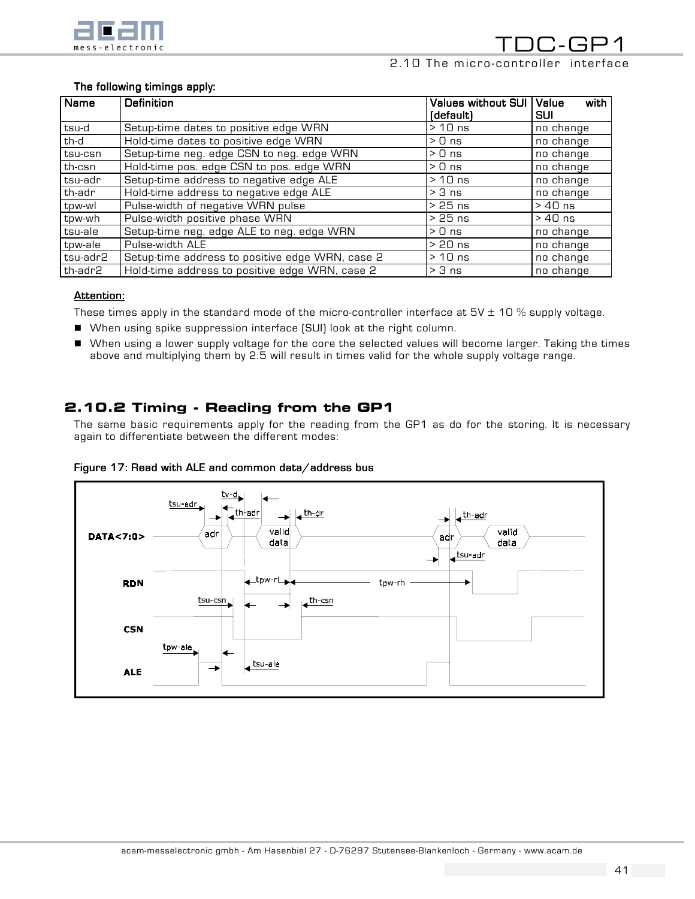**The following timings apply:**

| Name | Definition | Values without SUI (default) | Value with SUI |
|---|---|---|---|
| tsu-d | Setup-time dates to positive edge WRN | > 10 ns | no change |
| th-d | Hold-time dates to positive edge WRN | > 0 ns | no change |
| tsu-csn | Setup-time neg. edge CSN to neg. edge WRN | > 0 ns | no change |
| th-csn | Hold-time pos. edge CSN to pos. edge WRN | > 0 ns | no change |
| tsu-adr | Setup-time address to negative edge ALE | > 10 ns | no change |
| th-adr | Hold-time address to negative edge ALE | > 3 ns | no change |
| tpw-wl | Pulse-width of negative WRN pulse | > 25 ns | > 40 ns |
| tpw-wh | Pulse-width positive phase WRN | > 25 ns | > 40 ns |
| tsu-ale | Setup-time neg. edge ALE to neg. edge WRN | > 0 ns | no change |
| tpw-ale | Pulse-width ALE | > 20 ns | no change |
| tsu-adr2 | Setup-time address to positive edge WRN, case 2 | > 10 ns | no change |
| th-adr2 | Hold-time address to positive edge WRN, case 2 | > 3 ns | no change |

<u>**Attention:**</u>

These times apply in the standard mode of the micro-controller interface at 5V ± 10 % supply voltage.

- When using spike suppression interface (SUI) look at the right column.
- When using a lower supply voltage for the core the selected values will become larger. Taking the times above and multiplying them by 2.5 will result in times valid for the whole supply voltage range.

## 2.10.2 Timing - Reading from the GP1

The same basic requirements apply for the reading from the GP1 as do for the storing. It is necessary again to differentiate between the different modes:

**Figure 17: Read with ALE and common data/address bus**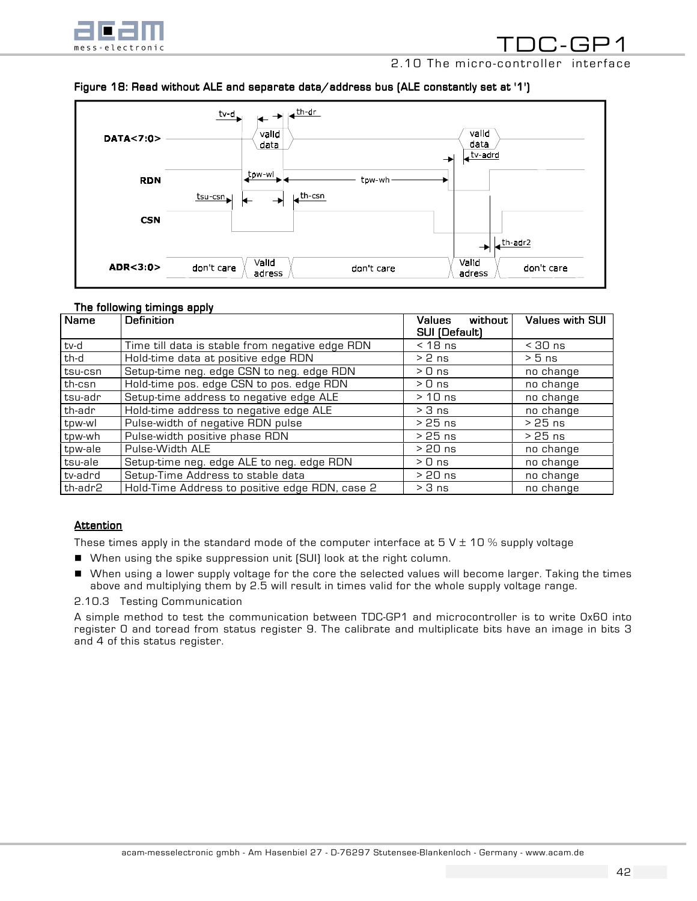**Figure 18: Read without ALE and separate data/address bus (ALE constantly set at '1')**

**The following timings apply**

| Name | Definition | Values without SUI (Default) | Values with SUI |
|---|---|---|---|
| tv-d | Time till data is stable from negative edge RDN | < 18 ns | < 30 ns |
| th-d | Hold-time data at positive edge RDN | > 2 ns | > 5 ns |
| tsu-csn | Setup-time neg. edge CSN to neg. edge RDN | > 0 ns | no change |
| th-csn | Hold-time pos. edge CSN to pos. edge RDN | > 0 ns | no change |
| tsu-adr | Setup-time address to negative edge ALE | > 10 ns | no change |
| th-adr | Hold-time address to negative edge ALE | > 3 ns | no change |
| tpw-wl | Pulse-width of negative RDN pulse | > 25 ns | > 25 ns |
| tpw-wh | Pulse-width positive phase RDN | > 25 ns | > 25 ns |
| tpw-ale | Pulse-Width ALE | > 20 ns | no change |
| tsu-ale | Setup-time neg. edge ALE to neg. edge RDN | > 0 ns | no change |
| tv-adrd | Setup-Time Address to stable data | > 20 ns | no change |
| th-adr2 | Hold-Time Address to positive edge RDN, case 2 | > 3 ns | no change |

**Attention**

These times apply in the standard mode of the computer interface at 5 V ± 10 % supply voltage

- When using the spike suppression unit (SUI) look at the right column.
- When using a lower supply voltage for the core the selected values will become larger. Taking the times above and multiplying them by 2.5 will result in times valid for the whole supply voltage range.

2.10.3 Testing Communication

A simple method to test the communication between TDC-GP1 and microcontroller is to write 0x60 into register 0 and toread from status register 9. The calibrate and multiplicate bits have an image in bits 3 and 4 of this status register.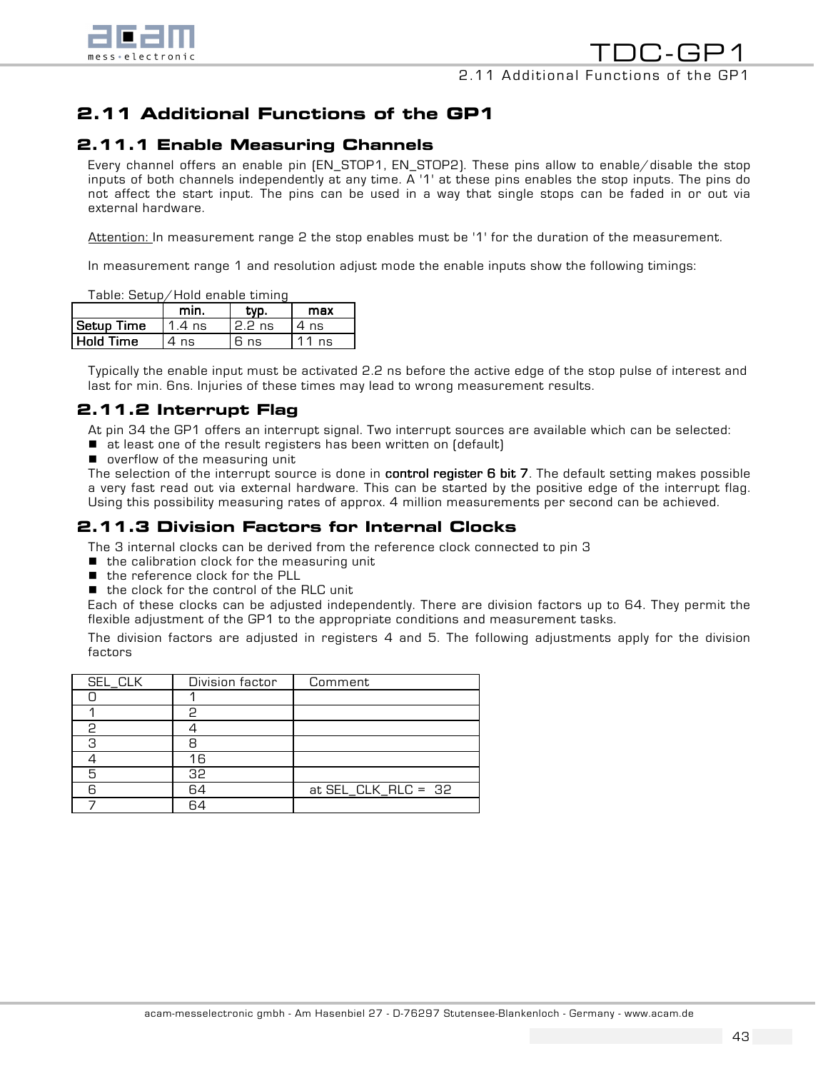## 2.11 Additional Functions of the GP1

### 2.11.1 Enable Measuring Channels

Every channel offers an enable pin (EN_STOP1, EN_STOP2). These pins allow to enable/disable the stop inputs of both channels independently at any time. A '1' at these pins enables the stop inputs. The pins do not affect the start input. The pins can be used in a way that single stops can be faded in or out via external hardware.

Attention: In measurement range 2 the stop enables must be '1' for the duration of the measurement.

In measurement range 1 and resolution adjust mode the enable inputs show the following timings:

Table: Setup/Hold enable timing

| | min. | typ. | max |
|---|---|---|---|
| **Setup Time** | 1.4 ns | 2.2 ns | 4 ns |
| **Hold Time** | 4 ns | 6 ns | 11 ns |

Typically the enable input must be activated 2.2 ns before the active edge of the stop pulse of interest and last for min. 6ns. Injuries of these times may lead to wrong measurement results.

### 2.11.2 Interrupt Flag

At pin 34 the GP1 offers an interrupt signal. Two interrupt sources are available which can be selected:

- at least one of the result registers has been written on (default)
- overflow of the measuring unit

The selection of the interrupt source is done in **control register 6 bit 7**. The default setting makes possible a very fast read out via external hardware. This can be started by the positive edge of the interrupt flag. Using this possibility measuring rates of approx. 4 million measurements per second can be achieved.

### 2.11.3 Division Factors for Internal Clocks

The 3 internal clocks can be derived from the reference clock connected to pin 3

- the calibration clock for the measuring unit
- the reference clock for the PLL
- the clock for the control of the RLC unit

Each of these clocks can be adjusted independently. There are division factors up to 64. They permit the flexible adjustment of the GP1 to the appropriate conditions and measurement tasks.

The division factors are adjusted in registers 4 and 5. The following adjustments apply for the division factors

| SEL_CLK | Division factor | Comment |
|---|---|---|
| 0 | 1 | |
| 1 | 2 | |
| 2 | 4 | |
| 3 | 8 | |
| 4 | 16 | |
| 5 | 32 | |
| 6 | 64 | at SEL_CLK_RLC = 32 |
| 7 | 64 | |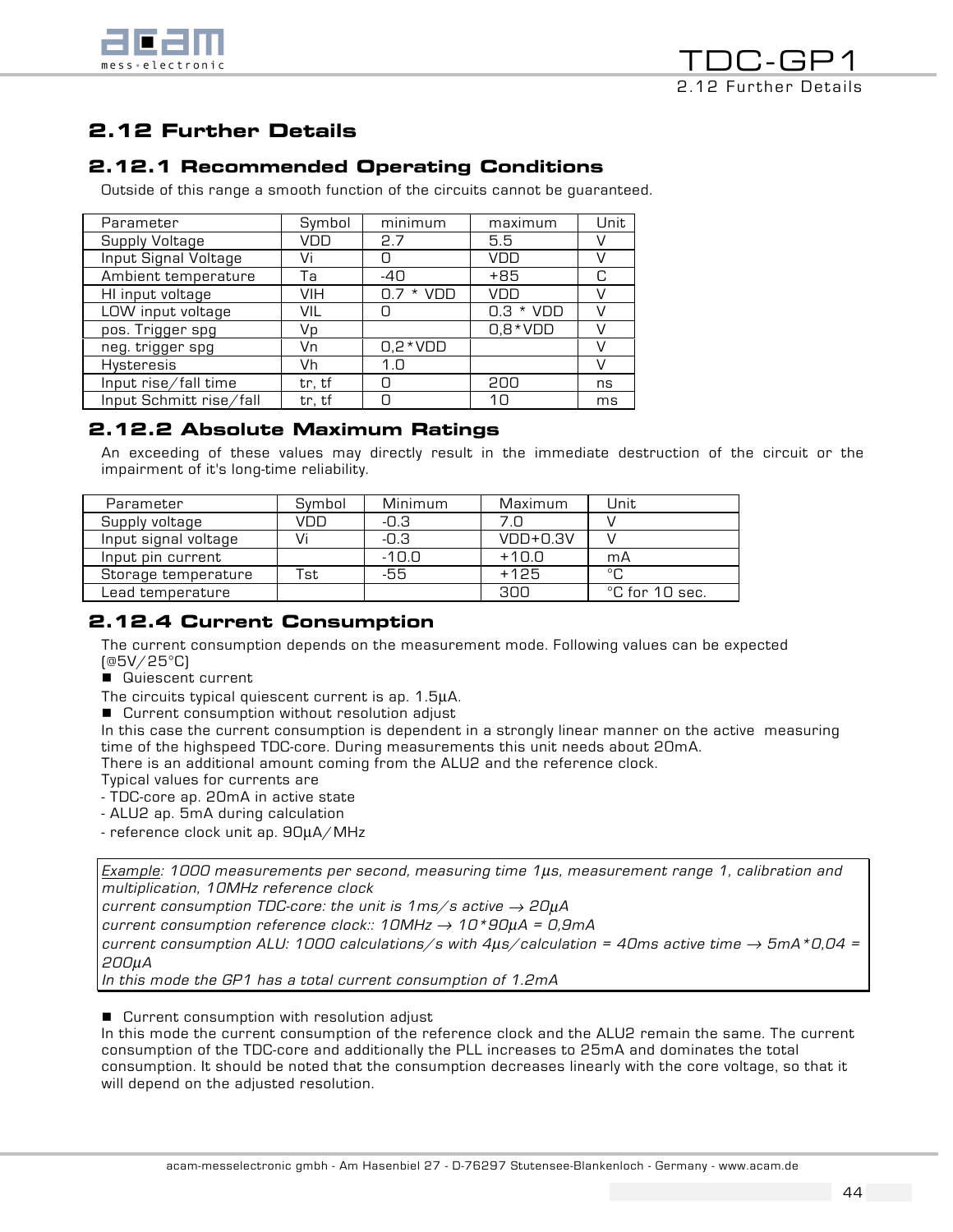# 2.12 Further Details

## 2.12.1 Recommended Operating Conditions

Outside of this range a smooth function of the circuits cannot be guaranteed.

| Parameter | Symbol | minimum | maximum | Unit |
|---|---|---|---|---|
| Supply Voltage | VDD | 2.7 | 5.5 | V |
| Input Signal Voltage | Vi | 0 | VDD | V |
| Ambient temperature | Ta | -40 | +85 | C |
| HI input voltage | VIH | 0.7 * VDD | VDD | V |
| LOW input voltage | VIL | 0 | 0.3 * VDD | V |
| pos. Trigger spg | Vp | | 0,8*VDD | V |
| neg. trigger spg | Vn | 0,2*VDD | | V |
| Hysteresis | Vh | 1.0 | | V |
| Input rise/fall time | tr, tf | 0 | 200 | ns |
| Input Schmitt rise/fall | tr, tf | 0 | 10 | ms |

## 2.12.2 Absolute Maximum Ratings

An exceeding of these values may directly result in the immediate destruction of the circuit or the impairment of it's long-time reliability.

| Parameter | Symbol | Minimum | Maximum | Unit |
|---|---|---|---|---|
| Supply voltage | VDD | -0.3 | 7.0 | V |
| Input signal voltage | Vi | -0.3 | VDD+0.3V | V |
| Input pin current | | -10.0 | +10.0 | mA |
| Storage temperature | Tst | -55 | +125 | °C |
| Lead temperature | | | 300 | °C for 10 sec. |

## 2.12.4 Current Consumption

The current consumption depends on the measurement mode. Following values can be expected (@5V/25°C)

- Quiescent current

The circuits typical quiescent current is ap. 1.5µA.

- Current consumption without resolution adjust

In this case the current consumption is dependent in a strongly linear manner on the active measuring time of the highspeed TDC-core. During measurements this unit needs about 20mA.
There is an additional amount coming from the ALU2 and the reference clock.
Typical values for currents are
- TDC-core ap. 20mA in active state
- ALU2 ap. 5mA during calculation
- reference clock unit ap. 90µA/MHz

*Example: 1000 measurements per second, measuring time 1µs, measurement range 1, calibration and multiplication, 10MHz reference clock*
*current consumption TDC-core: the unit is 1ms/s active → 20µA*
*current consumption reference clock:: 10MHz → 10*90µA = 0,9mA*
*current consumption ALU: 1000 calculations/s with 4µs/calculation = 40ms active time → 5mA*0,04 = 200µA*
*In this mode the GP1 has a total current consumption of 1.2mA*

- Current consumption with resolution adjust

In this mode the current consumption of the reference clock and the ALU2 remain the same. The current consumption of the TDC-core and additionally the PLL increases to 25mA and dominates the total consumption. It should be noted that the consumption decreases linearly with the core voltage, so that it will depend on the adjusted resolution.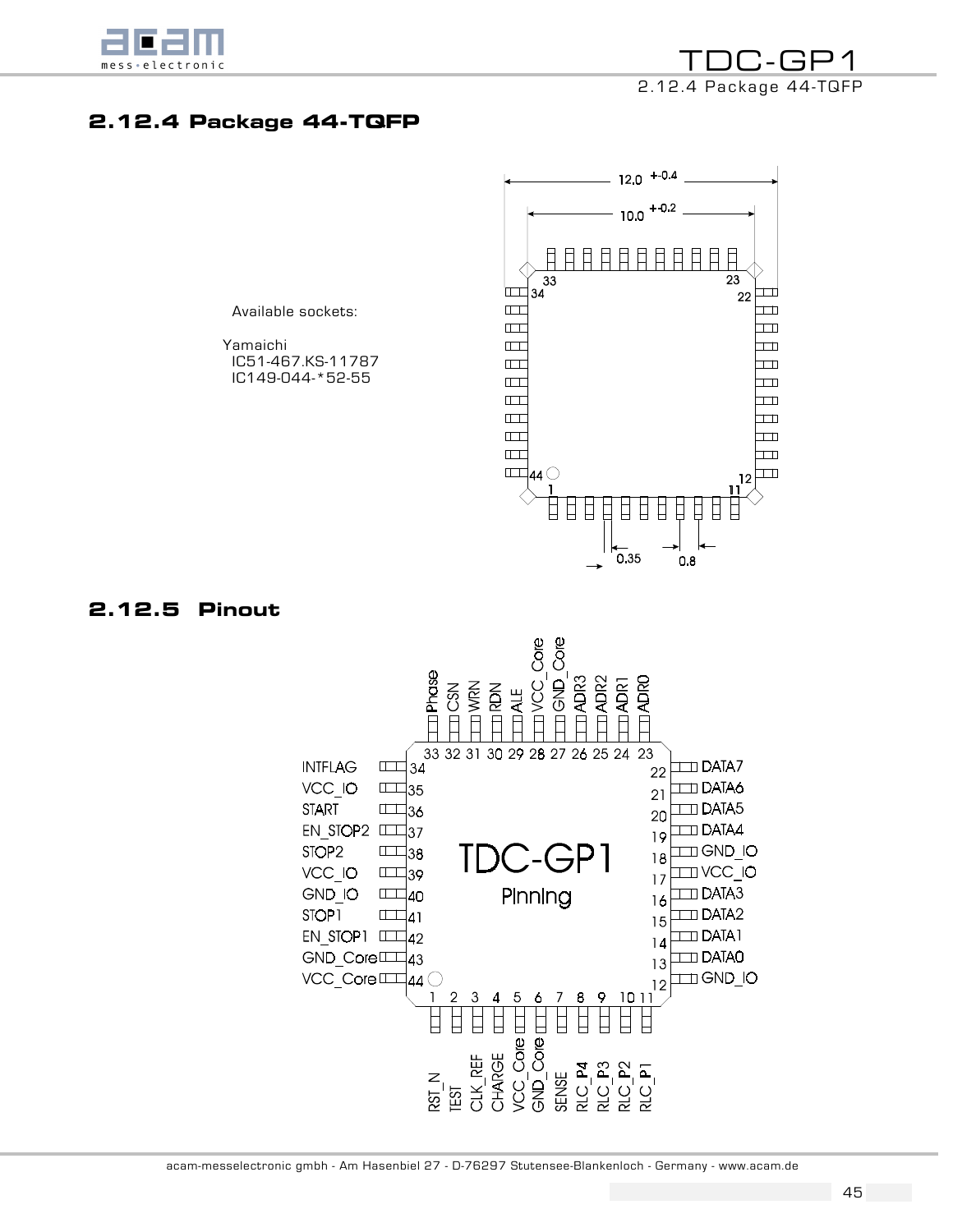## 2.12.4 Package 44-TQFP

Available sockets:

Yamaichi
IC51-467.KS-11787
IC149-044-*52-55

12.0 +-0.4

10.0 +-0.2

0.35

0.8

## 2.12.5 Pinout

TDC-GP1 Pinning

| Pin | Name |
|---|---|
| 1 | RST_N |
| 2 | TEST |
| 3 | CLK_REF |
| 4 | CHARGE |
| 5 | VCC_Core |
| 6 | GND_Core |
| 7 | SENSE |
| 8 | RLC_P4 |
| 9 | RLC_P3 |
| 10 | RLC_P2 |
| 11 | RLC_P1 |
| 12 | GND_IO |
| 13 | DATA0 |
| 14 | DATA1 |
| 15 | DATA2 |
| 16 | DATA3 |
| 17 | VCC_IO |
| 18 | GND_IO |
| 19 | DATA4 |
| 20 | DATA5 |
| 21 | DATA6 |
| 22 | DATA7 |
| 23 | ADR0 |
| 24 | ADR1 |
| 25 | ADR2 |
| 26 | ADR3 |
| 27 | GND_Core |
| 28 | VCC_Core |
| 29 | ALE |
| 30 | RDN |
| 31 | WRN |
| 32 | CSN |
| 33 | Phase |
| 34 | INTFLAG |
| 35 | VCC_IO |
| 36 | START |
| 37 | EN_STOP2 |
| 38 | STOP2 |
| 39 | VCC_IO |
| 40 | GND_IO |
| 41 | STOP1 |
| 42 | EN_STOP1 |
| 43 | GND_Core |
| 44 | VCC_Core |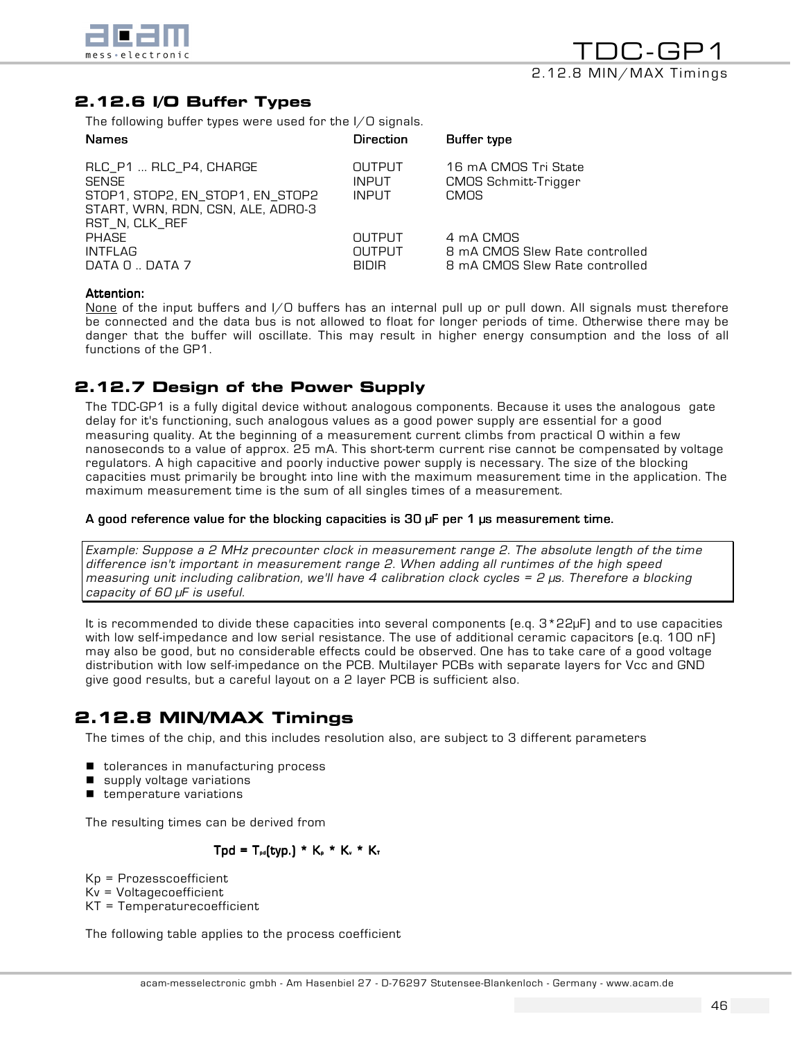## 2.12.6 I/O Buffer Types

The following buffer types were used for the I/O signals.

| Names | Direction | Buffer type |
|---|---|---|
| RLC_P1 ... RLC_P4, CHARGE | OUTPUT | 16 mA CMOS Tri State |
| SENSE | INPUT | CMOS Schmitt-Trigger |
| STOP1, STOP2, EN_STOP1, EN_STOP2<br>START, WRN, RDN, CSN, ALE, ADR0-3<br>RST_N, CLK_REF | INPUT | CMOS |
| PHASE | OUTPUT | 4 mA CMOS |
| INTFLAG | OUTPUT | 8 mA CMOS Slew Rate controlled |
| DATA 0 .. DATA 7 | BIDIR | 8 mA CMOS Slew Rate controlled |

**Attention:**
None of the input buffers and I/O buffers has an internal pull up or pull down. All signals must therefore be connected and the data bus is not allowed to float for longer periods of time. Otherwise there may be danger that the buffer will oscillate. This may result in higher energy consumption and the loss of all functions of the GP1.

## 2.12.7 Design of the Power Supply

The TDC-GP1 is a fully digital device without analogous components. Because it uses the analogous gate delay for it's functioning, such analogous values as a good power supply are essential for a good measuring quality. At the beginning of a measurement current climbs from practical 0 within a few nanoseconds to a value of approx. 25 mA. This short-term current rise cannot be compensated by voltage regulators. A high capacitive and poorly inductive power supply is necessary. The size of the blocking capacities must primarily be brought into line with the maximum measurement time in the application. The maximum measurement time is the sum of all singles times of a measurement.

**A good reference value for the blocking capacities is 30 µF per 1 µs measurement time.**

*Example: Suppose a 2 MHz precounter clock in measurement range 2. The absolute length of the time difference isn't important in measurement range 2. When adding all runtimes of the high speed measuring unit including calibration, we'll have 4 calibration clock cycles = 2 µs. Therefore a blocking capacity of 60 µF is useful.*

It is recommended to divide these capacities into several components (e.g. 3*22µF) and to use capacities with low self-impedance and low serial resistance. The use of additional ceramic capacitors (e.g. 100 nF) may also be good, but no considerable effects could be observed. One has to take care of a good voltage distribution with low self-impedance on the PCB. Multilayer PCBs with separate layers for Vcc and GND give good results, but a careful layout on a 2 layer PCB is sufficient also.

## 2.12.8 MIN/MAX Timings

The times of the chip, and this includes resolution also, are subject to 3 different parameters

- tolerances in manufacturing process
- supply voltage variations
- temperature variations

The resulting times can be derived from

$$Tpd = T_{pd}(typ.) * K_p * K_v * K_T$$

Kp = Prozesscoefficient
Kv = Voltagecoefficient
KT = Temperaturecoefficient

The following table applies to the process coefficient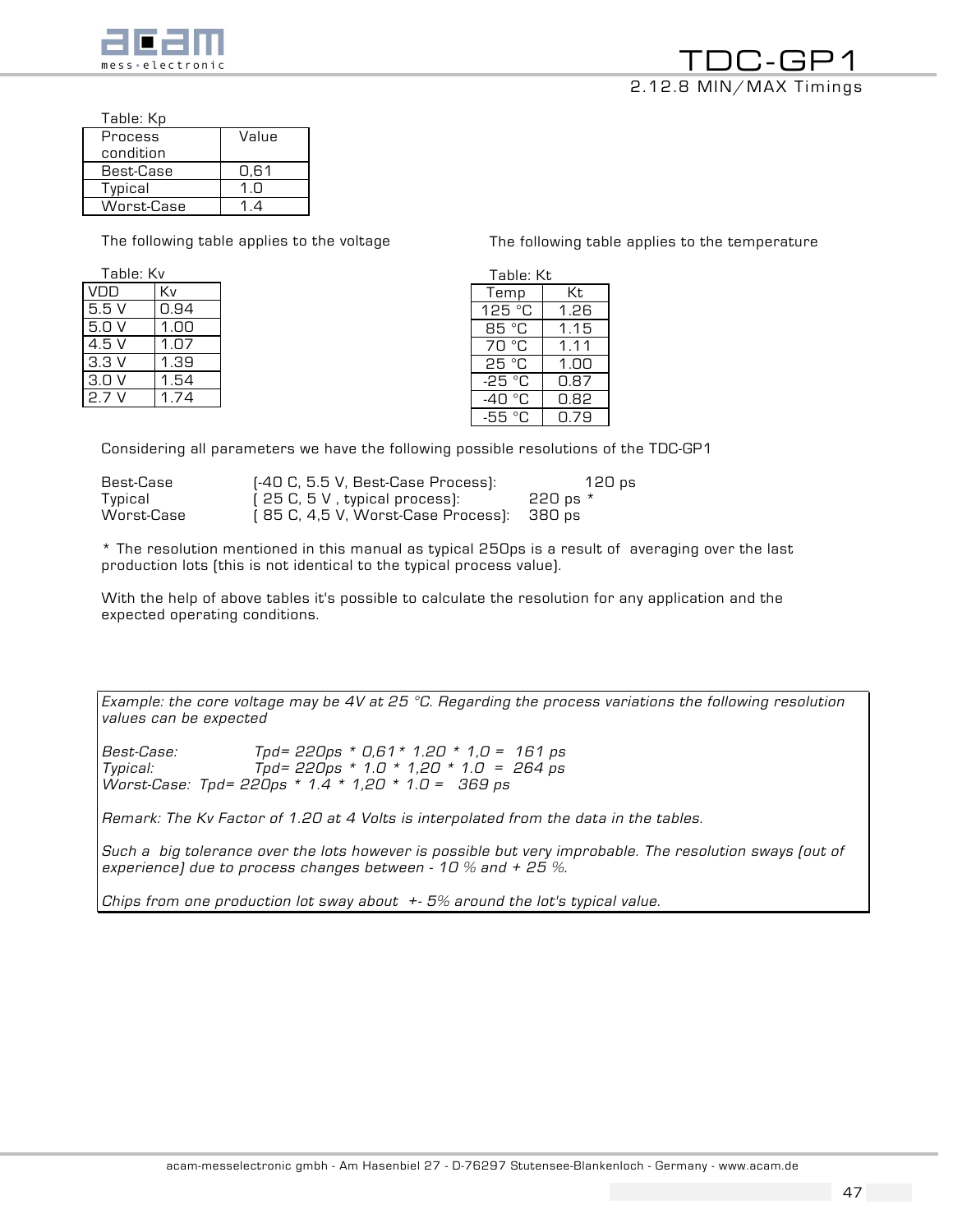Table: Kp

| Process condition | Value |
|---|---|
| Best-Case | 0,61 |
| Typical | 1.0 |
| Worst-Case | 1.4 |

The following table applies to the voltage

Table: Kv

| VDD | Kv |
|---|---|
| 5.5 V | 0.94 |
| 5.0 V | 1.00 |
| 4.5 V | 1.07 |
| 3.3 V | 1.39 |
| 3.0 V | 1.54 |
| 2.7 V | 1.74 |

The following table applies to the temperature

Table: Kt

| Temp | Kt |
|---|---|
| 125 °C | 1.26 |
| 85 °C | 1.15 |
| 70 °C | 1.11 |
| 25 °C | 1.00 |
| -25 °C | 0.87 |
| -40 °C | 0.82 |
| -55 °C | 0.79 |

Considering all parameters we have the following possible resolutions of the TDC-GP1

| | | |
|---|---|---|
| Best-Case | (-40 C, 5.5 V, Best-Case Process): | 120 ps |
| Typical | ( 25 C, 5 V , typical process): | 220 ps * |
| Worst-Case | ( 85 C, 4,5 V, Worst-Case Process): | 380 ps |

* The resolution mentioned in this manual as typical 250ps is a result of averaging over the last production lots (this is not identical to the typical process value).

With the help of above tables it's possible to calculate the resolution for any application and the expected operating conditions.

*Example: the core voltage may be 4V at 25 °C. Regarding the process variations the following resolution values can be expected*

*Best-Case: Tpd= 220ps * 0,61 * 1.20 * 1,0 = 161 ps*
*Typical: Tpd= 220ps * 1.0 * 1,20 * 1.0 = 264 ps*
*Worst-Case: Tpd= 220ps * 1.4 * 1,20 * 1.0 = 369 ps*

*Remark: The Kv Factor of 1.20 at 4 Volts is interpolated from the data in the tables.*

*Such a big tolerance over the lots however is possible but very improbable. The resolution sways (out of experience) due to process changes between - 10 % and + 25 %.*

*Chips from one production lot sway about +- 5% around the lot's typical value.*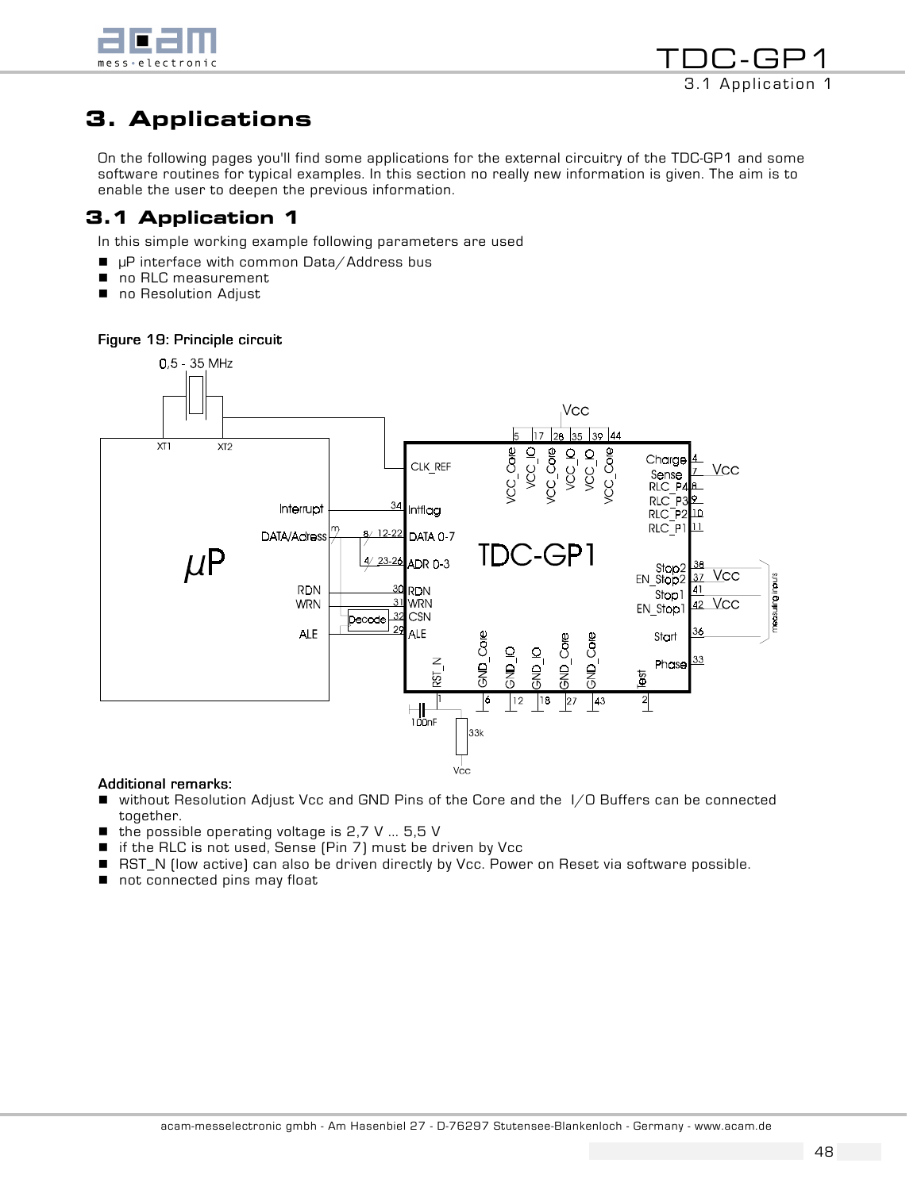# 3. Applications

On the following pages you'll find some applications for the external circuitry of the TDC-GP1 and some software routines for typical examples. In this section no really new information is given. The aim is to enable the user to deepen the previous information.

## 3.1 Application 1

In this simple working example following parameters are used

- µP interface with common Data/Address bus
- no RLC measurement
- no Resolution Adjust

**Figure 19: Principle circuit**

**Additional remarks:**

- without Resolution Adjust Vcc and GND Pins of the Core and the I/O Buffers can be connected together.
- the possible operating voltage is 2,7 V ... 5,5 V
- if the RLC is not used, Sense (Pin 7) must be driven by Vcc
- RST_N (low active) can also be driven directly by Vcc. Power on Reset via software possible.
- not connected pins may float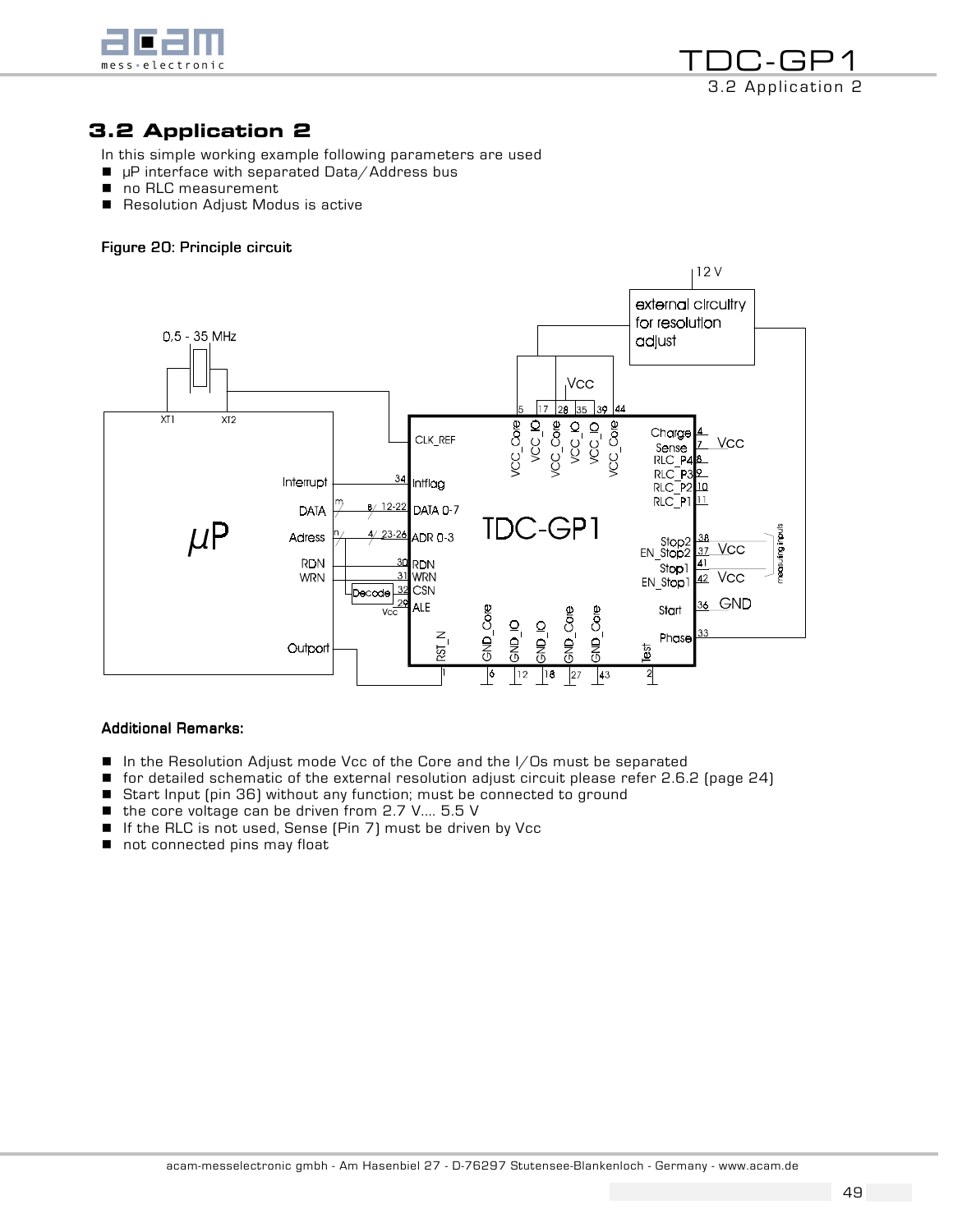## 3.2 Application 2

In this simple working example following parameters are used

- µP interface with separated Data/Address bus
- no RLC measurement
- Resolution Adjust Modus is active

**Figure 20: Principle circuit**

**Additional Remarks:**

- In the Resolution Adjust mode Vcc of the Core and the I/Os must be separated
- for detailed schematic of the external resolution adjust circuit please refer 2.6.2 (page 24)
- Start Input (pin 36) without any function; must be connected to ground
- the core voltage can be driven from 2.7 V.... 5.5 V
- If the RLC is not used, Sense (Pin 7) must be driven by Vcc
- not connected pins may float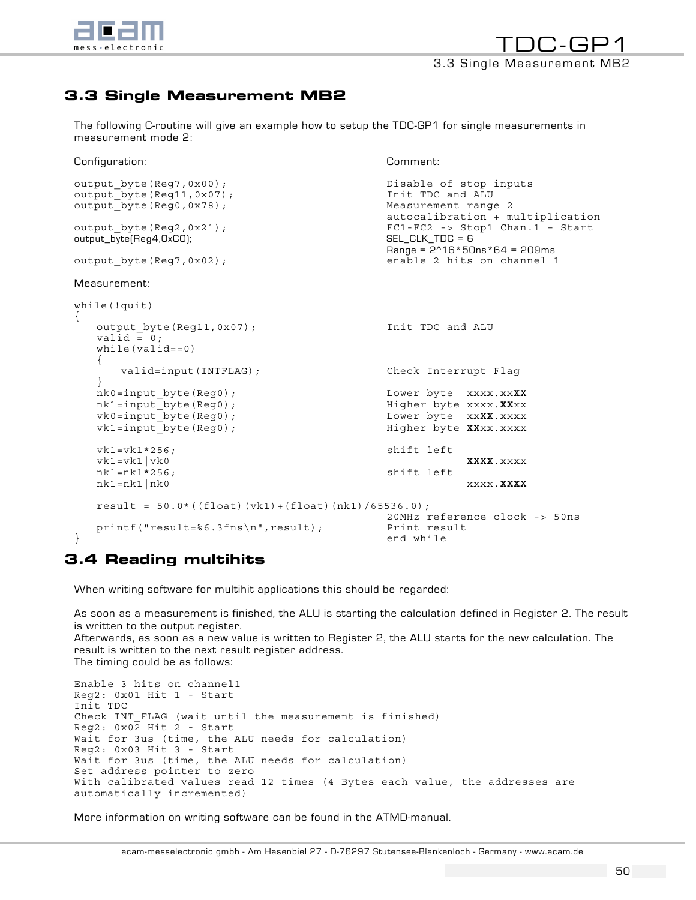## 3.3 Single Measurement MB2

The following C-routine will give an example how to setup the TDC-GP1 for single measurements in measurement mode 2:

```
Configuration:                                 Comment:

output_byte(Reg7,0x00);                        Disable of stop inputs
output_byte(Reg11,0x07);                       Init TDC and ALU
output_byte(Reg0,0x78);                        Measurement range 2
                                               autocalibration + multiplication
output_byte(Reg2,0x21);                        FC1-FC2 -> Stop1 Chan.1 - Start
output_byte(Reg4,0xC0);                        SEL_CLK_TDC = 6
                                               Range = 2^16*50ns*64 = 209ms
output_byte(Reg7,0x02);                        enable 2 hits on channel 1

Measurement:

while(!quit)
{
    output_byte(Reg11,0x07);                   Init TDC and ALU
    valid = 0;
    while(valid==0)
    {
        valid=input(INTFLAG);                  Check Interrupt Flag
    }
    nk0=input_byte(Reg0);                      Lower byte  xxxx.xxXX
    nk1=input_byte(Reg0);                      Higher byte xxxx.XXxx
    vk0=input_byte(Reg0);                      Lower byte  xxXX.xxxx
    vk1=input_byte(Reg0);                      Higher byte XXxx.xxxx

    vk1=vk1*256;                               shift left
    vk1=vk1|vk0                                            XXXX.xxxx
    nk1=nk1*256;                               shift left
    nk1=nk1|nk0                                            xxxx.XXXX

    result = 50.0*((float)(vk1)+(float)(nk1)/65536.0);
                                               20MHz reference clock -> 50ns
    printf("result=%6.3fns\n",result);         Print result
}                                              end while
```

## 3.4 Reading multihits

When writing software for multihit applications this should be regarded:

As soon as a measurement is finished, the ALU is starting the calculation defined in Register 2. The result is written to the output register.
Afterwards, as soon as a new value is written to Register 2, the ALU starts for the new calculation. The result is written to the next result register address.
The timing could be as follows:

```
Enable 3 hits on channel1
Reg2: 0x01 Hit 1 - Start
Init TDC
Check INT_FLAG (wait until the measurement is finished)
Reg2: 0x02 Hit 2 - Start
Wait for 3us (time, the ALU needs for calculation)
Reg2: 0x03 Hit 3 - Start
Wait for 3us (time, the ALU needs for calculation)
Set address pointer to zero
With calibrated values read 12 times (4 Bytes each value, the addresses are
automatically incremented)
```

More information on writing software can be found in the ATMD-manual.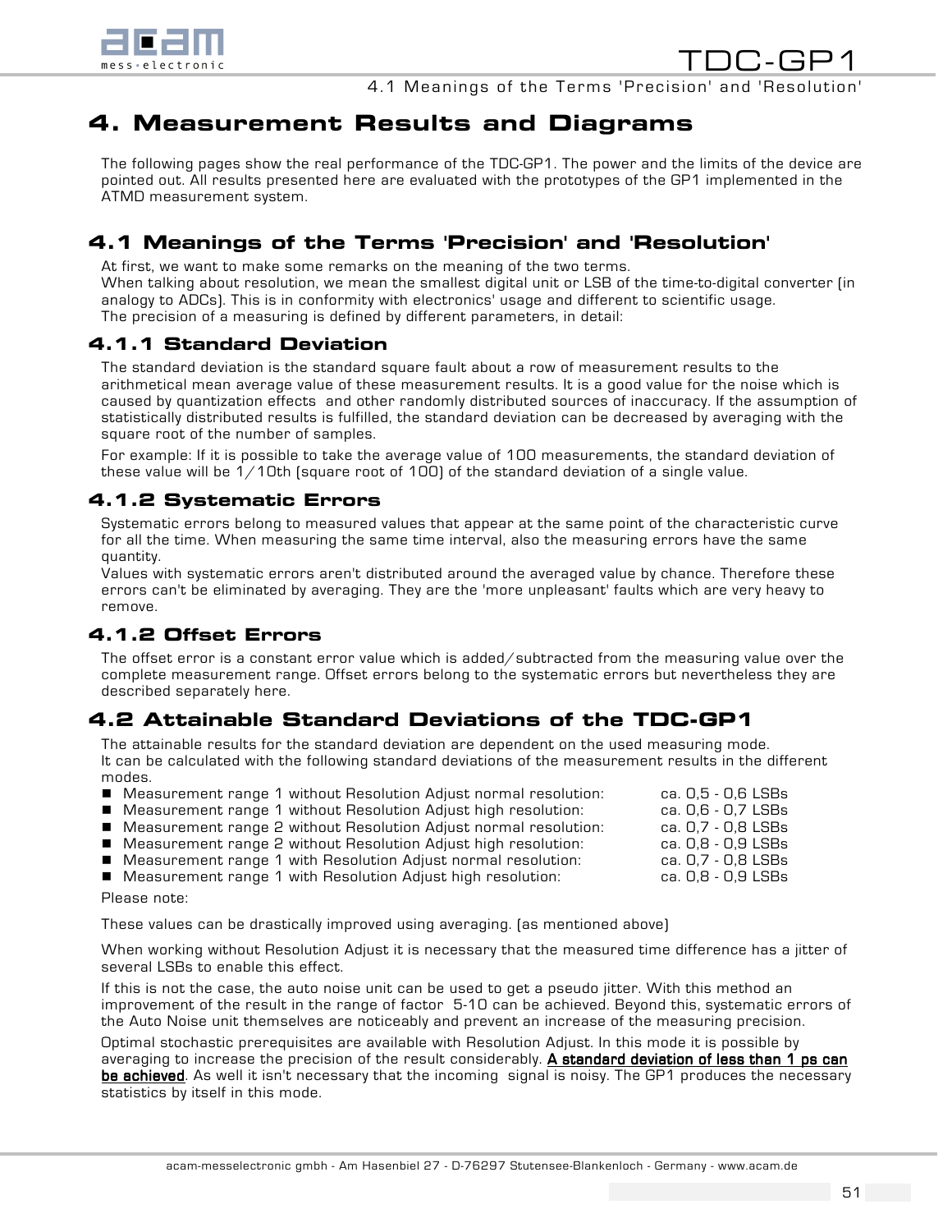# 4. Measurement Results and Diagrams

The following pages show the real performance of the TDC-GP1. The power and the limits of the device are pointed out. All results presented here are evaluated with the prototypes of the GP1 implemented in the ATMD measurement system.

## 4.1 Meanings of the Terms 'Precision' and 'Resolution'

At first, we want to make some remarks on the meaning of the two terms.
When talking about resolution, we mean the smallest digital unit or LSB of the time-to-digital converter (in analogy to ADCs). This is in conformity with electronics' usage and different to scientific usage.
The precision of a measuring is defined by different parameters, in detail:

### 4.1.1 Standard Deviation

The standard deviation is the standard square fault about a row of measurement results to the arithmetical mean average value of these measurement results. It is a good value for the noise which is caused by quantization effects and other randomly distributed sources of inaccuracy. If the assumption of statistically distributed results is fulfilled, the standard deviation can be decreased by averaging with the square root of the number of samples.

For example: If it is possible to take the average value of 100 measurements, the standard deviation of these value will be 1/10th (square root of 100) of the standard deviation of a single value.

### 4.1.2 Systematic Errors

Systematic errors belong to measured values that appear at the same point of the characteristic curve for all the time. When measuring the same time interval, also the measuring errors have the same quantity.
Values with systematic errors aren't distributed around the averaged value by chance. Therefore these errors can't be eliminated by averaging. They are the 'more unpleasant' faults which are very heavy to remove.

### 4.1.2 Offset Errors

The offset error is a constant error value which is added/subtracted from the measuring value over the complete measurement range. Offset errors belong to the systematic errors but nevertheless they are described separately here.

## 4.2 Attainable Standard Deviations of the TDC-GP1

The attainable results for the standard deviation are dependent on the used measuring mode.
It can be calculated with the following standard deviations of the measurement results in the different modes.

- Measurement range 1 without Resolution Adjust normal resolution: ca. 0,5 - 0,6 LSBs
- Measurement range 1 without Resolution Adjust high resolution: ca. 0,6 - 0,7 LSBs
- Measurement range 2 without Resolution Adjust normal resolution: ca. 0,7 - 0,8 LSBs
- Measurement range 2 without Resolution Adjust high resolution: ca. 0,8 - 0,9 LSBs
- Measurement range 1 with Resolution Adjust normal resolution: ca. 0,7 - 0,8 LSBs
- Measurement range 1 with Resolution Adjust high resolution: ca. 0,8 - 0,9 LSBs

Please note:

These values can be drastically improved using averaging. (as mentioned above)

When working without Resolution Adjust it is necessary that the measured time difference has a jitter of several LSBs to enable this effect.

If this is not the case, the auto noise unit can be used to get a pseudo jitter. With this method an improvement of the result in the range of factor 5-10 can be achieved. Beyond this, systematic errors of the Auto Noise unit themselves are noticeably and prevent an increase of the measuring precision.

Optimal stochastic prerequisites are available with Resolution Adjust. In this mode it is possible by averaging to increase the precision of the result considerably. **A standard deviation of less than 1 ps can be achieved**. As well it isn't necessary that the incoming signal is noisy. The GP1 produces the necessary statistics by itself in this mode.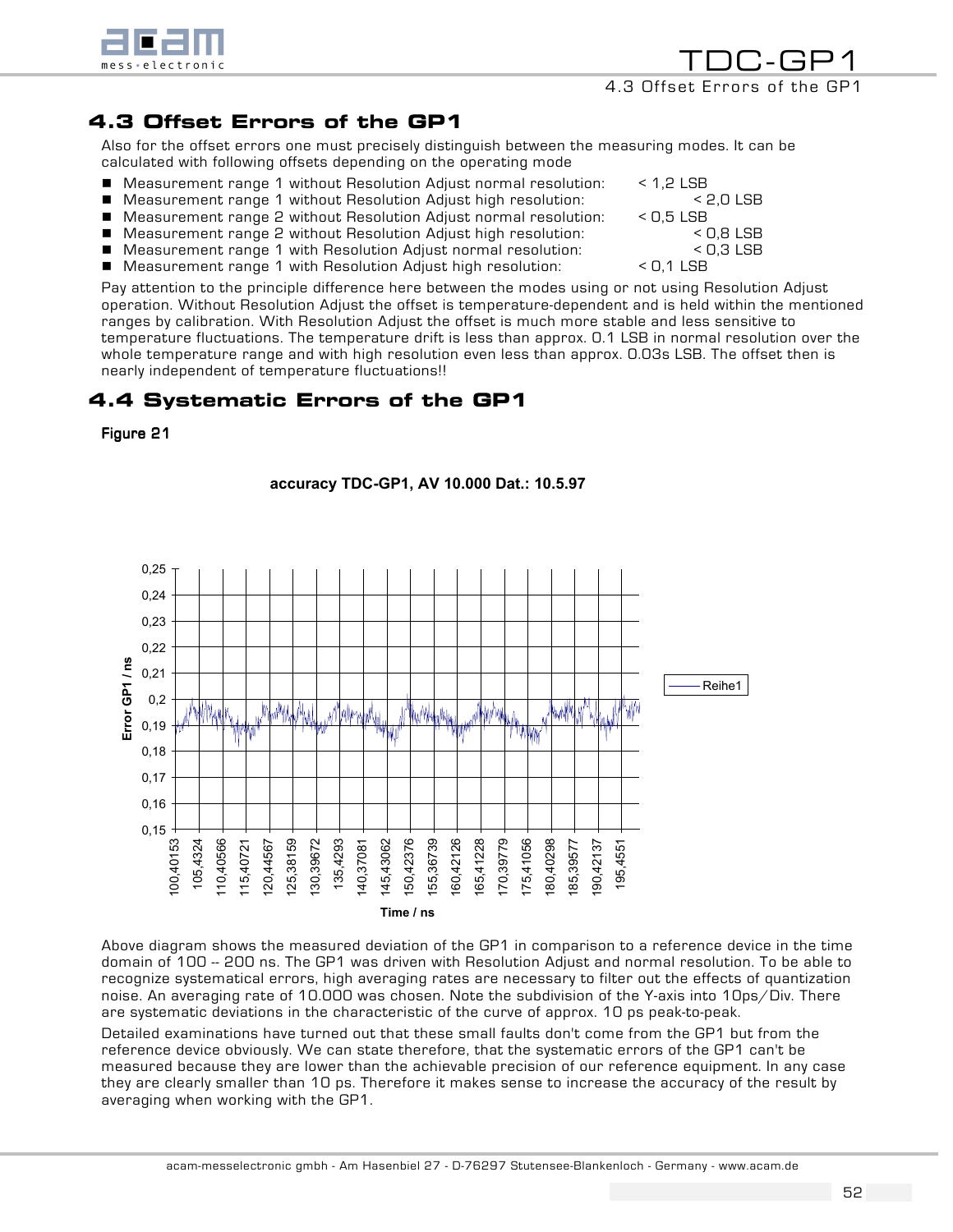## 4.3 Offset Errors of the GP1

Also for the offset errors one must precisely distinguish between the measuring modes. It can be calculated with following offsets depending on the operating mode

- Measurement range 1 without Resolution Adjust normal resolution: < 1,2 LSB
- Measurement range 1 without Resolution Adjust high resolution: < 2,0 LSB
- Measurement range 2 without Resolution Adjust normal resolution: < 0,5 LSB
- Measurement range 2 without Resolution Adjust high resolution: < 0,8 LSB
- Measurement range 1 with Resolution Adjust normal resolution: < 0,3 LSB
- Measurement range 1 with Resolution Adjust high resolution: < 0,1 LSB

Pay attention to the principle difference here between the modes using or not using Resolution Adjust operation. Without Resolution Adjust the offset is temperature-dependent and is held within the mentioned ranges by calibration. With Resolution Adjust the offset is much more stable and less sensitive to temperature fluctuations. The temperature drift is less than approx. 0.1 LSB in normal resolution over the whole temperature range and with high resolution even less than approx. 0.03s LSB. The offset then is nearly independent of temperature fluctuations!!

## 4.4 Systematic Errors of the GP1

**Figure 21**

**accuracy TDC-GP1, AV 10.000 Dat.: 10.5.97**

Above diagram shows the measured deviation of the GP1 in comparison to a reference device in the time domain of 100 -- 200 ns. The GP1 was driven with Resolution Adjust and normal resolution. To be able to recognize systematical errors, high averaging rates are necessary to filter out the effects of quantization noise. An averaging rate of 10.000 was chosen. Note the subdivision of the Y-axis into 10ps/Div. There are systematic deviations in the characteristic of the curve of approx. 10 ps peak-to-peak.

Detailed examinations have turned out that these small faults don't come from the GP1 but from the reference device obviously. We can state therefore, that the systematic errors of the GP1 can't be measured because they are lower than the achievable precision of our reference equipment. In any case they are clearly smaller than 10 ps. Therefore it makes sense to increase the accuracy of the result by averaging when working with the GP1.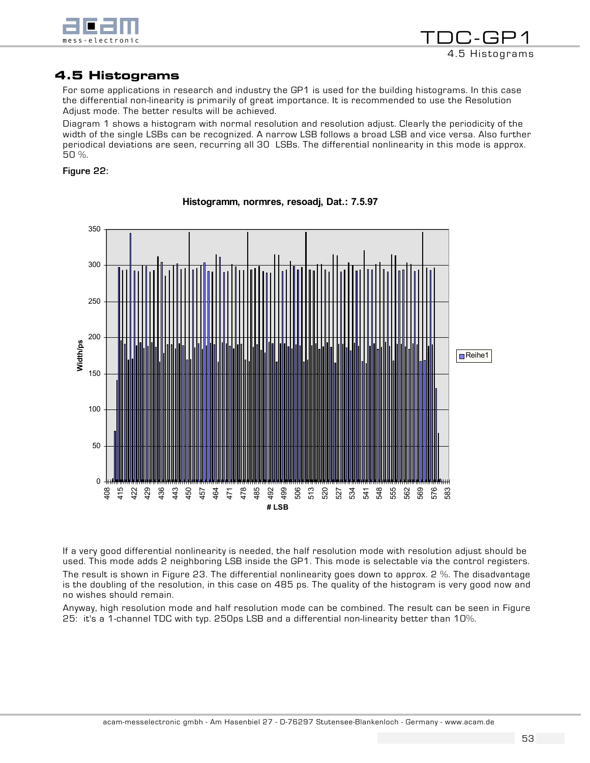## 4.5 Histograms

For some applications in research and industry the GP1 is used for the building histograms. In this case the differential non-linearity is primarily of great importance. It is recommended to use the Resolution Adjust mode. The better results will be achieved.

Diagram 1 shows a histogram with normal resolution and resolution adjust. Clearly the periodicity of the width of the single LSBs can be recognized. A narrow LSB follows a broad LSB and vice versa. Also further periodical deviations are seen, recurring all 30 LSBs. The differential nonlinearity in this mode is approx. 50 %.

**Figure 22:**

**Histogramm, normres, resoadj, Dat.: 7.5.97**

If a very good differential nonlinearity is needed, the half resolution mode with resolution adjust should be used. This mode adds 2 neighboring LSB inside the GP1. This mode is selectable via the control registers.

The result is shown in Figure 23. The differential nonlinearity goes down to approx. 2 %. The disadvantage is the doubling of the resolution, in this case on 485 ps. The quality of the histogram is very good now and no wishes should remain.

Anyway, high resolution mode and half resolution mode can be combined. The result can be seen in Figure 25: it's a 1-channel TDC with typ. 250ps LSB and a differential non-linearity better than 10%.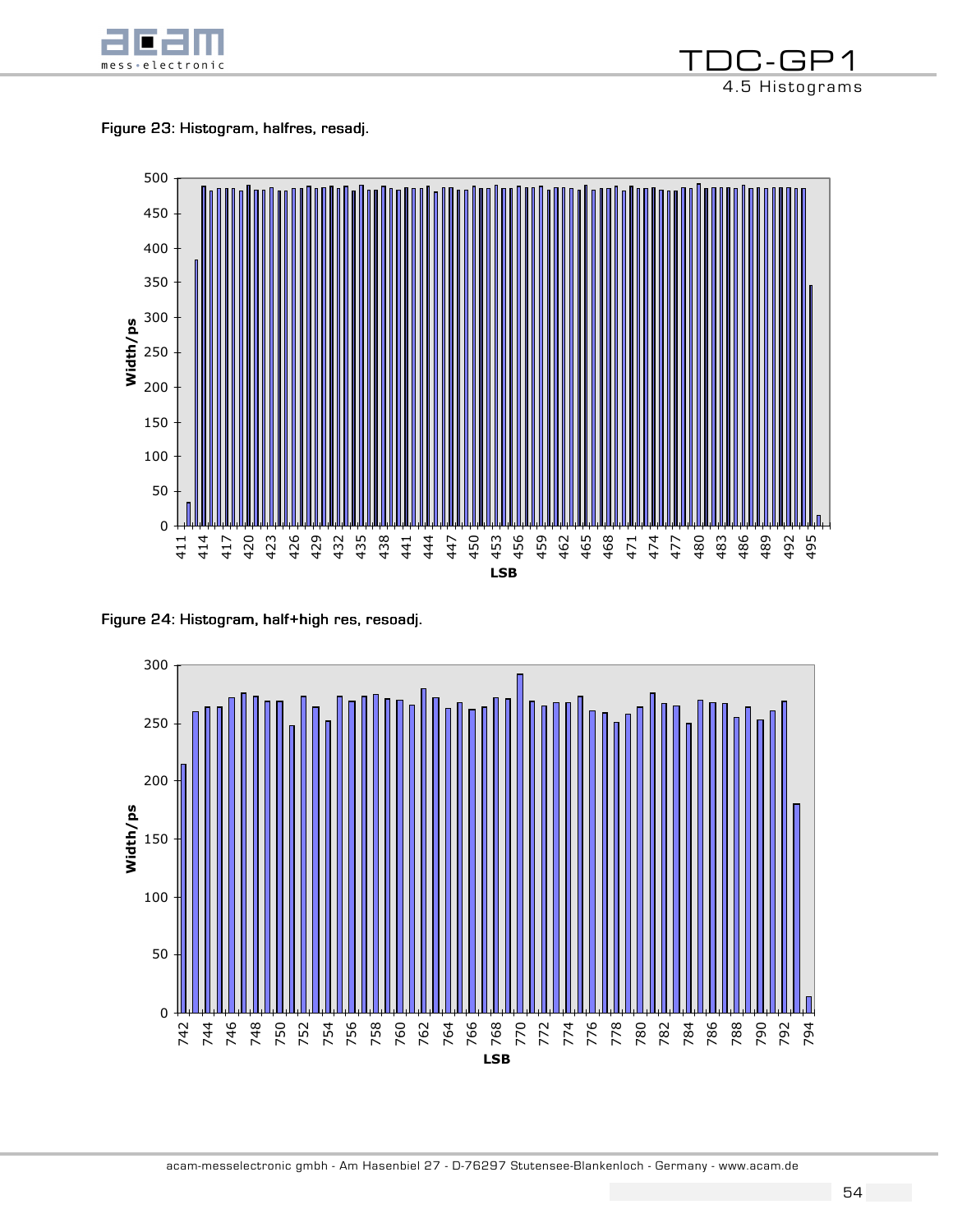Figure 23: Histogram, halfres, resadj.

Figure 24: Histogram, half+high res, resoadj.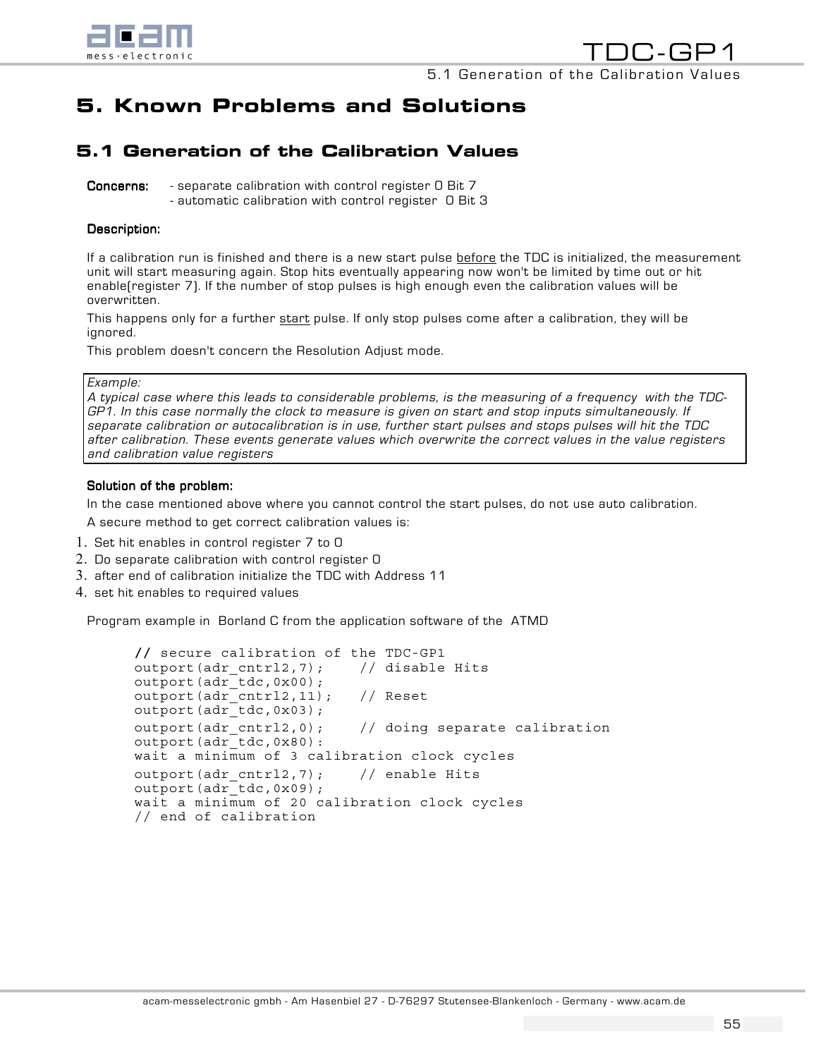# 5. Known Problems and Solutions

## 5.1 Generation of the Calibration Values

**Concerns:**
- separate calibration with control register 0 Bit 7
- automatic calibration with control register 0 Bit 3

**Description:**

If a calibration run is finished and there is a new start pulse before the TDC is initialized, the measurement unit will start measuring again. Stop hits eventually appearing now won't be limited by time out or hit enable(register 7). If the number of stop pulses is high enough even the calibration values will be overwritten.

This happens only for a further start pulse. If only stop pulses come after a calibration, they will be ignored.

This problem doesn't concern the Resolution Adjust mode.

> *Example:*
> *A typical case where this leads to considerable problems, is the measuring of a frequency with the TDC-GP1. In this case normally the clock to measure is given on start and stop inputs simultaneously. If separate calibration or autocalibration is in use, further start pulses and stops pulses will hit the TDC after calibration. These events generate values which overwrite the correct values in the value registers and calibration value registers*

**Solution of the problem:**

In the case mentioned above where you cannot control the start pulses, do not use auto calibration.

A secure method to get correct calibration values is:

1. Set hit enables in control register 7 to 0
2. Do separate calibration with control register 0
3. after end of calibration initialize the TDC with Address 11
4. set hit enables to required values

Program example in Borland C from the application software of the ATMD

```
// secure calibration of the TDC-GP1
outport(adr_cntrl2,7);     // disable Hits
outport(adr_tdc,0x00);
outport(adr_cntrl2,11);    // Reset
outport(adr_tdc,0x03);
outport(adr_cntrl2,0);     // doing separate calibration
outport(adr_tdc,0x80):
wait a minimum of 3 calibration clock cycles
outport(adr_cntrl2,7);     // enable Hits
outport(adr_tdc,0x09);
wait a minimum of 20 calibration clock cycles
// end of calibration
```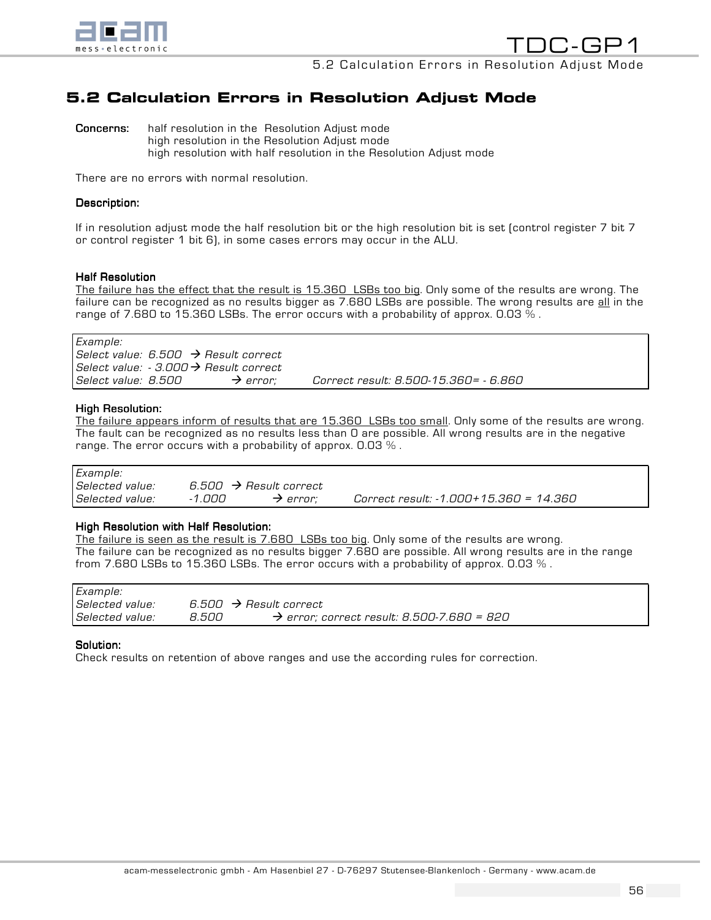## 5.2 Calculation Errors in Resolution Adjust Mode

**Concerns:** half resolution in the Resolution Adjust mode
high resolution in the Resolution Adjust mode
high resolution with half resolution in the Resolution Adjust mode

There are no errors with normal resolution.

**Description:**

If in resolution adjust mode the half resolution bit or the high resolution bit is set (control register 7 bit 7 or control register 1 bit 6), in some cases errors may occur in the ALU.

**Half Resolution**

The failure has the effect that the result is 15.360 LSBs too big. Only some of the results are wrong. The failure can be recognized as no results bigger as 7.680 LSBs are possible. The wrong results are all in the range of 7.680 to 15.360 LSBs. The error occurs with a probability of approx. 0.03 % .

*Example:*
*Select value: 6.500 → Result correct*
*Select value: - 3.000 → Result correct*
*Select value: 8.500 → error; Correct result: 8.500-15.360= - 6.860*

**High Resolution:**

The failure appears inform of results that are 15.360 LSBs too small. Only some of the results are wrong. The fault can be recognized as no results less than 0 are possible. All wrong results are in the negative range. The error occurs with a probability of approx. 0.03 % .

*Example:*
*Selected value: 6.500 → Result correct*
*Selected value: -1.000 → error; Correct result: -1.000+15.360 = 14.360*

**High Resolution with Half Resolution:**

The failure is seen as the result is 7.680 LSBs too big. Only some of the results are wrong. The failure can be recognized as no results bigger 7.680 are possible. All wrong results are in the range from 7.680 LSBs to 15.360 LSBs. The error occurs with a probability of approx. 0.03 % .

*Example:*
*Selected value: 6.500 → Result correct*
*Selected value: 8.500 → error; correct result: 8.500-7.680 = 820*

**Solution:**

Check results on retention of above ranges and use the according rules for correction.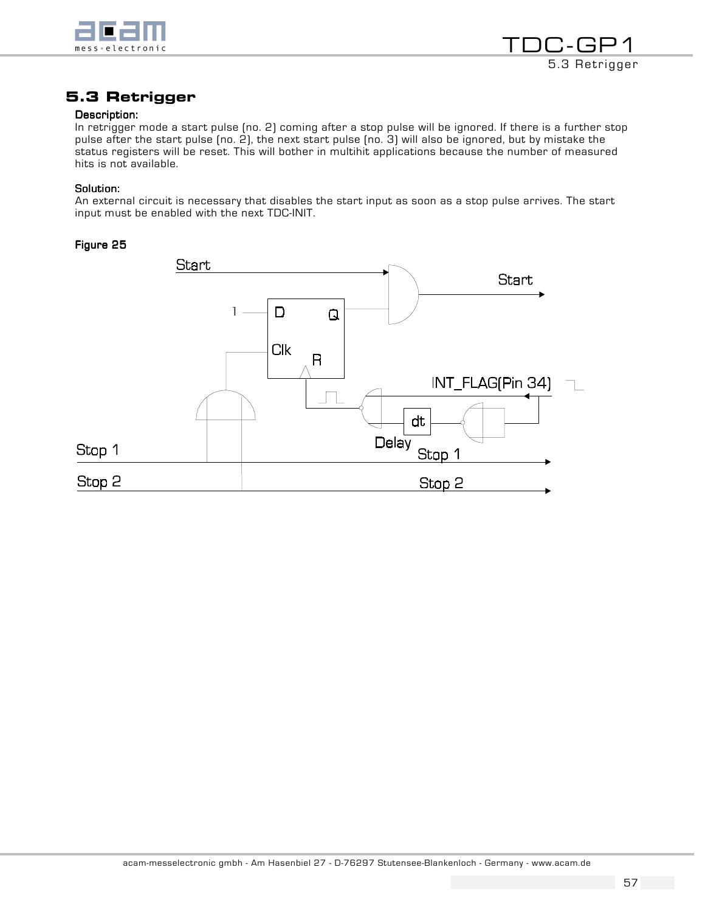## 5.3 Retrigger

**Description:**

In retrigger mode a start pulse (no. 2) coming after a stop pulse will be ignored. If there is a further stop pulse after the start pulse (no. 2), the next start pulse (no. 3) will also be ignored, but by mistake the status registers will be reset. This will bother in multihit applications because the number of measured hits is not available.

**Solution:**

An external circuit is necessary that disables the start input as soon as a stop pulse arrives. The start input must be enabled with the next TDC-INIT.

**Figure 25**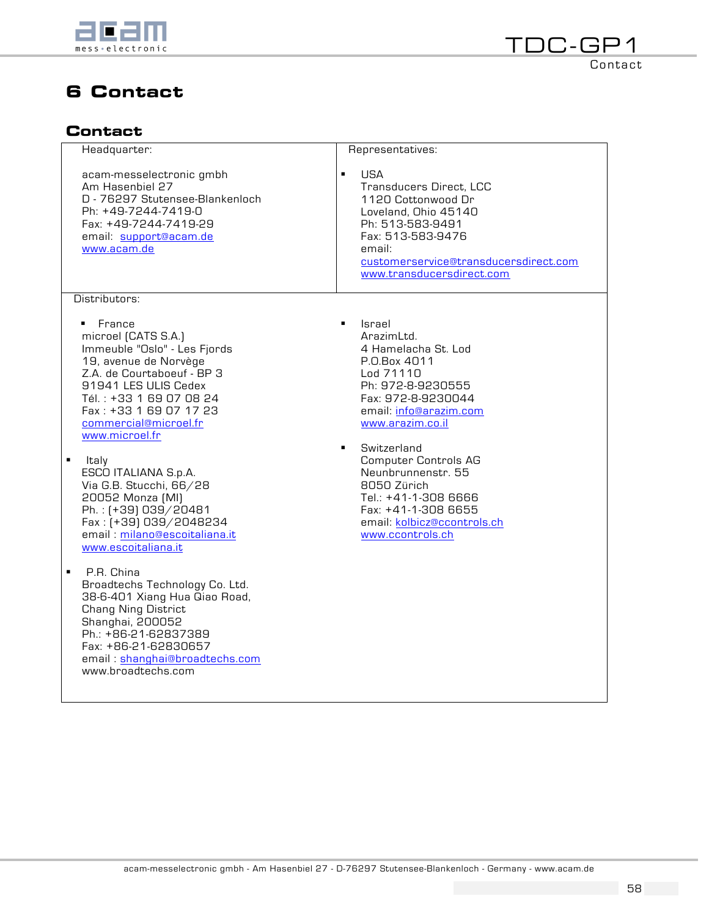# 6 Contact

## Contact

**Headquarter:**

acam-messelectronic gmbh
Am Hasenbiel 27
D - 76297 Stutensee-Blankenloch
Ph: +49-7244-7419-0
Fax: +49-7244-7419-29
email: support@acam.de
www.acam.de

**Representatives:**

- USA
  Transducers Direct, LCC
  1120 Cottonwood Dr
  Loveland, Ohio 45140
  Ph: 513-583-9491
  Fax: 513-583-9476
  email:
  customerservice@transducersdirect.com
  www.transducersdirect.com

**Distributors:**

- France
  microel (CATS S.A.)
  Immeuble "Oslo" - Les Fjords
  19, avenue de Norvège
  Z.A. de Courtaboeuf - BP 3
  91941 LES ULIS Cedex
  Tél. : +33 1 69 07 08 24
  Fax : +33 1 69 07 17 23
  commercial@microel.fr
  www.microel.fr

- Italy
  ESCO ITALIANA S.p.A.
  Via G.B. Stucchi, 66/28
  20052 Monza (MI)
  Ph. : (+39) 039/20481
  Fax : (+39) 039/2048234
  email : milano@escoitaliana.it
  www.escoitaliana.it

- P.R. China
  Broadtechs Technology Co. Ltd.
  38-6-401 Xiang Hua Qiao Road,
  Chang Ning District
  Shanghai, 200052
  Ph.: +86-21-62837389
  Fax: +86-21-62830657
  email : shanghai@broadtechs.com
  www.broadtechs.com

- Israel
  ArazimLtd.
  4 Hamelacha St. Lod
  P.O.Box 4011
  Lod 71110
  Ph: 972-8-9230555
  Fax: 972-8-9230044
  email: info@arazim.com
  www.arazim.co.il

- Switzerland
  Computer Controls AG
  Neunbrunnenstr. 55
  8050 Zürich
  Tel.: +41-1-308 6666
  Fax: +41-1-308 6655
  email: kolbicz@ccontrols.ch
  www.ccontrols.ch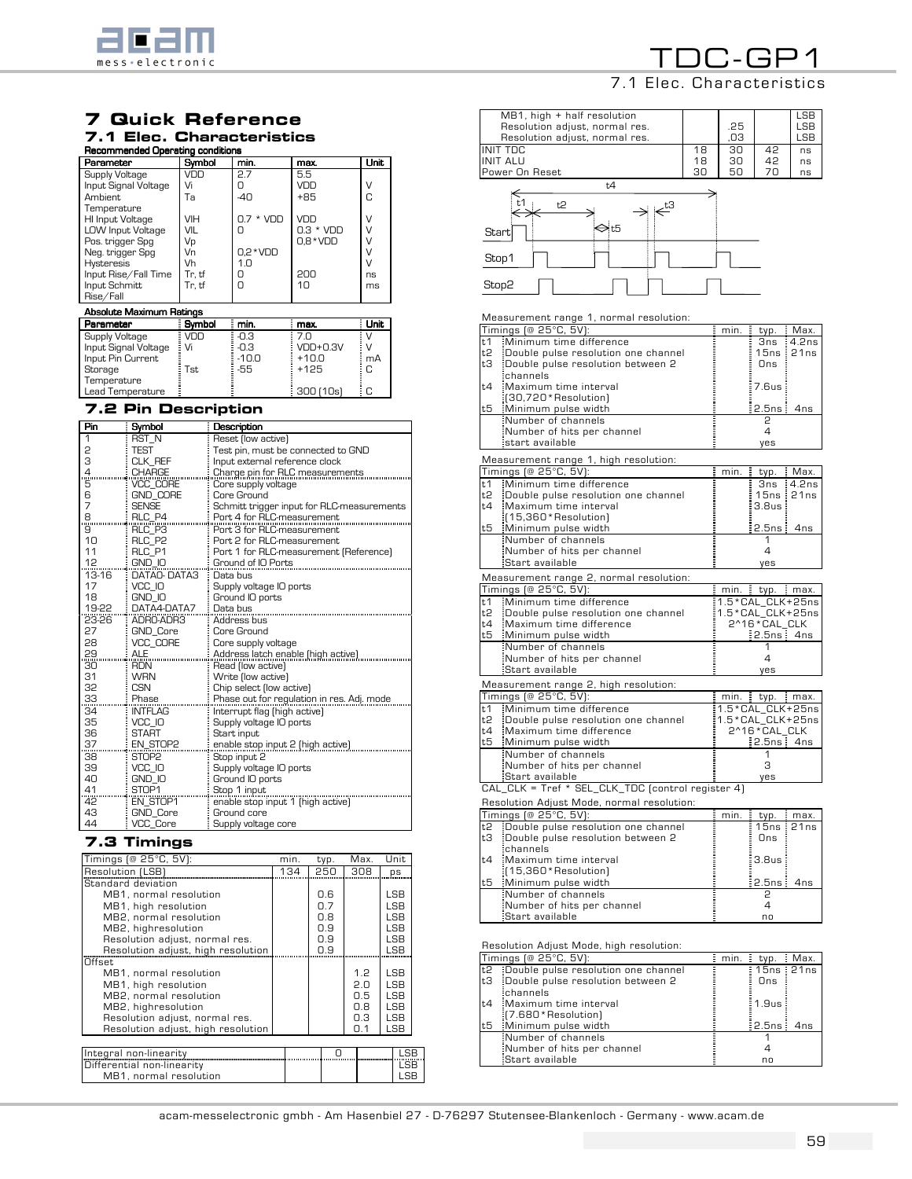# 7 Quick Reference

## 7.1 Elec. Characteristics

**Recommended Operating conditions**

| Parameter | Symbol | min. | max. | Unit |
|---|---|---|---|---|
| Supply Voltage | VDD | 2.7 | 5.5 | |
| Input Signal Voltage | Vi | 0 | VDD | V |
| Ambient Temperature | Ta | -40 | +85 | C |
| HI Input Voltage | VIH | 0.7 * VDD | VDD | V |
| LOW Input Voltage | VIL | 0 | 0.3 * VDD | V |
| Pos. trigger Spg | Vp | | 0,8*VDD | V |
| Neg. trigger Spg | Vn | 0,2*VDD | | V |
| Hysteresis | Vh | 1.0 | | V |
| Input Rise/Fall Time | Tr, tf | 0 | 200 | ns |
| Input Schmitt Rise/Fall | Tr, tf | 0 | 10 | ms |

**Absolute Maximum Ratings**

| Parameter | Symbol | min. | max. | Unit |
|---|---|---|---|---|
| Supply Voltage | VDD | -0.3 | 7.0 | V |
| Input Signal Voltage | Vi | -0.3 | VDD+0.3V | V |
| Input Pin Current | | -10.0 | +10.0 | mA |
| Storage Temperature | Tst | -55 | +125 | C |
| Lead Temperature | | | 300 (10s) | C |

## 7.2 Pin Description

| Pin | Symbol | Description |
|---|---|---|
| 1 | RST_N | Reset (low active) |
| 2 | TEST | Test pin, must be connected to GND |
| 3 | CLK_REF | Input external reference clock |
| 4 | CHARGE | Charge pin for RLC measurements |
| 5 | VCC_CORE | Core supply voltage |
| 6 | GND_CORE | Core Ground |
| 7 | SENSE | Schmitt trigger input for RLC-measurements |
| 8 | RLC_P4 | Port 4 for RLC-measurement |
| 9 | RLC_P3 | Port 3 for RLC-measurement |
| 10 | RLC_P2 | Port 2 for RLC-measurement |
| 11 | RLC_P1 | Port 1 for RLC-measurement (Reference) |
| 12 | GND_IO | Ground of IO Ports |
| 13-16 | DATA0- DATA3 | Data bus |
| 17 | VCC_IO | Supply voltage IO ports |
| 18 | GND_IO | Ground IO ports |
| 19-22 | DATA4-DATA7 | Data bus |
| 23-26 | ADR0-ADR3 | Address bus |
| 27 | GND_Core | Core Ground |
| 28 | VCC_CORE | Core supply voltage |
| 29 | ALE | Address latch enable (high active) |
| 30 | RDN | Read (low active) |
| 31 | WRN | Write (low active) |
| 32 | CSN | Chip select (low active) |
| 33 | Phase | Phase out for regulation in res. Adj. mode |
| 34 | INTFLAG | Interrupt flag (high active) |
| 35 | VCC_IO | Supply voltage IO ports |
| 36 | START | Start input |
| 37 | EN_STOP2 | enable stop input 2 (high active) |
| 38 | STOP2 | Stop input 2 |
| 39 | VCC_IO | Supply voltage IO ports |
| 40 | GND_IO | Ground IO ports |
| 41 | STOP1 | Stop 1 input |
| 42 | EN_STOP1 | enable stop input 1 (high active) |
| 43 | GND_Core | Ground core |
| 44 | VCC_Core | Supply voltage core |

## 7.3 Timings

| Timings (@ 25°C, 5V): | min. | typ. | Max. | Unit |
|---|---|---|---|---|
| Resolution (LSB) | 134 | 250 | 308 | ps |
| Standard deviation | | | | |
| MB1, normal resolution | | 0.6 | | LSB |
| MB1, high resolution | | 0.7 | | LSB |
| MB2, normal resolution | | 0.8 | | LSB |
| MB2, highresolution | | 0.9 | | LSB |
| Resolution adjust, normal res. | | 0.9 | | LSB |
| Resolution adjust, high resolution | | 0.9 | | LSB |
| Offset | | | | |
| MB1, normal resolution | | | 1.2 | LSB |
| MB1, high resolution | | | 2.0 | LSB |
| MB2, normal resolution | | | 0.5 | LSB |
| MB2, highresolution | | | 0.8 | LSB |
| Resolution adjust, normal res. | | | 0.3 | LSB |
| Resolution adjust, high resolution | | | 0.1 | LSB |
| Integral non-linearity | | 0 | | LSB |
| Differential non-linearity | | | | LSB |
| MB1, normal resolution | | | | LSB |
| MB1, high + half resolution | | | | LSB |
| Resolution adjust, normal res. | | .25 | | LSB |
| Resolution adjust, normal res. | | .03 | | LSB |
| INIT TDC | 18 | 30 | 42 | ns |
| INIT ALU | 18 | 30 | 42 | ns |
| Power On Reset | 30 | 50 | 70 | ns |

Measurement range 1, normal resolution:

| | Timings (@ 25°C, 5V): | min. | typ. | Max. |
|---|---|---|---|---|
| t1 | Minimum time difference | | 3ns | 4.2ns |
| t2 | Double pulse resolution one channel | | 15ns | 21ns |
| t3 | Double pulse resolution between 2 channels | | 0ns | |
| t4 | Maximum time interval (30,720*Resolution) | | 7.6us | |
| t5 | Minimum pulse width | | 2.5ns | 4ns |
| | Number of channels | | 2 | |
| | Number of hits per channel | | 4 | |
| | start available | | yes | |

Measurement range 1, high resolution:

| | Timings (@ 25°C, 5V): | min. | typ. | Max. |
|---|---|---|---|---|
| t1 | Minimum time difference | | 3ns | 4.2ns |
| t2 | Double pulse resolution one channel | | 15ns | 21ns |
| t4 | Maximum time interval (15,360*Resolution) | | 3.8us | |
| t5 | Minimum pulse width | | 2.5ns | 4ns |
| | Number of channels | | 1 | |
| | Number of hits per channel | | 4 | |
| | Start available | | yes | |

Measurement range 2, normal resolution:

| | Timings (@ 25°C, 5V): | min. | typ. | max. |
|---|---|---|---|---|
| t1 | Minimum time difference | 1.5*CAL_CLK+25ns | | |
| t2 | Double pulse resolution one channel | 1.5*CAL_CLK+25ns | | |
| t4 | Maximum time difference | | 2^16*CAL_CLK | |
| t5 | Minimum pulse width | | 2.5ns | 4ns |
| | Number of channels | | 1 | |
| | Number of hits per channel | | 4 | |
| | Start available | | yes | |

Measurement range 2, high resolution:

| | Timings (@ 25°C, 5V): | min. | typ. | max. |
|---|---|---|---|---|
| t1 | Minimum time difference | 1.5*CAL_CLK+25ns | | |
| t2 | Double pulse resolution one channel | 1.5*CAL_CLK+25ns | | |
| t4 | Maximum time difference | | 2^16*CAL_CLK | |
| t5 | Minimum pulse width | | 2.5ns | 4ns |
| | Number of channels | | 1 | |
| | Number of hits per channel | | 3 | |
| | Start available | | yes | |

CAL_CLK = Tref * SEL_CLK_TDC (control register 4)

Resolution Adjust Mode, normal resolution:

| | Timings (@ 25°C, 5V): | min. | typ. | max. |
|---|---|---|---|---|
| t2 | Double pulse resolution one channel | | 15ns | 21ns |
| t3 | Double pulse resolution between 2 channels | | 0ns | |
| t4 | Maximum time interval (15,360*Resolution) | | 3.8us | |
| t5 | Minimum pulse width | | 2.5ns | 4ns |
| | Number of channels | | 2 | |
| | Number of hits per channel | | 4 | |
| | Start available | | no | |

Resolution Adjust Mode, high resolution:

| | Timings (@ 25°C, 5V): | min. | typ. | Max. |
|---|---|---|---|---|
| t2 | Double pulse resolution one channel | | 15ns | 21ns |
| t3 | Double pulse resolution between 2 channels | | 0ns | |
| t4 | Maximum time interval (7.680*Resolution) | | 1.9us | |
| t5 | Minimum pulse width | | 2.5ns | 4ns |
| | Number of channels | | 1 | |
| | Number of hits per channel | | 4 | |
| | Start available | | no | |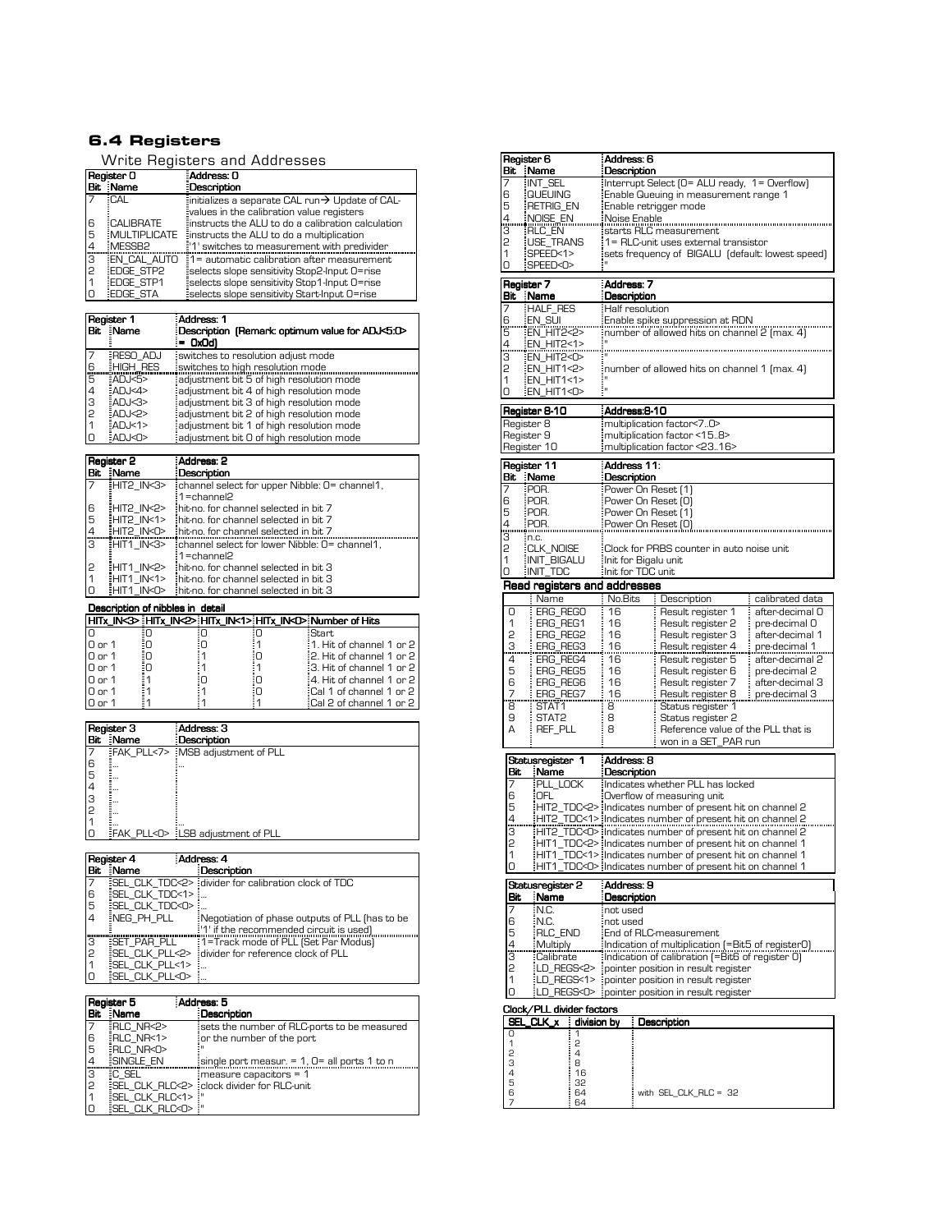## 6.4 Registers

### Write Registers and Addresses

| Register 0 | | Address: 0 |
|---|---|---|
| **Bit** | **Name** | **Description** |
| 7 | CAL | initializes a separate CAL run→ Update of CAL-values in the calibration value registers |
| 6 | CALIBRATE | instructs the ALU to do a calibration calculation |
| 5 | MULTIPLICATE | instructs the ALU to do a multiplication |
| 4 | MESSB2 | '1' switches to measurement with predivider |
| 3 | EN_CAL_AUTO | 1= automatic calibration after measurement |
| 2 | EDGE_STP2 | selects slope sensitivity Stop2-Input 0=rise |
| 1 | EDGE_STP1 | selects slope sensitivity Stop1-Input 0=rise |
| 0 | EDGE_STA | selects slope sensitivity Start-Input 0=rise |

| Register 1 | | Address: 1 |
|---|---|---|
| **Bit** | **Name** | **Description (Remark: optimum value for ADJ<5:0> = 0x0d)** |
| 7 | RESO_ADJ | switches to resolution adjust mode |
| 6 | HIGH_RES | switches to high resolution mode |
| 5 | ADJ<5> | adjustment bit 5 of high resolution mode |
| 4 | ADJ<4> | adjustment bit 4 of high resolution mode |
| 3 | ADJ<3> | adjustment bit 3 of high resolution mode |
| 2 | ADJ<2> | adjustment bit 2 of high resolution mode |
| 1 | ADJ<1> | adjustment bit 1 of high resolution mode |
| 0 | ADJ<0> | adjustment bit 0 of high resolution mode |

| Register 2 | | Address: 2 |
|---|---|---|
| **Bit** | **Name** | **Description** |
| 7 | HIT2_IN<3> | channel select for upper Nibble: 0= channel1, 1=channel2 |
| 6 | HIT2_IN<2> | hit-no. for channel selected in bit 7 |
| 5 | HIT2_IN<1> | hit-no. for channel selected in bit 7 |
| 4 | HIT2_IN<0> | hit-no. for channel selected in bit 7 |
| 3 | HIT1_IN<3> | channel select for lower Nibble: 0= channel1, 1=channel2 |
| 2 | HIT1_IN<2> | hit-no. for channel selected in bit 3 |
| 1 | HIT1_IN<1> | hit-no. for channel selected in bit 3 |
| 0 | HIT1_IN<0> | hit-no. for channel selected in bit 3 |

**Description of nibbles in detail**

| HITx_IN<3> | HITx_IN<2> | HITx_IN<1> | HITx_IN<0> | Number of Hits |
|---|---|---|---|---|
| 0 | 0 | 0 | 0 | Start |
| 0 or 1 | 0 | 0 | 1 | 1. Hit of channel 1 or 2 |
| 0 or 1 | 0 | 1 | 0 | 2. Hit of channel 1 or 2 |
| 0 or 1 | 0 | 1 | 1 | 3. Hit of channel 1 or 2 |
| 0 or 1 | 1 | 0 | 0 | 4. Hit of channel 1 or 2 |
| 0 or 1 | 1 | 1 | 0 | Cal 1 of channel 1 or 2 |
| 0 or 1 | 1 | 1 | 1 | Cal 2 of channel 1 or 2 |

| Register 3 | | Address: 3 |
|---|---|---|
| **Bit** | **Name** | **Description** |
| 7 | FAK_PLL<7> | MSB adjustment of PLL |
| 6 | ... | ... |
| 5 | ... | |
| 4 | ... | |
| 3 | ... | |
| 2 | ... | |
| 1 | ... | ... |
| 0 | FAK_PLL<0> | LSB adjustment of PLL |

| Register 4 | | Address: 4 |
|---|---|---|
| **Bit** | **Name** | **Description** |
| 7 | SEL_CLK_TDC<2> | divider for calibration clock of TDC |
| 6 | SEL_CLK_TDC<1> | ... |
| 5 | SEL_CLK_TDC<0> | ... |
| 4 | NEG_PH_PLL | Negotiation of phase outputs of PLL (has to be '1' if the recommended circuit is used) |
| 3 | SET_PAR_PLL | 1=Track mode of PLL (Set Par Modus) |
| 2 | SEL_CLK_PLL<2> | divider for reference clock of PLL |
| 1 | SEL_CLK_PLL<1> | ... |
| 0 | SEL_CLK_PLL<0> | ... |

| Register 5 | | Address: 5 |
|---|---|---|
| **Bit** | **Name** | **Description** |
| 7 | RLC_NR<2> | sets the number of RLC-ports to be measured |
| 6 | RLC_NR<1> | or the number of the port |
| 5 | RLC_NR<0> | " |
| 4 | SINGLE_EN | single port measur. = 1, 0= all ports 1 to n |
| 3 | C_SEL | measure capacitors = 1 |
| 2 | SEL_CLK_RLC<2> | clock divider for RLC-unit |
| 1 | SEL_CLK_RLC<1> | " |
| 0 | SEL_CLK_RLC<0> | " |

| Register 6 | | Address: 6 |
|---|---|---|
| **Bit** | **Name** | **Description** |
| 7 | INT_SEL | Interrupt Select (0= ALU ready, 1= Overflow) |
| 6 | QUEUING | Enable Queuing in measurement range 1 |
| 5 | RETRIG_EN | Enable retrigger mode |
| 4 | NOISE_EN | Noise Enable |
| 3 | RLC_EN | starts RLC measurement |
| 2 | USE_TRANS | 1= RLC-unit uses external transistor |
| 1 | SPEED<1> | sets frequency of BIGALU (default: lowest speed) |
| 0 | SPEED<0> | " |

| Register 7 | | Address: 7 |
|---|---|---|
| **Bit** | **Name** | **Description** |
| 7 | HALF_RES | Half resolution |
| 6 | EN_SUI | Enable spike suppression at RDN |
| 5 | EN_HIT2<2> | number of allowed hits on channel 2 (max. 4) |
| 4 | EN_HIT2<1> | " |
| 3 | EN_HIT2<0> | " |
| 2 | EN_HIT1<2> | number of allowed hits on channel 1 (max. 4) |
| 1 | EN_HIT1<1> | " |
| 0 | EN_HIT1<0> | " |

| Register 8-10 | Address:8-10 |
|---|---|
| Register 8 | multiplication factor<7..0> |
| Register 9 | multiplication factor <15..8> |
| Register 10 | multiplication factor <23..16> |

| Register 11 | | Address 11: |
|---|---|---|
| **Bit** | **Name** | **Description** |
| 7 | POR. | Power On Reset (1) |
| 6 | POR. | Power On Reset (0) |
| 5 | POR. | Power On Reset (1) |
| 4 | POR. | Power On Reset (0) |
| 3 | n.c. | |
| 2 | CLK_NOISE | Clock for PRBS counter in auto noise unit |
| 1 | INIT_BIGALU | Init for Bigalu unit |
| 0 | INIT_TDC | Init for TDC unit |

### Read registers and addresses

| | Name | No.Bits | Description | calibrated data |
|---|---|---|---|---|
| 0 | ERG_REG0 | 16 | Result register 1 | after-decimal 0 |
| 1 | ERG_REG1 | 16 | Result register 2 | pre-decimal 0 |
| 2 | ERG_REG2 | 16 | Result register 3 | after-decimal 1 |
| 3 | ERG_REG3 | 16 | Result register 4 | pre-decimal 1 |
| 4 | ERG_REG4 | 16 | Result register 5 | after-decimal 2 |
| 5 | ERG_REG5 | 16 | Result register 6 | pre-decimal 2 |
| 6 | ERG_REG6 | 16 | Result register 7 | after-decimal 3 |
| 7 | ERG_REG7 | 16 | Result register 8 | pre-decimal 3 |
| 8 | STAT1 | 8 | Status register 1 | |
| 9 | STAT2 | 8 | Status register 2 | |
| A | REF_PLL | 8 | Reference value of the PLL that is won in a SET_PAR run | |

| Statusregister 1 | | Address: 8 |
|---|---|---|
| **Bit** | **Name** | **Description** |
| 7 | PLL_LOCK | Indicates whether PLL has locked |
| 6 | OFL | Overflow of measuring unit |
| 5 | HIT2_TDC<2> | Indicates number of present hit on channel 2 |
| 4 | HIT2_TDC<1> | Indicates number of present hit on channel 2 |
| 3 | HIT2_TDC<0> | Indicates number of present hit on channel 2 |
| 2 | HIT1_TDC<2> | Indicates number of present hit on channel 1 |
| 1 | HIT1_TDC<1> | Indicates number of present hit on channel 1 |
| 0 | HIT1_TDC<0> | Indicates number of present hit on channel 1 |

| Statusregister 2 | | Address: 9 |
|---|---|---|
| **Bit** | **Name** | **Description** |
| 7 | N.C. | not used |
| 6 | N.C. | not used |
| 5 | RLC_END | End of RLC-measurement |
| 4 | Multiply | Indication of multiplication (=Bit5 of register0) |
| 3 | Calibrate | Indication of calibration (=Bit6 of register 0) |
| 2 | LD_REGS<2> | pointer position in result register |
| 1 | LD_REGS<1> | pointer position in result register |
| 0 | LD_REGS<0> | pointer position in result register |

**Clock/PLL divider factors**

| SEL_CLK_x | division by | Description |
|---|---|---|
| 0 | 1 | |
| 1 | 2 | |
| 2 | 4 | |
| 3 | 8 | |
| 4 | 16 | |
| 5 | 32 | |
| 6 | 64 | with SEL_CLK_RLC = 32 |
| 7 | 64 | |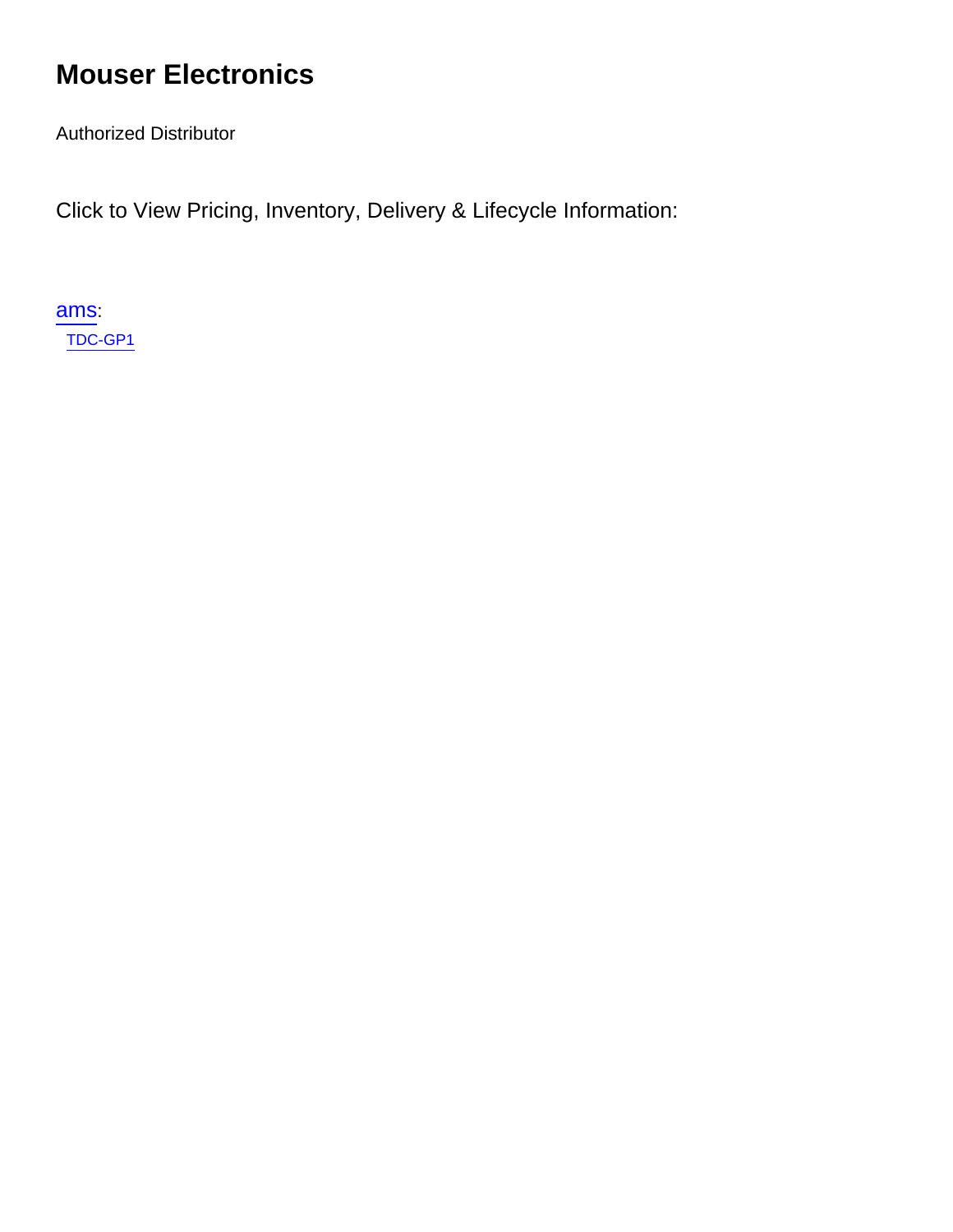# Mouser Electronics

Authorized Distributor

Click to View Pricing, Inventory, Delivery & Lifecycle Information:

ams:

TDC-GP1